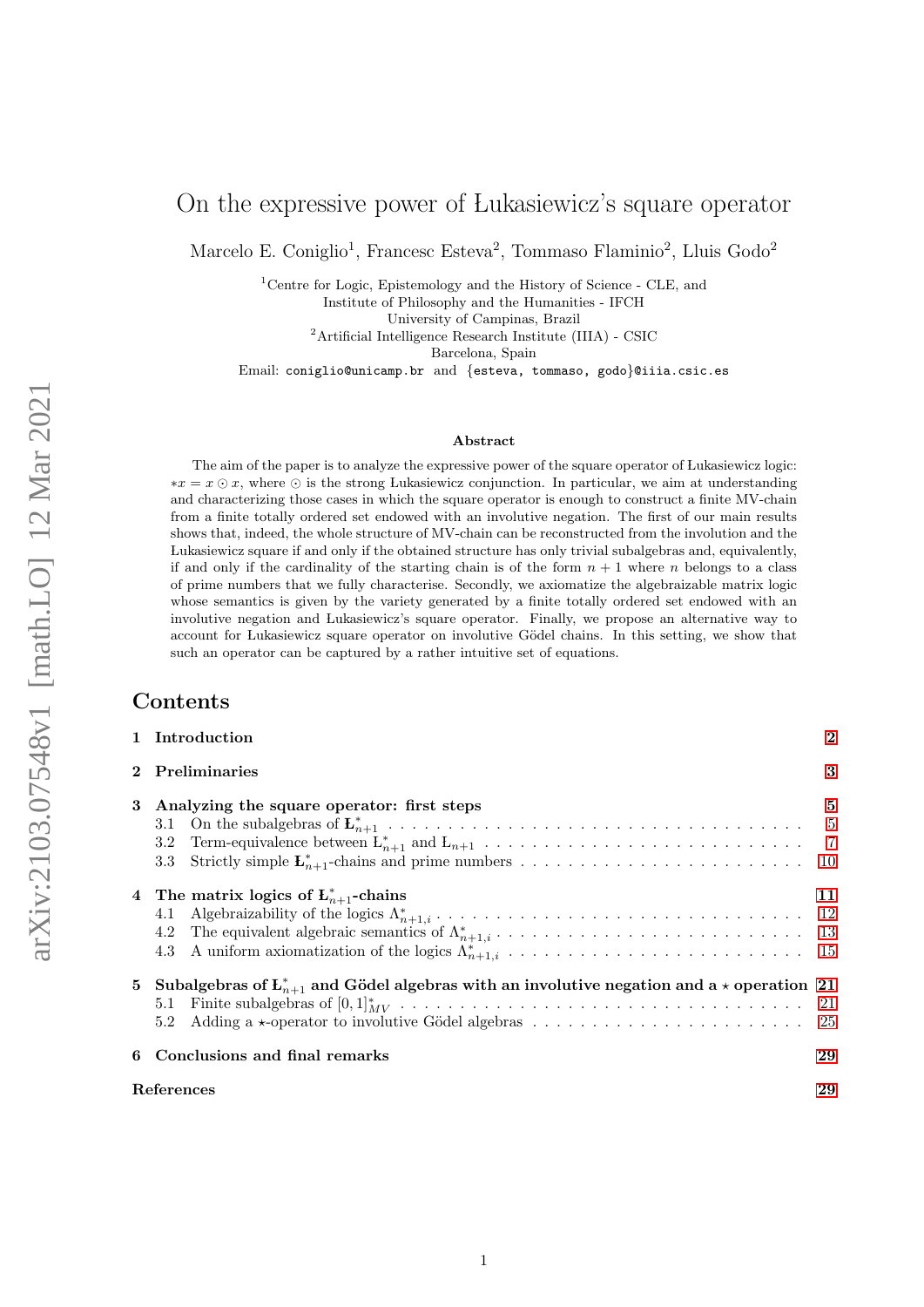# On the expressive power of Łukasiewicz's square operator

Marcelo E. Coniglio[1], Francesc Esteva[2], Tommaso Flaminio[2], Lluis Godo[2]

[1]Centre for Logic, Epistemology and the History of Science - CLE, and
Institute of Philosophy and the Humanities - IFCH
University of Campinas, Brazil
[2]Artificial Intelligence Research Institute (IIIA) - CSIC
Barcelona, Spain
Email: coniglio@unicamp.br and {esteva, tommaso, godo}@iiia.csic.es

### Abstract

The aim of the paper is to analyze the expressive power of the square operator of Łukasiewicz logic: $*x = x \odot x$, where $\odot$ is the strong Łukasiewicz conjunction. In particular, we aim at understanding and characterizing those cases in which the square operator is enough to construct a finite MV-chain from a finite totally ordered set endowed with an involutive negation. The first of our main results shows that, indeed, the whole structure of MV-chain can be reconstructed from the involution and the Łukasiewicz square if and only if the obtained structure has only trivial subalgebras and, equivalently, if and only if the cardinality of the starting chain is of the form $n + 1$ where $n$ belongs to a class of prime numbers that we fully characterise. Secondly, we axiomatize the algebraizable matrix logic whose semantics is given by the variety generated by a finite totally ordered set endowed with an involutive negation and Łukasiewicz's square operator. Finally, we propose an alternative way to account for Łukasiewicz square operator on involutive Gödel chains. In this setting, we show that such an operator can be captured by a rather intuitive set of equations.

## Contents

1 Introduction — 2

2 Preliminaries — 3

3 Analyzing the square operator: first steps — 5
- 3.1 On the subalgebras of $\mathbf{Ł}^*_{n+1}$ — 5
- 3.2 Term-equivalence between $\mathrm{Ł}^*_{n+1}$ and $\mathrm{Ł}_{n+1}$ — 7
- 3.3 Strictly simple $\mathbf{Ł}^*_{n+1}$-chains and prime numbers — 10

4 The matrix logics of $\mathbf{Ł}^*_{n+1}$-chains — 11
- 4.1 Algebraizability of the logics $\Lambda^*_{n+1,i}$ — 12
- 4.2 The equivalent algebraic semantics of $\Lambda^*_{n+1,i}$ — 13
- 4.3 A uniform axiomatization of the logics $\Lambda^*_{n+1,i}$ — 15

5 Subalgebras of $\mathbf{Ł}^*_{n+1}$ and Gödel algebras with an involutive negation and a $\star$ operation — 21
- 5.1 Finite subalgebras of $[0,1]^*_{MV}$ — 21
- 5.2 Adding a $\star$-operator to involutive Gödel algebras — 25

6 Conclusions and final remarks — 29

References — 29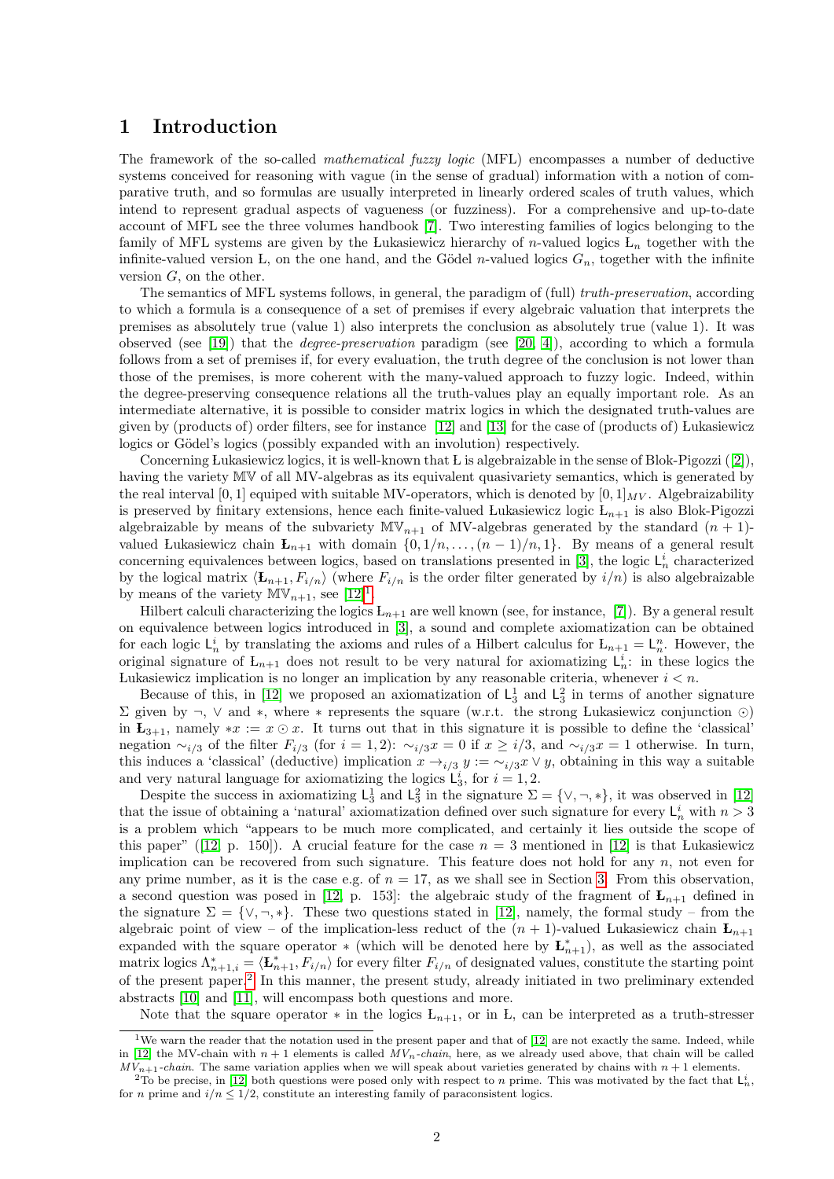# 1 Introduction

The framework of the so-called *mathematical fuzzy logic* (MFL) encompasses a number of deductive systems conceived for reasoning with vague (in the sense of gradual) information with a notion of comparative truth, and so formulas are usually interpreted in linearly ordered scales of truth values, which intend to represent gradual aspects of vagueness (or fuzziness). For a comprehensive and up-to-date account of MFL see the three volumes handbook [7]. Two interesting families of logics belonging to the family of MFL systems are given by the Łukasiewicz hierarchy of $n$-valued logics $Ł_n$ together with the infinite-valued version Ł, on the one hand, and the Gödel $n$-valued logics $G_n$, together with the infinite version $G$, on the other.

The semantics of MFL systems follows, in general, the paradigm of (full) *truth-preservation*, according to which a formula is a consequence of a set of premises if every algebraic valuation that interprets the premises as absolutely true (value 1) also interprets the conclusion as absolutely true (value 1). It was observed (see [19]) that the *degree-preservation* paradigm (see [20, 4]), according to which a formula follows from a set of premises if, for every evaluation, the truth degree of the conclusion is not lower than those of the premises, is more coherent with the many-valued approach to fuzzy logic. Indeed, within the degree-preserving consequence relations all the truth-values play an equally important role. As an intermediate alternative, it is possible to consider matrix logics in which the designated truth-values are given by (products of) order filters, see for instance [12] and [13] for the case of (products of) Łukasiewicz logics or Gödel's logics (possibly expanded with an involution) respectively.

Concerning Łukasiewicz logics, it is well-known that Ł is algebraizable in the sense of Blok-Pigozzi ([2]), having the variety $\mathbb{MV}$ of all MV-algebras as its equivalent quasivariety semantics, which is generated by the real interval $[0,1]$ equiped with suitable MV-operators, which is denoted by $[0,1]_{MV}$. Algebraizability is preserved by finitary extensions, hence each finite-valued Łukasiewicz logic $Ł_{n+1}$ is also Blok-Pigozzi algebraizable by means of the subvariety $\mathbb{MV}_{n+1}$ of MV-algebras generated by the standard $(n+1)$-valued Łukasiewicz chain $\mathbf{Ł}_{n+1}$ with domain $\{0, 1/n, \ldots, (n-1)/n, 1\}$. By means of a general result concerning equivalences between logics, based on translations presented in [3], the logic $\mathsf{L}^i_n$ characterized by the logical matrix $\langle \mathbf{Ł}_{n+1}, F_{i/n}\rangle$ (where $F_{i/n}$ is the order filter generated by $i/n$) is also algebraizable by means of the variety $\mathbb{MV}_{n+1}$, see [12][1].

Hilbert calculi characterizing the logics $Ł_{n+1}$ are well known (see, for instance, [7]). By a general result on equivalence between logics introduced in [3], a sound and complete axiomatization can be obtained for each logic $\mathsf{L}^i_n$ by translating the axioms and rules of a Hilbert calculus for $Ł_{n+1} = \mathsf{L}^n_n$. However, the original signature of $Ł_{n+1}$ does not result to be very natural for axiomatizing $\mathsf{L}^i_n$: in these logics the Łukasiewicz implication is no longer an implication by any reasonable criteria, whenever $i < n$.

Because of this, in [12] we proposed an axiomatization of $\mathsf{L}^1_3$ and $\mathsf{L}^2_3$ in terms of another signature $\Sigma$ given by $\neg$, $\vee$ and $*$, where $*$ represents the square (w.r.t. the strong Łukasiewicz conjunction $\odot$) in $\mathbf{Ł}_{3+1}$, namely $*x := x \odot x$. It turns out that in this signature it is possible to define the 'classical' negation $\sim_{i/3}$ of the filter $F_{i/3}$ (for $i = 1, 2$): $\sim_{i/3} x = 0$ if $x \geq i/3$, and $\sim_{i/3} x = 1$ otherwise. In turn, this induces a 'classical' (deductive) implication $x \to_{i/3} y := \sim_{i/3} x \vee y$, obtaining in this way a suitable and very natural language for axiomatizing the logics $\mathsf{L}^i_3$, for $i = 1, 2$.

Despite the success in axiomatizing $\mathsf{L}^1_3$ and $\mathsf{L}^2_3$ in the signature $\Sigma = \{\vee, \neg, *\}$, it was observed in [12] that the issue of obtaining a 'natural' axiomatization defined over such signature for every $\mathsf{L}^i_n$ with $n > 3$ is a problem which "appears to be much more complicated, and certainly it lies outside the scope of this paper" ([12, p. 150]). A crucial feature for the case $n = 3$ mentioned in [12] is that Łukasiewicz implication can be recovered from such signature. This feature does not hold for any $n$, not even for any prime number, as it is the case e.g. of $n = 17$, as we shall see in Section 3. From this observation, a second question was posed in [12, p. 153]: the algebraic study of the fragment of $\mathbf{Ł}_{n+1}$ defined in the signature $\Sigma = \{\vee, \neg, *\}$. These two questions stated in [12], namely, the formal study – from the algebraic point of view – of the implication-less reduct of the $(n+1)$-valued Łukasiewicz chain $\mathbf{Ł}_{n+1}$ expanded with the square operator $*$ (which will be denoted here by $\mathbf{Ł}^*_{n+1}$), as well as the associated matrix logics $\Lambda^*_{n+1,i} = \langle \mathbf{Ł}^*_{n+1}, F_{i/n}\rangle$ for every filter $F_{i/n}$ of designated values, constitute the starting point of the present paper.[2] In this manner, the present study, already initiated in two preliminary extended abstracts [10] and [11], will encompass both questions and more.

Note that the square operator $*$ in the logics $Ł_{n+1}$, or in Ł, can be interpreted as a truth-stresser

[1] We warn the reader that the notation used in the present paper and that of [12] are not exactly the same. Indeed, while in [12] the MV-chain with $n+1$ elements is called $MV_n$-*chain*, here, as we already used above, that chain will be called $MV_{n+1}$-*chain*. The same variation applies when we will speak about varieties generated by chains with $n+1$ elements.

[2] To be precise, in [12] both questions were posed only with respect to $n$ prime. This was motivated by the fact that $\mathsf{L}^i_n$, for $n$ prime and $i/n \leq 1/2$, constitute an interesting family of paraconsistent logics.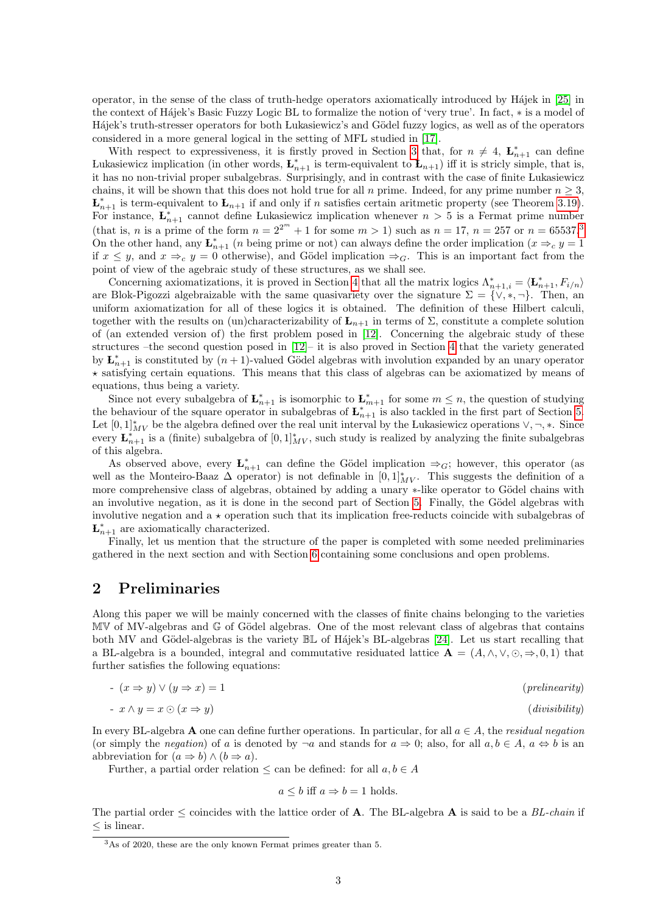operator, in the sense of the class of truth-hedge operators axiomatically introduced by Hájek in [25] in the context of Hájek's Basic Fuzzy Logic BL to formalize the notion of 'very true'. In fact, $*$ is a model of Hájek's truth-stresser operators for both Łukasiewicz's and Gödel fuzzy logics, as well as of the operators considered in a more general logical in the setting of MFL studied in [17].

With respect to expressiveness, it is firstly proved in Section 3 that, for $n \neq 4$, $Ł_{n+1}^*$ can define Lukasiewicz implication (in other words, $Ł_{n+1}^*$ is term-equivalent to $Ł_{n+1}$) iff it is stricly simple, that is, it has no non-trivial proper subalgebras. Surprisingly, and in contrast with the case of finite Łukasiewicz chains, it will be shown that this does not hold true for all $n$ prime. Indeed, for any prime number $n \geq 3$, $Ł_{n+1}^*$ is term-equivalent to $Ł_{n+1}$ if and only if $n$ satisfies certain aritmetic property (see Theorem 3.19). For instance, $Ł_{n+1}^*$ cannot define Łukasiewicz implication whenever $n > 5$ is a Fermat prime number (that is, $n$ is a prime of the form $n = 2^{2^m} + 1$ for some $m > 1$) such as $n = 17$, $n = 257$ or $n = 65537$.[3] On the other hand, any $Ł_{n+1}^*$ ($n$ being prime or not) can always define the order implication ($x \Rightarrow_c y = 1$ if $x \leq y$, and $x \Rightarrow_c y = 0$ otherwise), and Gödel implication $\Rightarrow_G$. This is an important fact from the point of view of the agebraic study of these structures, as we shall see.

Concerning axiomatizations, it is proved in Section 4 that all the matrix logics $\Lambda_{n+1,i}^* = \langle Ł_{n+1}^*, F_{i/n}\rangle$ are Blok-Pigozzi algebraizable with the same quasivariety over the signature $\Sigma = \{\vee, *, \neg\}$. Then, an uniform axiomatization for all of these logics it is obtained. The definition of these Hilbert calculi, together with the results on (un)characterizability of $Ł_{n+1}$ in terms of $\Sigma$, constitute a complete solution of (an extended version of) the first problem posed in [12]. Concerning the algebraic study of these structures –the second question posed in [12]– it is also proved in Section 4 that the variety generated by $Ł_{n+1}^*$ is constituted by $(n+1)$-valued Gödel algebras with involution expanded by an unary operator $\star$ satisfying certain equations. This means that this class of algebras can be axiomatized by means of equations, thus being a variety.

Since not every subalgebra of $Ł_{n+1}^*$ is isomorphic to $Ł_{m+1}^*$ for some $m \leq n$, the question of studying the behaviour of the square operator in subalgebras of $Ł_{n+1}^*$ is also tackled in the first part of Section 5. Let $[0,1]_{MV}^*$ be the algebra defined over the real unit interval by the Łukasiewicz operations $\vee, \neg, *$. Since every $Ł_{n+1}^*$ is a (finite) subalgebra of $[0,1]_{MV}^*$, such study is realized by analyzing the finite subalgebras of this algebra.

As observed above, every $Ł_{n+1}^*$ can define the Gödel implication $\Rightarrow_G$; however, this operator (as well as the Monteiro-Baaz $\Delta$ operator) is not definable in $[0,1]_{MV}^*$. This suggests the definition of a more comprehensive class of algebras, obtained by adding a unary $*$-like operator to Gödel chains with an involutive negation, as it is done in the second part of Section 5. Finally, the Gödel algebras with involutive negation and a $\star$ operation such that its implication free-reducts coincide with subalgebras of $Ł_{n+1}^*$ are axiomatically characterized.

Finally, let us mention that the structure of the paper is completed with some needed preliminaries gathered in the next section and with Section 6 containing some conclusions and open problems.

## 2 Preliminaries

Along this paper we will be mainly concerned with the classes of finite chains belonging to the varieties $\mathbb{MV}$ of MV-algebras and $\mathbb{G}$ of Gödel algebras. One of the most relevant class of algebras that contains both MV and Gödel-algebras is the variety $\mathbb{BL}$ of Hájek's BL-algebras [24]. Let us start recalling that a BL-algebra is a bounded, integral and commutative residuated lattice $\mathbf{A} = (A, \wedge, \vee, \odot, \Rightarrow, 0, 1)$ that further satisfies the following equations:

- $(x \Rightarrow y) \vee (y \Rightarrow x) = 1$ *(prelinearity)*
- $x \wedge y = x \odot (x \Rightarrow y)$ *(divisibility)*

In every BL-algebra $\mathbf{A}$ one can define further operations. In particular, for all $a \in A$, the *residual negation* (or simply the *negation*) of $a$ is denoted by $\neg a$ and stands for $a \Rightarrow 0$; also, for all $a, b \in A$, $a \Leftrightarrow b$ is an abbreviation for $(a \Rightarrow b) \wedge (b \Rightarrow a)$.

Further, a partial order relation $\leq$ can be defined: for all $a, b \in A$

$$a \leq b \text{ iff } a \Rightarrow b = 1 \text{ holds.}$$

The partial order $\leq$ coincides with the lattice order of $\mathbf{A}$. The BL-algebra $\mathbf{A}$ is said to be a *BL-chain* if $\leq$ is linear.

[3] As of 2020, these are the only known Fermat primes greater than 5.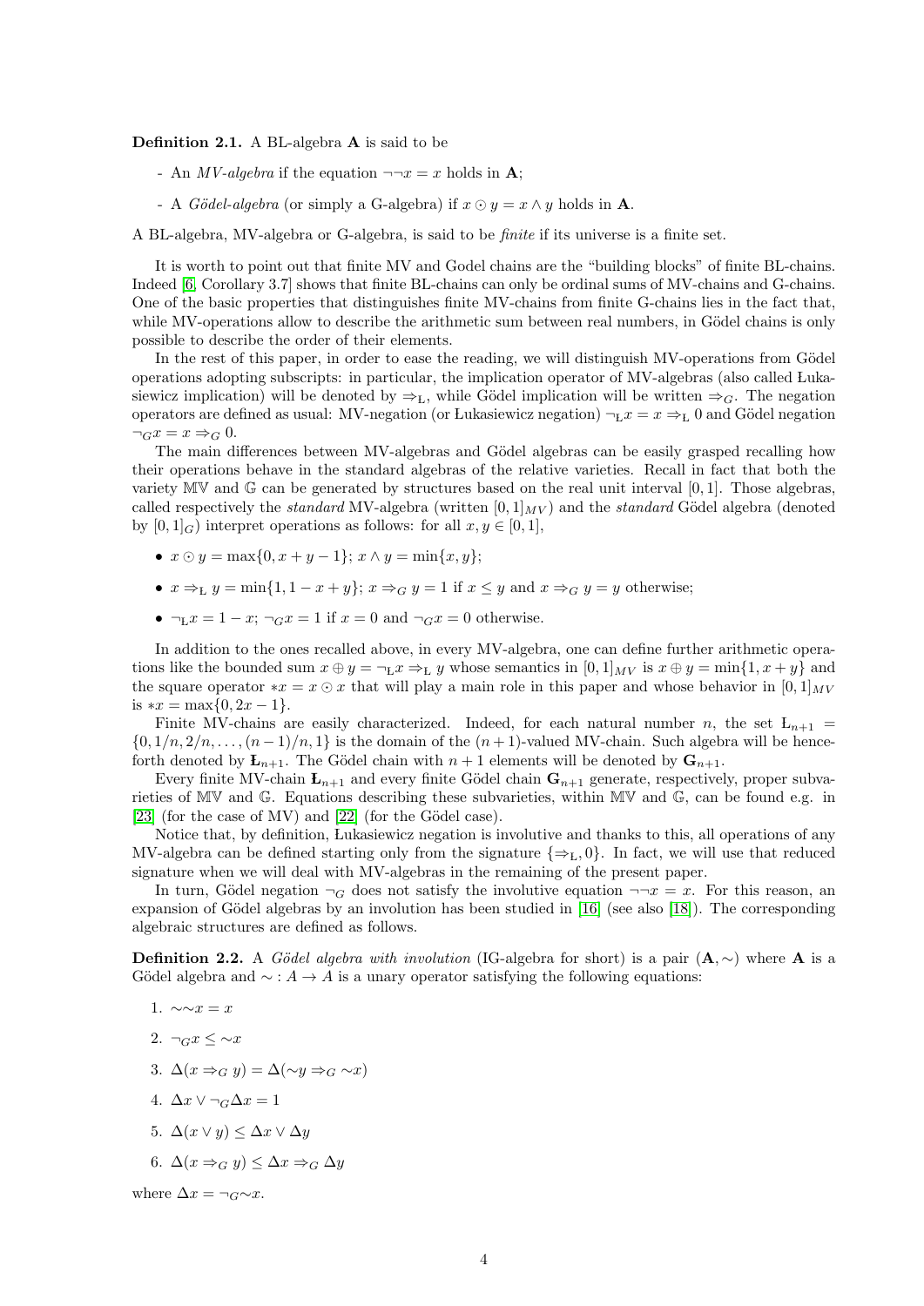**Definition 2.1.** A BL-algebra $\mathbf{A}$ is said to be

- An *MV-algebra* if the equation $\neg\neg x = x$ holds in $\mathbf{A}$;
- A *Gödel-algebra* (or simply a G-algebra) if $x \odot y = x \wedge y$ holds in $\mathbf{A}$.

A BL-algebra, MV-algebra or G-algebra, is said to be *finite* if its universe is a finite set.

It is worth to point out that finite MV and Godel chains are the "building blocks" of finite BL-chains. Indeed [6, Corollary 3.7] shows that finite BL-chains can only be ordinal sums of MV-chains and G-chains. One of the basic properties that distinguishes finite MV-chains from finite G-chains lies in the fact that, while MV-operations allow to describe the arithmetic sum between real numbers, in Gödel chains is only possible to describe the order of their elements.

In the rest of this paper, in order to ease the reading, we will distinguish MV-operations from Gödel operations adopting subscripts: in particular, the implication operator of MV-algebras (also called Łukasiewicz implication) will be denoted by $\Rightarrow_{Ł}$, while Gödel implication will be written $\Rightarrow_G$. The negation operators are defined as usual: MV-negation (or Łukasiewicz negation) $\neg_{Ł} x = x \Rightarrow_{Ł} 0$ and Gödel negation $\neg_G x = x \Rightarrow_G 0$.

The main differences between MV-algebras and Gödel algebras can be easily grasped recalling how their operations behave in the standard algebras of the relative varieties. Recall in fact that both the variety $\mathbb{MV}$ and $\mathbb{G}$ can be generated by structures based on the real unit interval $[0,1]$. Those algebras, called respectively the *standard* MV-algebra (written $[0,1]_{MV}$) and the *standard* Gödel algebra (denoted by $[0,1]_G$) interpret operations as follows: for all $x, y \in [0,1]$,

- $x \odot y = \max\{0, x + y - 1\}$; $x \wedge y = \min\{x, y\}$;
- $x \Rightarrow_{Ł} y = \min\{1, 1 - x + y\}$; $x \Rightarrow_G y = 1$ if $x \leq y$ and $x \Rightarrow_G y = y$ otherwise;
- $\neg_{Ł} x = 1 - x$; $\neg_G x = 1$ if $x = 0$ and $\neg_G x = 0$ otherwise.

In addition to the ones recalled above, in every MV-algebra, one can define further arithmetic operations like the bounded sum $x \oplus y = \neg_{Ł} x \Rightarrow_{Ł} y$ whose semantics in $[0,1]_{MV}$ is $x \oplus y = \min\{1, x + y\}$ and the square operator $*x = x \odot x$ that will play a main role in this paper and whose behavior in $[0,1]_{MV}$ is $*x = \max\{0, 2x - 1\}$.

Finite MV-chains are easily characterized. Indeed, for each natural number $n$, the set $Ł_{n+1} = \{0, 1/n, 2/n, \ldots, (n-1)/n, 1\}$ is the domain of the $(n+1)$-valued MV-chain. Such algebra will be henceforth denoted by $\mathbf{Ł}_{n+1}$. The Gödel chain with $n+1$ elements will be denoted by $\mathbf{G}_{n+1}$.

Every finite MV-chain $\mathbf{Ł}_{n+1}$ and every finite Gödel chain $\mathbf{G}_{n+1}$ generate, respectively, proper subvarieties of $\mathbb{MV}$ and $\mathbb{G}$. Equations describing these subvarieties, within $\mathbb{MV}$ and $\mathbb{G}$, can be found e.g. in [23] (for the case of MV) and [22] (for the Gödel case).

Notice that, by definition, Łukasiewicz negation is involutive and thanks to this, all operations of any MV-algebra can be defined starting only from the signature $\{\Rightarrow_{Ł}, 0\}$. In fact, we will use that reduced signature when we will deal with MV-algebras in the remaining of the present paper.

In turn, Gödel negation $\neg_G$ does not satisfy the involutive equation $\neg\neg x = x$. For this reason, an expansion of Gödel algebras by an involution has been studied in [16] (see also [18]). The corresponding algebraic structures are defined as follows.

**Definition 2.2.** A *Gödel algebra with involution* (IG-algebra for short) is a pair $(\mathbf{A}, \sim)$ where $\mathbf{A}$ is a Gödel algebra and $\sim : A \to A$ is a unary operator satisfying the following equations:

1. $\sim\sim x = x$
2. $\neg_G x \leq \sim x$
3. $\Delta(x \Rightarrow_G y) = \Delta(\sim y \Rightarrow_G \sim x)$
4. $\Delta x \vee \neg_G \Delta x = 1$
5. $\Delta(x \vee y) \leq \Delta x \vee \Delta y$
6. $\Delta(x \Rightarrow_G y) \leq \Delta x \Rightarrow_G \Delta y$

where $\Delta x = \neg_G \sim x$.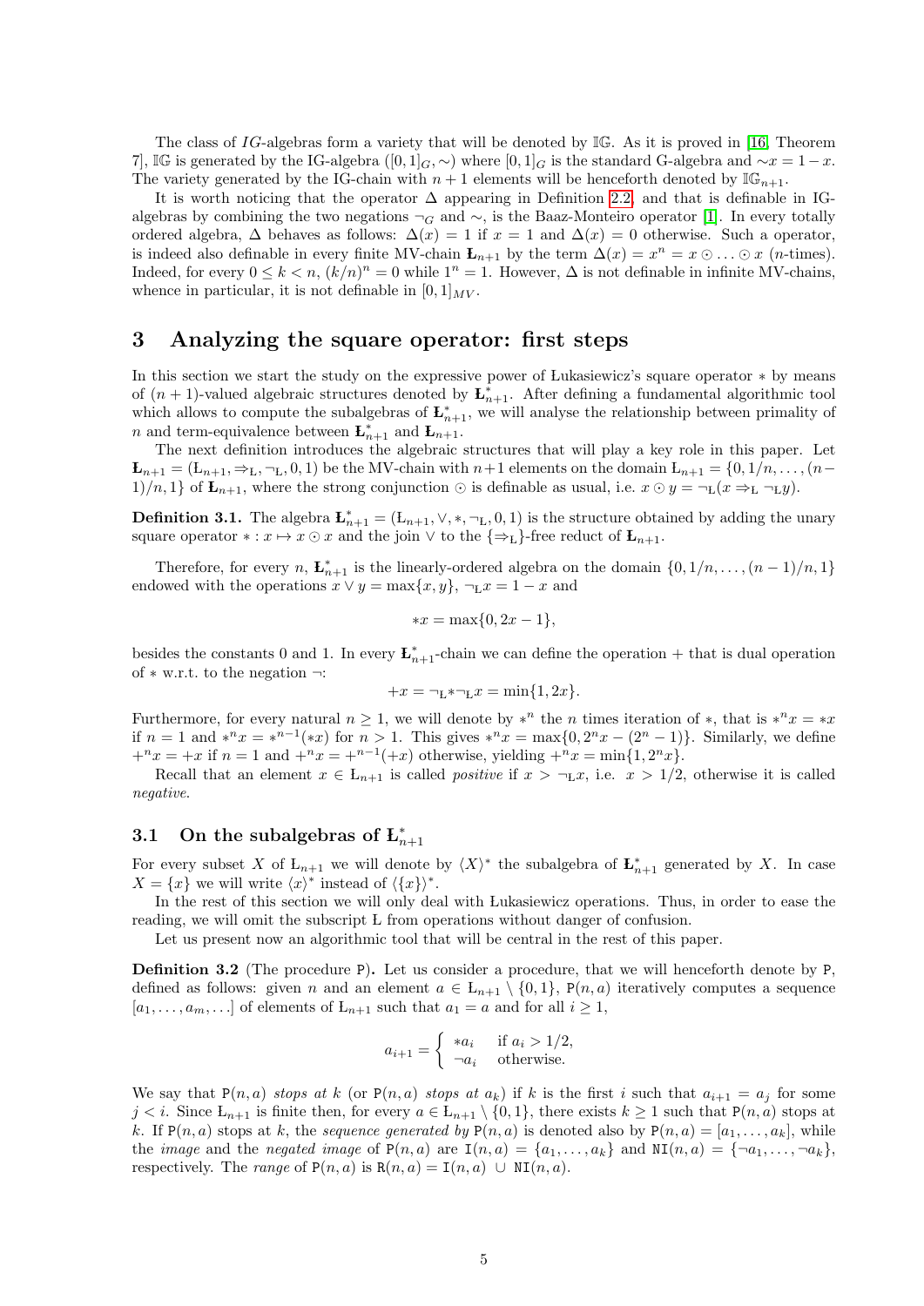The class of $IG$-algebras form a variety that will be denoted by $\mathbb{IG}$. As it is proved in [16, Theorem 7], $\mathbb{IG}$ is generated by the IG-algebra $([0,1]_G, \sim)$ where $[0,1]_G$ is the standard G-algebra and $\sim x = 1-x$. The variety generated by the IG-chain with $n+1$ elements will be henceforth denoted by $\mathbb{IG}_{n+1}$.

It is worth noticing that the operator $\Delta$ appearing in Definition 2.2, and that is definable in IG-algebras by combining the two negations $\neg_G$ and $\sim$, is the Baaz-Monteiro operator [1]. In every totally ordered algebra, $\Delta$ behaves as follows: $\Delta(x) = 1$ if $x = 1$ and $\Delta(x) = 0$ otherwise. Such a operator, is indeed also definable in every finite MV-chain $\text{Ł}_{n+1}$ by the term $\Delta(x) = x^n = x \odot \ldots \odot x$ ($n$-times). Indeed, for every $0 \leq k < n$, $(k/n)^n = 0$ while $1^n = 1$. However, $\Delta$ is not definable in infinite MV-chains, whence in particular, it is not definable in $[0,1]_{MV}$.

# 3 Analyzing the square operator: first steps

In this section we start the study on the expressive power of Łukasiewicz's square operator $*$ by means of $(n+1)$-valued algebraic structures denoted by $\text{Ł}^*_{n+1}$. After defining a fundamental algorithmic tool which allows to compute the subalgebras of $\text{Ł}^*_{n+1}$, we will analyse the relationship between primality of $n$ and term-equivalence between $\text{Ł}^*_{n+1}$ and $\text{Ł}_{n+1}$.

The next definition introduces the algebraic structures that will play a key role in this paper. Let $\text{Ł}_{n+1} = (\text{L}_{n+1}, \Rightarrow_{\text{L}}, \neg_{\text{L}}, 0, 1)$ be the MV-chain with $n+1$ elements on the domain $\text{L}_{n+1} = \{0, 1/n, \ldots, (n-1)/n, 1\}$ of $\text{Ł}_{n+1}$, where the strong conjunction $\odot$ is definable as usual, i.e. $x \odot y = \neg_{\text{L}}(x \Rightarrow_{\text{L}} \neg_{\text{L}} y)$.

**Definition 3.1.** The algebra $\text{Ł}^*_{n+1} = (\text{L}_{n+1}, \vee, *, \neg_{\text{L}}, 0, 1)$ is the structure obtained by adding the unary square operator $* : x \mapsto x \odot x$ and the join $\vee$ to the $\{\Rightarrow_{\text{L}}\}$-free reduct of $\text{Ł}_{n+1}$.

Therefore, for every $n$, $\text{Ł}^*_{n+1}$ is the linearly-ordered algebra on the domain $\{0, 1/n, \ldots, (n-1)/n, 1\}$ endowed with the operations $x \vee y = \max\{x, y\}$, $\neg_{\text{L}} x = 1 - x$ and

$$*x = \max\{0, 2x - 1\},$$

besides the constants 0 and 1. In every $\text{Ł}^*_{n+1}$-chain we can define the operation $+$ that is dual operation of $*$ w.r.t. to the negation $\neg$:

$$+x = \neg_{\text{L}} * \neg_{\text{L}} x = \min\{1, 2x\}.$$

Furthermore, for every natural $n \geq 1$, we will denote by $*^n$ the $n$ times iteration of $*$, that is $*^n x = *x$ if $n = 1$ and $*^n x = *^{n-1}(*x)$ for $n > 1$. This gives $*^n x = \max\{0, 2^n x - (2^n - 1)\}$. Similarly, we define $+^n x = +x$ if $n = 1$ and $+^n x = +^{n-1}(+x)$ otherwise, yielding $+^n x = \min\{1, 2^n x\}$.

Recall that an element $x \in \text{L}_{n+1}$ is called *positive* if $x > \neg_{\text{L}} x$, i.e. $x > 1/2$, otherwise it is called *negative*.

## 3.1 On the subalgebras of $\text{Ł}^*_{n+1}$

For every subset $X$ of $\text{L}_{n+1}$ we will denote by $\langle X \rangle^*$ the subalgebra of $\text{Ł}^*_{n+1}$ generated by $X$. In case $X = \{x\}$ we will write $\langle x \rangle^*$ instead of $\langle \{x\} \rangle^*$.

In the rest of this section we will only deal with Łukasiewicz operations. Thus, in order to ease the reading, we will omit the subscript Ł from operations without danger of confusion.

Let us present now an algorithmic tool that will be central in the rest of this paper.

**Definition 3.2** (The procedure P)**.** Let us consider a procedure, that we will henceforth denote by P, defined as follows: given $n$ and an element $a \in \text{L}_{n+1} \setminus \{0, 1\}$, $\texttt{P}(n, a)$ iteratively computes a sequence $[a_1, \ldots, a_m, \ldots]$ of elements of $\text{L}_{n+1}$ such that $a_1 = a$ and for all $i \geq 1$,

$$a_{i+1} = \begin{cases} *a_i & \text{if } a_i > 1/2, \\ \neg a_i & \text{otherwise.} \end{cases}$$

We say that $\texttt{P}(n, a)$ *stops at* $k$ (or $\texttt{P}(n, a)$ *stops at* $a_k$) if $k$ is the first $i$ such that $a_{i+1} = a_j$ for some $j < i$. Since $\text{L}_{n+1}$ is finite then, for every $a \in \text{L}_{n+1} \setminus \{0, 1\}$, there exists $k \geq 1$ such that $\texttt{P}(n, a)$ stops at $k$. If $\texttt{P}(n, a)$ stops at $k$, the *sequence generated by* $\texttt{P}(n, a)$ is denoted also by $\texttt{P}(n, a) = [a_1, \ldots, a_k]$, while the *image* and the *negated image* of $\texttt{P}(n, a)$ are $\texttt{I}(n, a) = \{a_1, \ldots, a_k\}$ and $\texttt{NI}(n, a) = \{\neg a_1, \ldots, \neg a_k\}$, respectively. The *range* of $\texttt{P}(n, a)$ is $\texttt{R}(n, a) = \texttt{I}(n, a) \cup \texttt{NI}(n, a)$.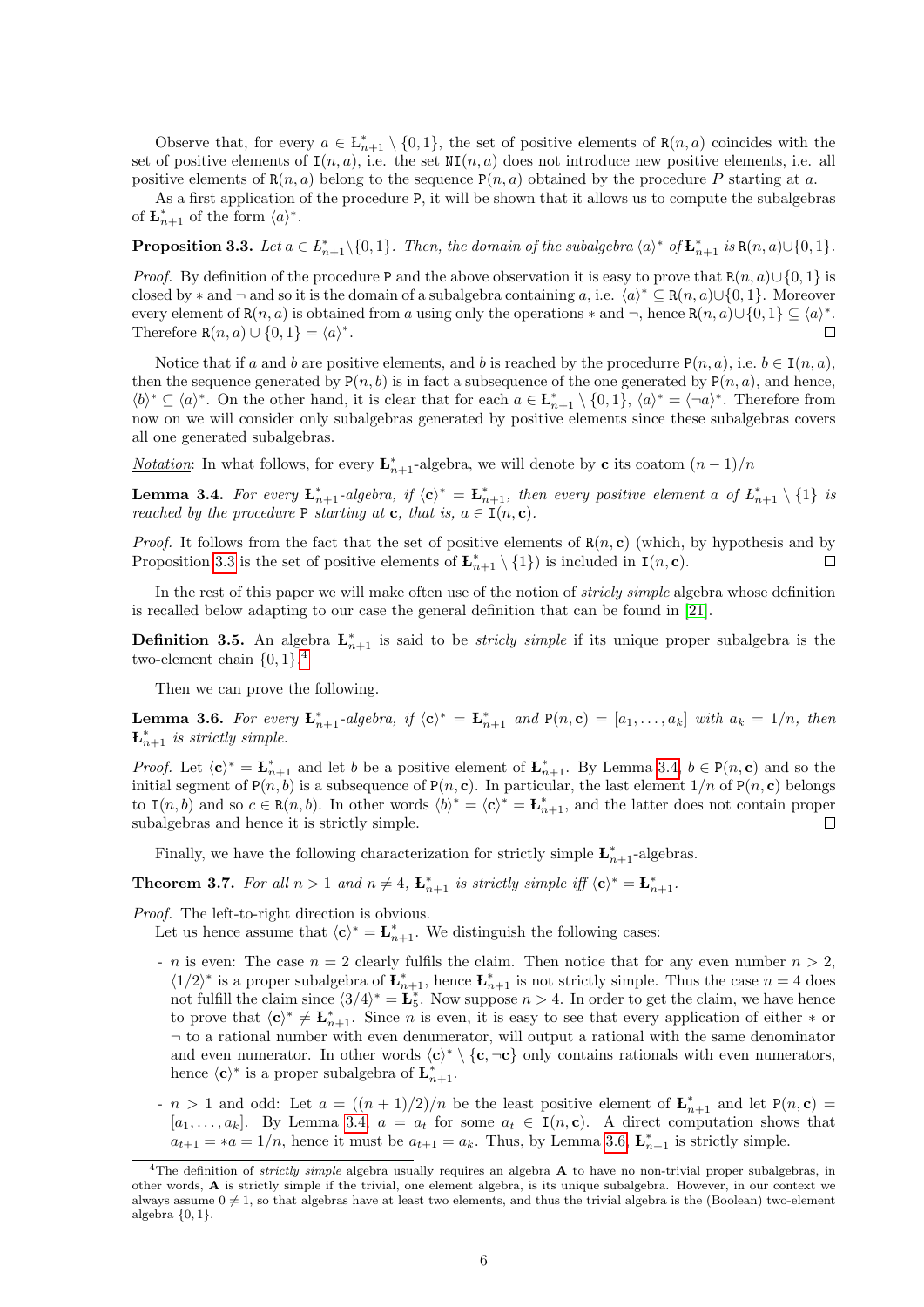Observe that, for every $a \in \text{Ł}^*_{n+1} \setminus \{0,1\}$, the set of positive elements of $\mathtt{R}(n,a)$ coincides with the set of positive elements of $\mathtt{I}(n,a)$, i.e. the set $\mathtt{NI}(n,a)$ does not introduce new positive elements, i.e. all positive elements of $\mathtt{R}(n,a)$ belong to the sequence $\mathtt{P}(n,a)$ obtained by the procedure $P$ starting at $a$.

As a first application of the procedure $\mathtt{P}$, it will be shown that it allows us to compute the subalgebras of $\mathbf{Ł}^*_{n+1}$ of the form $\langle a \rangle^*$.

**Proposition 3.3.** *Let $a \in \text{Ł}^*_{n+1} \setminus \{0,1\}$. Then, the domain of the subalgebra $\langle a \rangle^*$ of $\mathbf{Ł}^*_{n+1}$ is $\mathtt{R}(n,a) \cup \{0,1\}$.*

*Proof.* By definition of the procedure $\mathtt{P}$ and the above observation it is easy to prove that $\mathtt{R}(n,a) \cup \{0,1\}$ is closed by $*$ and $\neg$ and so it is the domain of a subalgebra containing $a$, i.e. $\langle a \rangle^* \subseteq \mathtt{R}(n,a) \cup \{0,1\}$. Moreover every element of $\mathtt{R}(n,a)$ is obtained from $a$ using only the operations $*$ and $\neg$, hence $\mathtt{R}(n,a) \cup \{0,1\} \subseteq \langle a \rangle^*$. Therefore $\mathtt{R}(n,a) \cup \{0,1\} = \langle a \rangle^*$. □

Notice that if $a$ and $b$ are positive elements, and $b$ is reached by the procedurre $\mathtt{P}(n,a)$, i.e. $b \in \mathtt{I}(n,a)$, then the sequence generated by $\mathtt{P}(n,b)$ is in fact a subsequence of the one generated by $\mathtt{P}(n,a)$, and hence, $\langle b \rangle^* \subseteq \langle a \rangle^*$. On the other hand, it is clear that for each $a \in \text{Ł}^*_{n+1} \setminus \{0,1\}$, $\langle a \rangle^* = \langle \neg a \rangle^*$. Therefore from now on we will consider only subalgebras generated by positive elements since these subalgebras covers all one generated subalgebras.

<u>*Notation*</u>: In what follows, for every $\mathbf{Ł}^*_{n+1}$-algebra, we will denote by $\mathbf{c}$ its coatom $(n-1)/n$

**Lemma 3.4.** *For every $\mathbf{Ł}^*_{n+1}$-algebra, if $\langle \mathbf{c} \rangle^* = \mathbf{Ł}^*_{n+1}$, then every positive element $a$ of $L^*_{n+1} \setminus \{1\}$ is reached by the procedure $\mathtt{P}$ starting at $\mathbf{c}$, that is, $a \in \mathtt{I}(n,\mathbf{c})$.*

*Proof.* It follows from the fact that the set of positive elements of $\mathtt{R}(n,\mathbf{c})$ (which, by hypothesis and by Proposition 3.3 is the set of positive elements of $\mathbf{Ł}^*_{n+1} \setminus \{1\}$) is included in $\mathtt{I}(n,\mathbf{c})$. □

In the rest of this paper we will make often use of the notion of *stricly simple* algebra whose definition is recalled below adapting to our case the general definition that can be found in [21].

**Definition 3.5.** An algebra $\mathbf{Ł}^*_{n+1}$ is said to be *stricly simple* if its unique proper subalgebra is the two-element chain $\{0,1\}$.[4]

Then we can prove the following.

**Lemma 3.6.** *For every $\mathbf{Ł}^*_{n+1}$-algebra, if $\langle \mathbf{c} \rangle^* = \mathbf{Ł}^*_{n+1}$ and $\mathtt{P}(n,\mathbf{c}) = [a_1, \ldots, a_k]$ with $a_k = 1/n$, then $\mathbf{Ł}^*_{n+1}$ is strictly simple.*

*Proof.* Let $\langle \mathbf{c} \rangle^* = \mathbf{Ł}^*_{n+1}$ and let $b$ be a positive element of $\mathbf{Ł}^*_{n+1}$. By Lemma 3.4, $b \in \mathtt{P}(n,\mathbf{c})$ and so the initial segment of $\mathtt{P}(n,b)$ is a subsequence of $\mathtt{P}(n,\mathbf{c})$. In particular, the last element $1/n$ of $\mathtt{P}(n,\mathbf{c})$ belongs to $\mathtt{I}(n,b)$ and so $c \in \mathtt{R}(n,b)$. In other words $\langle b \rangle^* = \langle \mathbf{c} \rangle^* = \mathbf{Ł}^*_{n+1}$, and the latter does not contain proper subalgebras and hence it is strictly simple. □

Finally, we have the following characterization for strictly simple $\mathbf{Ł}^*_{n+1}$-algebras.

**Theorem 3.7.** *For all $n > 1$ and $n \neq 4$, $\mathbf{Ł}^*_{n+1}$ is strictly simple iff $\langle \mathbf{c} \rangle^* = \mathbf{Ł}^*_{n+1}$.*

*Proof.* The left-to-right direction is obvious.

Let us hence assume that $\langle \mathbf{c} \rangle^* = \mathbf{Ł}^*_{n+1}$. We distinguish the following cases:

- $n$ is even: The case $n = 2$ clearly fulfils the claim. Then notice that for any even number $n > 2$, $\langle 1/2 \rangle^*$ is a proper subalgebra of $\mathbf{Ł}^*_{n+1}$, hence $\mathbf{Ł}^*_{n+1}$ is not strictly simple. Thus the case $n = 4$ does not fulfill the claim since $\langle 3/4 \rangle^* = \mathbf{Ł}^*_5$. Now suppose $n > 4$. In order to get the claim, we have hence to prove that $\langle \mathbf{c} \rangle^* \neq \mathbf{Ł}^*_{n+1}$. Since $n$ is even, it is easy to see that every application of either $*$ or $\neg$ to a rational number with even denumerator, will output a rational with the same denominator and even numerator. In other words $\langle \mathbf{c} \rangle^* \setminus \{\mathbf{c}, \neg\mathbf{c}\}$ only contains rationals with even numerators, hence $\langle \mathbf{c} \rangle^*$ is a proper subalgebra of $\mathbf{Ł}^*_{n+1}$.
- $n > 1$ and odd: Let $a = ((n+1)/2)/n$ be the least positive element of $\mathbf{Ł}^*_{n+1}$ and let $\mathtt{P}(n,\mathbf{c}) = [a_1, \ldots, a_k]$. By Lemma 3.4 $a = a_t$ for some $a_t \in \mathtt{I}(n,\mathbf{c})$. A direct computation shows that $a_{t+1} = *a = 1/n$, hence it must be $a_{t+1} = a_k$. Thus, by Lemma 3.6, $\mathbf{Ł}^*_{n+1}$ is strictly simple.

[4] The definition of *strictly simple* algebra usually requires an algebra $\mathbf{A}$ to have no non-trivial proper subalgebras, in other words, $\mathbf{A}$ is strictly simple if the trivial, one element algebra, is its unique subalgebra. However, in our context we always assume $0 \neq 1$, so that algebras have at least two elements, and thus the trivial algebra is the (Boolean) two-element algebra $\{0,1\}$.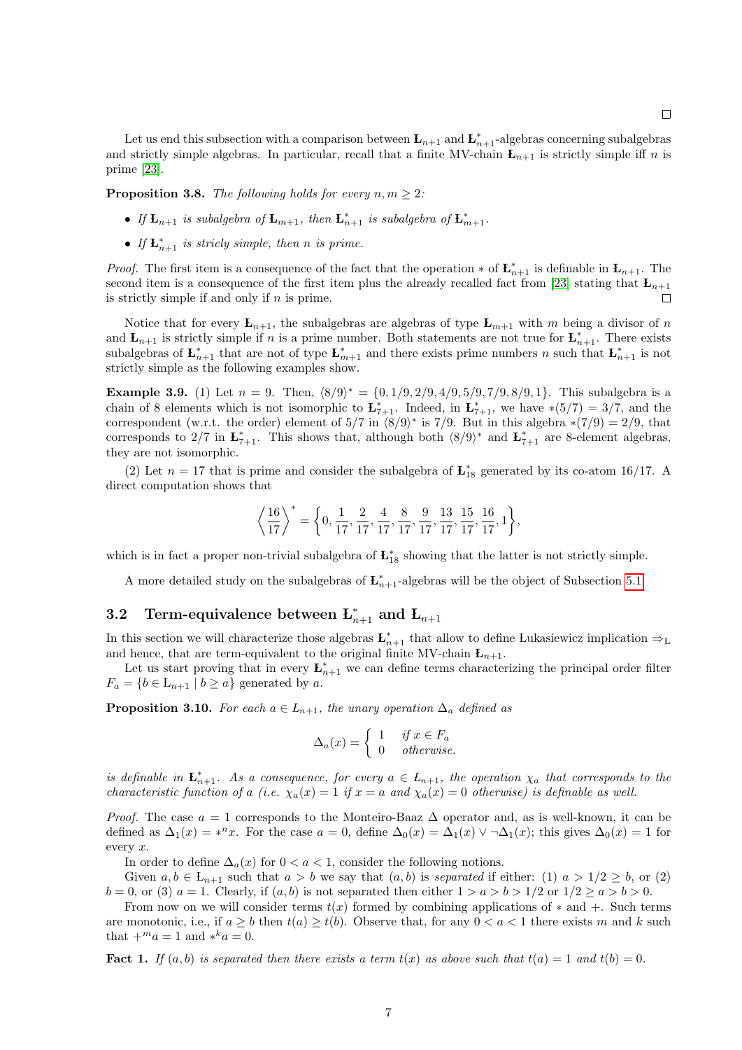□

Let us end this subsection with a comparison between $\mathbf{Ł}_{n+1}$ and $\mathbf{Ł}^*_{n+1}$-algebras concerning subalgebras and strictly simple algebras. In particular, recall that a finite MV-chain $\mathbf{Ł}_{n+1}$ is strictly simple iff $n$ is prime [23].

**Proposition 3.8.** *The following holds for every $n, m \geq 2$:*

- *If $\mathbf{Ł}_{n+1}$ is subalgebra of $\mathbf{Ł}_{m+1}$, then $\mathbf{Ł}^*_{n+1}$ is subalgebra of $\mathbf{Ł}^*_{m+1}$.*
- *If $\mathbf{Ł}^*_{n+1}$ is stricly simple, then $n$ is prime.*

*Proof.* The first item is a consequence of the fact that the operation $*$ of $\mathbf{Ł}^*_{n+1}$ is definable in $\mathbf{Ł}_{n+1}$. The second item is a consequence of the first item plus the already recalled fact from [23] stating that $\mathbf{Ł}_{n+1}$ is strictly simple if and only if $n$ is prime. □

Notice that for every $\mathbf{Ł}_{n+1}$, the subalgebras are algebras of type $\mathbf{Ł}_{m+1}$ with $m$ being a divisor of $n$ and $\mathbf{Ł}_{n+1}$ is strictly simple if $n$ is a prime number. Both statements are not true for $\mathbf{Ł}^*_{n+1}$. There exists subalgebras of $\mathbf{Ł}^*_{n+1}$ that are not of type $\mathbf{Ł}^*_{m+1}$ and there exists prime numbers $n$ such that $\mathbf{Ł}^*_{n+1}$ is not strictly simple as the following examples show.

**Example 3.9.** (1) Let $n = 9$. Then, $\langle 8/9 \rangle^* = \{0, 1/9, 2/9, 4/9, 5/9, 7/9, 8/9, 1\}$. This subalgebra is a chain of 8 elements which is not isomorphic to $\mathbf{Ł}^*_{7+1}$. Indeed, in $\mathbf{Ł}^*_{7+1}$, we have $*(5/7) = 3/7$, and the correspondent (w.r.t. the order) element of $5/7$ in $\langle 8/9 \rangle^*$ is $7/9$. But in this algebra $*(7/9) = 2/9$, that corresponds to $2/7$ in $\mathbf{Ł}^*_{7+1}$. This shows that, although both $\langle 8/9 \rangle^*$ and $\mathbf{Ł}^*_{7+1}$ are 8-element algebras, they are not isomorphic.

(2) Let $n = 17$ that is prime and consider the subalgebra of $\mathbf{Ł}^*_{18}$ generated by its co-atom $16/17$. A direct computation shows that

$$\left\langle \frac{16}{17} \right\rangle^* = \left\{0, \frac{1}{17}, \frac{2}{17}, \frac{4}{17}, \frac{8}{17}, \frac{9}{17}, \frac{13}{17}, \frac{15}{17}, \frac{16}{17}, 1\right\},$$

which is in fact a proper non-trivial subalgebra of $\mathbf{Ł}^*_{18}$ showing that the latter is not strictly simple.

A more detailed study on the subalgebras of $\mathbf{Ł}^*_{n+1}$-algebras will be the object of Subsection 5.1.

## 3.2 Term-equivalence between $\mathbf{Ł}^*_{n+1}$ and $\mathbf{Ł}_{n+1}$

In this section we will characterize those algebras $\mathbf{Ł}^*_{n+1}$ that allow to define Łukasiewicz implication $\Rightarrow_{\mathrm{L}}$ and hence, that are term-equivalent to the original finite MV-chain $\mathbf{Ł}_{n+1}$.

Let us start proving that in every $\mathbf{Ł}^*_{n+1}$ we can define terms characterizing the principal order filter $F_a = \{b \in \mathrm{Ł}_{n+1} \mid b \geq a\}$ generated by $a$.

**Proposition 3.10.** *For each $a \in L_{n+1}$, the unary operation $\Delta_a$ defined as*

$$\Delta_a(x) = \begin{cases} 1 & \text{if } x \in F_a \\ 0 & \text{otherwise.} \end{cases}$$

*is definable in $\mathbf{Ł}^*_{n+1}$. As a consequence, for every $a \in L_{n+1}$, the operation $\chi_a$ that corresponds to the characteristic function of $a$ (i.e. $\chi_a(x) = 1$ if $x = a$ and $\chi_a(x) = 0$ otherwise) is definable as well.*

*Proof.* The case $a = 1$ corresponds to the Monteiro-Baaz $\Delta$ operator and, as is well-known, it can be defined as $\Delta_1(x) = *^n x$. For the case $a = 0$, define $\Delta_0(x) = \Delta_1(x) \vee \neg\Delta_1(x)$; this gives $\Delta_0(x) = 1$ for every $x$.

In order to define $\Delta_a(x)$ for $0 < a < 1$, consider the following notions.

Given $a, b \in \mathrm{Ł}_{n+1}$ such that $a > b$ we say that $(a, b)$ is *separated* if either: (1) $a > 1/2 \geq b$, or (2) $b = 0$, or (3) $a = 1$. Clearly, if $(a, b)$ is not separated then either $1 > a > b > 1/2$ or $1/2 \geq a > b > 0$.

From now on we will consider terms $t(x)$ formed by combining applications of $*$ and $+$. Such terms are monotonic, i.e., if $a \geq b$ then $t(a) \geq t(b)$. Observe that, for any $0 < a < 1$ there exists $m$ and $k$ such that $+^m a = 1$ and $*^k a = 0$.

**Fact 1.** *If $(a, b)$ is separated then there exists a term $t(x)$ as above such that $t(a) = 1$ and $t(b) = 0$.*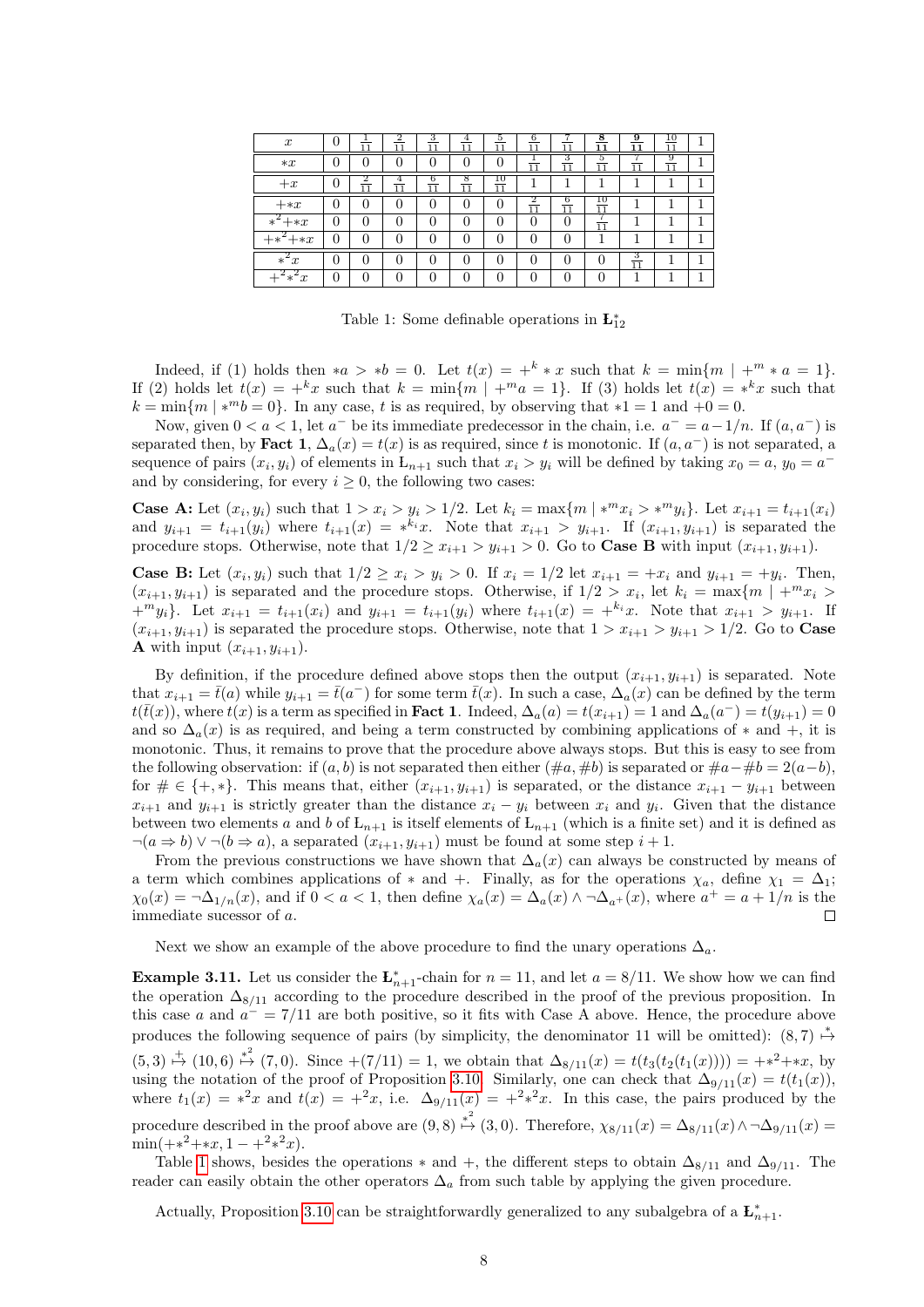| $x$ | $0$ | $\frac{1}{11}$ | $\frac{2}{11}$ | $\frac{3}{11}$ | $\frac{4}{11}$ | $\frac{5}{11}$ | $\frac{6}{11}$ | $\frac{7}{11}$ | $\mathbf{\frac{8}{11}}$ | $\mathbf{\frac{9}{11}}$ | $\frac{10}{11}$ | $1$ |
|---|---|---|---|---|---|---|---|---|---|---|---|---|
| $*x$ | $0$ | $0$ | $0$ | $0$ | $0$ | $0$ | $\frac{1}{11}$ | $\frac{3}{11}$ | $\frac{5}{11}$ | $\frac{7}{11}$ | $\frac{9}{11}$ | $1$ |
| $+x$ | $0$ | $\frac{2}{11}$ | $\frac{4}{11}$ | $\frac{6}{11}$ | $\frac{8}{11}$ | $\frac{10}{11}$ | $1$ | $1$ | $1$ | $1$ | $1$ | $1$ |
| $+*x$ | $0$ | $0$ | $0$ | $0$ | $0$ | $0$ | $\frac{2}{11}$ | $\frac{6}{11}$ | $\frac{10}{11}$ | $1$ | $1$ | $1$ |
| $*^2+*x$ | $0$ | $0$ | $0$ | $0$ | $0$ | $0$ | $0$ | $0$ | $\frac{7}{11}$ | $1$ | $1$ | $1$ |
| $+*^2+*x$ | $0$ | $0$ | $0$ | $0$ | $0$ | $0$ | $0$ | $0$ | $1$ | $1$ | $1$ | $1$ |
| $*^2x$ | $0$ | $0$ | $0$ | $0$ | $0$ | $0$ | $0$ | $0$ | $0$ | $\frac{3}{11}$ | $1$ | $1$ |
| $+^2*^2x$ | $0$ | $0$ | $0$ | $0$ | $0$ | $0$ | $0$ | $0$ | $0$ | $1$ | $1$ | $1$ |

Table 1: Some definable operations in $Ł^*_{12}$

Indeed, if (1) holds then $*a > *b = 0$. Let $t(x) = +^k * x$ such that $k = \min\{m \mid +^m * a = 1\}$. If (2) holds let $t(x) = +^k x$ such that $k = \min\{m \mid +^m a = 1\}$. If (3) holds let $t(x) = *^k x$ such that $k = \min\{m \mid *^m b = 0\}$. In any case, $t$ is as required, by observing that $*1 = 1$ and $+0 = 0$.

Now, given $0 < a < 1$, let $a^-$ be its immediate predecessor in the chain, i.e. $a^- = a - 1/n$. If $(a, a^-)$ is separated then, by **Fact 1**, $\Delta_a(x) = t(x)$ is as required, since $t$ is monotonic. If $(a, a^-)$ is not separated, a sequence of pairs $(x_i, y_i)$ of elements in $Ł_{n+1}$ such that $x_i > y_i$ will be defined by taking $x_0 = a$, $y_0 = a^-$ and by considering, for every $i \geq 0$, the following two cases:

**Case A:** Let $(x_i, y_i)$ such that $1 > x_i > y_i > 1/2$. Let $k_i = \max\{m \mid *^m x_i > *^m y_i\}$. Let $x_{i+1} = t_{i+1}(x_i)$ and $y_{i+1} = t_{i+1}(y_i)$ where $t_{i+1}(x) = *^{k_i} x$. Note that $x_{i+1} > y_{i+1}$. If $(x_{i+1}, y_{i+1})$ is separated the procedure stops. Otherwise, note that $1/2 \geq x_{i+1} > y_{i+1} > 0$. Go to **Case B** with input $(x_{i+1}, y_{i+1})$.

**Case B:** Let $(x_i, y_i)$ such that $1/2 \geq x_i > y_i > 0$. If $x_i = 1/2$ let $x_{i+1} = +x_i$ and $y_{i+1} = +y_i$. Then, $(x_{i+1}, y_{i+1})$ is separated and the procedure stops. Otherwise, if $1/2 > x_i$, let $k_i = \max\{m \mid +^m x_i > +^m y_i\}$. Let $x_{i+1} = t_{i+1}(x_i)$ and $y_{i+1} = t_{i+1}(y_i)$ where $t_{i+1}(x) = +^{k_i} x$. Note that $x_{i+1} > y_{i+1}$. If $(x_{i+1}, y_{i+1})$ is separated the procedure stops. Otherwise, note that $1 > x_{i+1} > y_{i+1} > 1/2$. Go to **Case A** with input $(x_{i+1}, y_{i+1})$.

By definition, if the procedure defined above stops then the output $(x_{i+1}, y_{i+1})$ is separated. Note that $x_{i+1} = \bar{t}(a)$ while $y_{i+1} = \bar{t}(a^-)$ for some term $\bar{t}(x)$. In such a case, $\Delta_a(x)$ can be defined by the term $t(\bar{t}(x))$, where $t(x)$ is a term as specified in **Fact 1**. Indeed, $\Delta_a(a) = t(x_{i+1}) = 1$ and $\Delta_a(a^-) = t(y_{i+1}) = 0$ and so $\Delta_a(x)$ is as required, and being a term constructed by combining applications of $*$ and $+$, it is monotonic. Thus, it remains to prove that the procedure above always stops. But this is easy to see from the following observation: if $(a, b)$ is not separated then either $(\#a, \#b)$ is separated or $\#a - \#b = 2(a - b)$, for $\# \in \{+, *\}$. This means that, either $(x_{i+1}, y_{i+1})$ is separated, or the distance $x_{i+1} - y_{i+1}$ between $x_{i+1}$ and $y_{i+1}$ is strictly greater than the distance $x_i - y_i$ between $x_i$ and $y_i$. Given that the distance between two elements $a$ and $b$ of $Ł_{n+1}$ is itself elements of $Ł_{n+1}$ (which is a finite set) and it is defined as $\neg(a \Rightarrow b) \vee \neg(b \Rightarrow a)$, a separated $(x_{i+1}, y_{i+1})$ must be found at some step $i + 1$.

From the previous constructions we have shown that $\Delta_a(x)$ can always be constructed by means of a term which combines applications of $*$ and $+$. Finally, as for the operations $\chi_a$, define $\chi_1 = \Delta_1$; $\chi_0(x) = \neg\Delta_{1/n}(x)$, and if $0 < a < 1$, then define $\chi_a(x) = \Delta_a(x) \wedge \neg\Delta_{a^+}(x)$, where $a^+ = a + 1/n$ is the immediate sucessor of $a$. □

Next we show an example of the above procedure to find the unary operations $\Delta_a$.

**Example 3.11.** Let us consider the $Ł^*_{n+1}$-chain for $n = 11$, and let $a = 8/11$. We show how we can find the operation $\Delta_{8/11}$ according to the procedure described in the proof of the previous proposition. In this case $a$ and $a^- = 7/11$ are both positive, so it fits with Case A above. Hence, the procedure above produces the following sequence of pairs (by simplicity, the denominator 11 will be omitted): $(8, 7) \overset{*}{\mapsto} (5, 3) \overset{+}{\mapsto} (10, 6) \overset{*^2}{\mapsto} (7, 0)$. Since $+(7/11) = 1$, we obtain that $\Delta_{8/11}(x) = t(t_3(t_2(t_1(x)))) = +*^2+*x$, by using the notation of the proof of Proposition 3.10. Similarly, one can check that $\Delta_{9/11}(x) = t(t_1(x))$, where $t_1(x) = *^2 x$ and $t(x) = +^2 x$, i.e. $\Delta_{9/11}(x) = +^2*^2x$. In this case, the pairs produced by the procedure described in the proof above are $(9, 8) \overset{*^2}{\mapsto} (3, 0)$. Therefore, $\chi_{8/11}(x) = \Delta_{8/11}(x) \wedge \neg\Delta_{9/11}(x) = \min(+*^2+*x, 1 - +^2*^2x)$.

Table 1 shows, besides the operations $*$ and $+$, the different steps to obtain $\Delta_{8/11}$ and $\Delta_{9/11}$. The reader can easily obtain the other operators $\Delta_a$ from such table by applying the given procedure.

Actually, Proposition 3.10 can be straightforwardly generalized to any subalgebra of a $Ł^*_{n+1}$.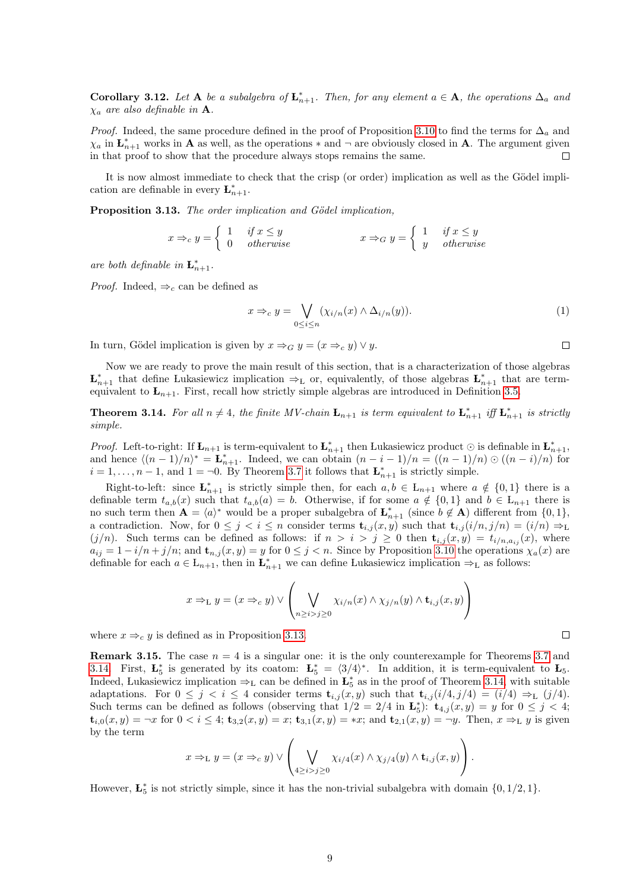**Corollary 3.12.** *Let* $\mathbf{A}$ *be a subalgebra of* $\mathbf{Ł}^*_{n+1}$*. Then, for any element* $a \in \mathbf{A}$*, the operations* $\Delta_a$ *and* $\chi_a$ *are also definable in* $\mathbf{A}$*.*

*Proof.* Indeed, the same procedure defined in the proof of Proposition 3.10 to find the terms for $\Delta_a$ and $\chi_a$ in $\mathbf{Ł}^*_{n+1}$ works in $\mathbf{A}$ as well, as the operations $*$ and $\neg$ are obviously closed in $\mathbf{A}$. The argument given in that proof to show that the procedure always stops remains the same. □

It is now almost immediate to check that the crisp (or order) implication as well as the Gödel implication are definable in every $\mathbf{Ł}^*_{n+1}$.

**Proposition 3.13.** *The order implication and Gödel implication,*

$$x \Rightarrow_c y = \begin{cases} 1 & \text{if } x \leq y \\ 0 & \text{otherwise} \end{cases} \qquad\qquad x \Rightarrow_G y = \begin{cases} 1 & \text{if } x \leq y \\ y & \text{otherwise} \end{cases}$$

*are both definable in* $\mathbf{Ł}^*_{n+1}$*.*

*Proof.* Indeed, $\Rightarrow_c$ can be defined as

$$x \Rightarrow_c y = \bigvee_{0 \leq i \leq n} (\chi_{i/n}(x) \wedge \Delta_{i/n}(y)). \tag{1}$$

In turn, Gödel implication is given by $x \Rightarrow_G y = (x \Rightarrow_c y) \vee y$. □

Now we are ready to prove the main result of this section, that is a characterization of those algebras $\mathbf{Ł}^*_{n+1}$ that define Łukasiewicz implication $\Rightarrow_{\text{Ł}}$ or, equivalently, of those algebras $\mathbf{Ł}^*_{n+1}$ that are term-equivalent to $\mathbf{Ł}_{n+1}$. First, recall how strictly simple algebras are introduced in Definition 3.5.

**Theorem 3.14.** *For all* $n \neq 4$*, the finite MV-chain* $\mathbf{Ł}_{n+1}$ *is term equivalent to* $\mathbf{Ł}^*_{n+1}$ *iff* $\mathbf{Ł}^*_{n+1}$ *is strictly simple.*

*Proof.* Left-to-right: If $\mathbf{Ł}_{n+1}$ is term-equivalent to $\mathbf{Ł}^*_{n+1}$ then Łukasiewicz product $\odot$ is definable in $\mathbf{Ł}^*_{n+1}$, and hence $\langle (n-1)/n \rangle^* = \mathbf{Ł}^*_{n+1}$. Indeed, we can obtain $(n-i-1)/n = ((n-1)/n) \odot ((n-i)/n)$ for $i = 1, \ldots, n-1$, and $1 = \neg 0$. By Theorem 3.7 it follows that $\mathbf{Ł}^*_{n+1}$ is strictly simple.

Right-to-left: since $\mathbf{Ł}^*_{n+1}$ is strictly simple then, for each $a, b \in \text{Ł}_{n+1}$ where $a \notin \{0, 1\}$ there is a definable term $t_{a,b}(x)$ such that $t_{a,b}(a) = b$. Otherwise, if for some $a \notin \{0, 1\}$ and $b \in \text{Ł}_{n+1}$ there is no such term then $\mathbf{A} = \langle a \rangle^*$ would be a proper subalgebra of $\mathbf{Ł}^*_{n+1}$ (since $b \notin \mathbf{A}$) different from $\{0, 1\}$, a contradiction. Now, for $0 \leq j < i \leq n$ consider terms $\mathbf{t}_{i,j}(x, y)$ such that $\mathbf{t}_{i,j}(i/n, j/n) = (i/n) \Rightarrow_{\text{Ł}} (j/n)$. Such terms can be defined as follows: if $n > i > j \geq 0$ then $\mathbf{t}_{i,j}(x, y) = t_{i/n, a_{ij}}(x)$, where $a_{ij} = 1 - i/n + j/n$; and $\mathbf{t}_{n,j}(x, y) = y$ for $0 \leq j < n$. Since by Proposition 3.10 the operations $\chi_a(x)$ are definable for each $a \in \text{Ł}_{n+1}$, then in $\mathbf{Ł}^*_{n+1}$ we can define Łukasiewicz implication $\Rightarrow_{\text{Ł}}$ as follows:

$$x \Rightarrow_{\text{Ł}} y = (x \Rightarrow_c y) \vee \left( \bigvee_{n \geq i > j \geq 0} \chi_{i/n}(x) \wedge \chi_{j/n}(y) \wedge \mathbf{t}_{i,j}(x, y) \right)$$

where $x \Rightarrow_c y$ is defined as in Proposition 3.13. □

**Remark 3.15.** The case $n = 4$ is a singular one: it is the only counterexample for Theorems 3.7 and 3.14. First, $\mathbf{Ł}^*_5$ is generated by its coatom: $\mathbf{Ł}^*_5 = \langle 3/4 \rangle^*$. In addition, it is term-equivalent to $\mathbf{Ł}_5$. Indeed, Łukasiewicz implication $\Rightarrow_{\text{Ł}}$ can be defined in $\mathbf{Ł}^*_5$ as in the proof of Theorem 3.14 with suitable adaptations. For $0 \leq j < i \leq 4$ consider terms $\mathbf{t}_{i,j}(x, y)$ such that $\mathbf{t}_{i,j}(i/4, j/4) = (i/4) \Rightarrow_{\text{Ł}} (j/4)$. Such terms can be defined as follows (observing that $1/2 = 2/4$ in $\mathbf{Ł}^*_5$): $\mathbf{t}_{4,j}(x, y) = y$ for $0 \leq j < 4$; $\mathbf{t}_{i,0}(x, y) = \neg x$ for $0 < i \leq 4$; $\mathbf{t}_{3,2}(x, y) = x$; $\mathbf{t}_{3,1}(x, y) = *x$; and $\mathbf{t}_{2,1}(x, y) = \neg y$. Then, $x \Rightarrow_{\text{Ł}} y$ is given by the term

$$x \Rightarrow_{\text{Ł}} y = (x \Rightarrow_c y) \vee \left( \bigvee_{4 \geq i > j \geq 0} \chi_{i/4}(x) \wedge \chi_{j/4}(y) \wedge \mathbf{t}_{i,j}(x, y) \right).$$

However, $\mathbf{Ł}^*_5$ is not strictly simple, since it has the non-trivial subalgebra with domain $\{0, 1/2, 1\}$.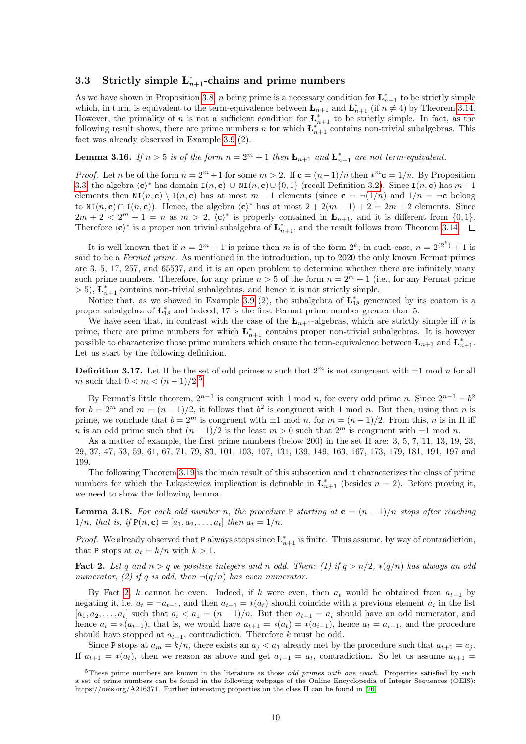### 3.3 Strictly simple $\text{Ł}^*_{n+1}$-chains and prime numbers

As we have shown in Proposition 3.8, $n$ being prime is a necessary condition for $\text{Ł}^*_{n+1}$ to be strictly simple which, in turn, is equivalent to the term-equivalence between $\text{Ł}_{n+1}$ and $\text{Ł}^*_{n+1}$ (if $n \neq 4$) by Theorem 3.14. However, the primality of $n$ is not a sufficient condition for $\text{Ł}^*_{n+1}$ to be strictly simple. In fact, as the following result shows, there are prime numbers $n$ for which $\text{Ł}^*_{n+1}$ contains non-trivial subalgebras. This fact was already observed in Example 3.9 (2).

**Lemma 3.16.** *If $n > 5$ is of the form $n = 2^m + 1$ then $\text{Ł}_{n+1}$ and $\text{Ł}^*_{n+1}$ are not term-equivalent.*

*Proof.* Let $n$ be of the form $n = 2^m+1$ for some $m > 2$. If $\mathbf{c} = (n-1)/n$ then $*^m\mathbf{c} = 1/n$. By Proposition 3.3, the algebra $\langle \mathbf{c}\rangle^*$ has domain $\mathtt{I}(n, \mathbf{c}) \cup \mathtt{NI}(n, \mathbf{c}) \cup \{0, 1\}$ (recall Definition 3.2). Since $\mathtt{I}(n, \mathbf{c})$ has $m+1$ elements then $\mathtt{NI}(n, \mathbf{c}) \setminus \mathtt{I}(n, \mathbf{c})$ has at most $m - 1$ elements (since $\mathbf{c} = \neg(1/n)$ and $1/n = \neg\mathbf{c}$ belong to $\mathtt{NI}(n, \mathbf{c}) \cap \mathtt{I}(n, \mathbf{c})$). Hence, the algebra $\langle \mathbf{c}\rangle^*$ has at most $2 + 2(m - 1) + 2 = 2m + 2$ elements. Since $2m + 2 < 2^m + 1 = n$ as $m > 2$, $\langle \mathbf{c}\rangle^*$ is properly contained in $\text{Ł}_{n+1}$, and it is different from $\{0, 1\}$. Therefore $\langle \mathbf{c}\rangle^*$ is a proper non trivial subalgebra of $\text{Ł}^*_{n+1}$, and the result follows from Theorem 3.14. □

It is well-known that if $n = 2^m + 1$ is prime then $m$ is of the form $2^k$; in such case, $n = 2^{(2^k)} + 1$ is said to be a *Fermat prime*. As mentioned in the introduction, up to 2020 the only known Fermat primes are 3, 5, 17, 257, and 65537, and it is an open problem to determine whether there are infinitely many such prime numbers. Therefore, for any prime $n > 5$ of the form $n = 2^m + 1$ (i.e., for any Fermat prime $> 5$), $\text{Ł}^*_{n+1}$ contains non-trivial subalgebras, and hence it is not strictly simple.

Notice that, as we showed in Example 3.9 (2), the subalgebra of $\text{Ł}^*_{18}$ generated by its coatom is a proper subalgebra of $\text{Ł}^*_{18}$ and indeed, 17 is the first Fermat prime number greater than 5.

We have seen that, in contrast with the case of the $\text{Ł}_{n+1}$-algebras, which are strictly simple iff $n$ is prime, there are prime numbers for which $\text{Ł}^*_{n+1}$ contains proper non-trivial subalgebras. It is however possible to characterize those prime numbers which ensure the term-equivalence between $\text{Ł}_{n+1}$ and $\text{Ł}^*_{n+1}$. Let us start by the following definition.

**Definition 3.17.** Let $\Pi$ be the set of odd primes $n$ such that $2^m$ is not congruent with $\pm 1$ mod $n$ for all $m$ such that $0 < m < (n - 1)/2$.[5]

By Fermat's little theorem, $2^{n-1}$ is congruent with 1 mod $n$, for every odd prime $n$. Since $2^{n-1} = b^2$ for $b = 2^m$ and $m = (n - 1)/2$, it follows that $b^2$ is congruent with 1 mod $n$. But then, using that $n$ is prime, we conclude that $b = 2^m$ is congruent with $\pm 1$ mod $n$, for $m = (n - 1)/2$. From this, $n$ is in $\Pi$ iff $n$ is an odd prime such that $(n - 1)/2$ is the least $m > 0$ such that $2^m$ is congruent with $\pm 1$ mod $n$.

As a matter of example, the first prime numbers (below 200) in the set $\Pi$ are: 3, 5, 7, 11, 13, 19, 23, 29, 37, 47, 53, 59, 61, 67, 71, 79, 83, 101, 103, 107, 131, 139, 149, 163, 167, 173, 179, 181, 191, 197 and 199.

The following Theorem 3.19 is the main result of this subsection and it characterizes the class of prime numbers for which the Łukasiewicz implication is definable in $\text{Ł}^*_{n+1}$ (besides $n = 2$). Before proving it, we need to show the following lemma.

**Lemma 3.18.** *For each odd number $n$, the procedure* $\mathtt{P}$ *starting at* $\mathbf{c} = (n - 1)/n$ *stops after reaching* $1/n$*, that is, if* $\mathtt{P}(n, \mathbf{c}) = [a_1, a_2, \ldots, a_t]$ *then* $a_t = 1/n$*.*

*Proof.* We already observed that $\mathtt{P}$ always stops since $\text{Ł}^*_{n+1}$ is finite. Thus assume, by way of contradiction, that $\mathtt{P}$ stops at $a_t = k/n$ with $k > 1$.

**Fact 2.** *Let $q$ and $n > q$ be positive integers and $n$ odd. Then: (1) if $q > n/2$, $*(q/n)$ has always an odd numerator; (2) if $q$ is odd, then $\neg(q/n)$ has even numerator.*

By Fact 2, $k$ cannot be even. Indeed, if $k$ were even, then $a_t$ would be obtained from $a_{t-1}$ by negating it, i.e. $a_t = \neg a_{t-1}$, and then $a_{t+1} = *(a_t)$ should coincide with a previous element $a_i$ in the list $[a_1, a_2, \ldots, a_t]$ such that $a_i < a_1 = (n-1)/n$. But then $a_{t+1} = a_i$ should have an odd numerator, and hence $a_i = *(a_{i-1})$, that is, we would have $a_{t+1} = *(a_t) = *(a_{i-1})$, hence $a_t = a_{i-1}$, and the procedure should have stopped at $a_{t-1}$, contradiction. Therefore $k$ must be odd.

Since $\mathtt{P}$ stops at $a_m = k/n$, there exists an $a_j < a_1$ already met by the procedure such that $a_{t+1} = a_j$. If $a_{t+1} = *(a_t)$, then we reason as above and get $a_{j-1} = a_t$, contradiction. So let us assume $a_{t+1} =$

[5] These prime numbers are known in the literature as those *odd primes with one coach*. Properties satisfied by such a set of prime numbers can be found in the following webpage of the Online Encyclopedia of Integer Sequences (OEIS): https://oeis.org/A216371. Further interesting properties on the class $\Pi$ can be found in [26].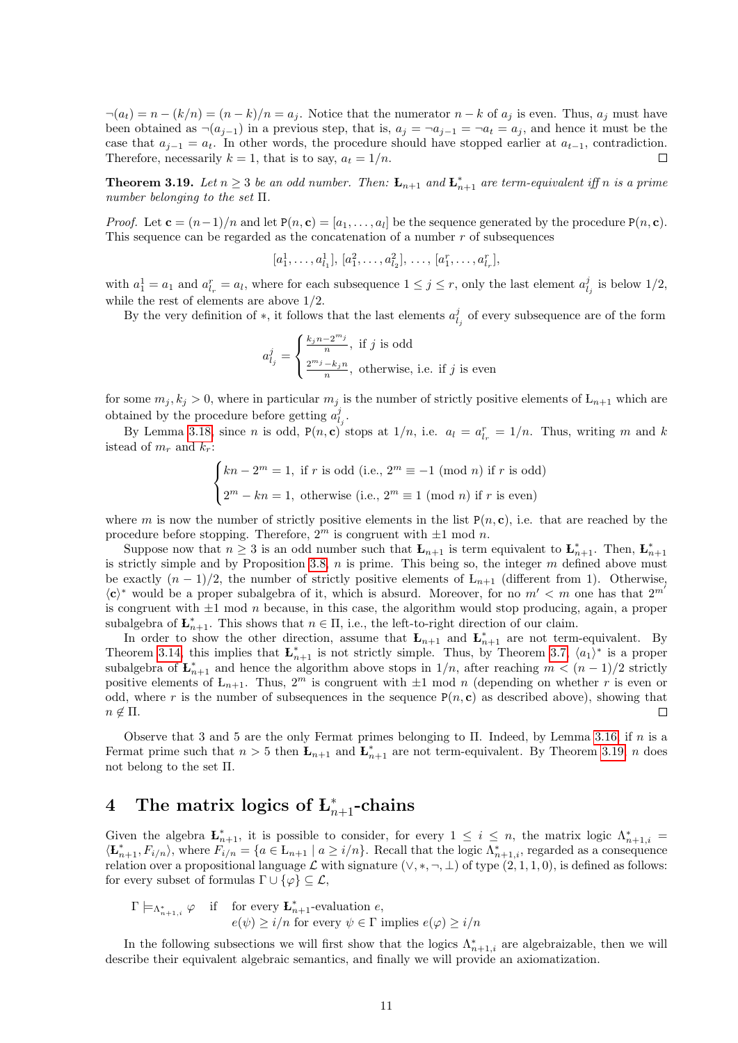$\neg(a_t) = n - (k/n) = (n-k)/n = a_j$. Notice that the numerator $n-k$ of $a_j$ is even. Thus, $a_j$ must have been obtained as $\neg(a_{j-1})$ in a previous step, that is, $a_j = \neg a_{j-1} = \neg a_t = a_j$, and hence it must be the case that $a_{j-1} = a_t$. In other words, the procedure should have stopped earlier at $a_{t-1}$, contradiction. Therefore, necessarily $k = 1$, that is to say, $a_t = 1/n$. □

**Theorem 3.19.** *Let $n \geq 3$ be an odd number. Then: $\text{Ł}_{n+1}$ and $\text{Ł}^*_{n+1}$ are term-equivalent iff $n$ is a prime number belonging to the set $\Pi$.*

*Proof.* Let $\mathbf{c} = (n-1)/n$ and let $\mathtt{P}(n, \mathbf{c}) = [a_1, \ldots, a_l]$ be the sequence generated by the procedure $\mathtt{P}(n, \mathbf{c})$. This sequence can be regarded as the concatenation of a number $r$ of subsequences

$$[a^1_1, \ldots, a^1_{l_1}],\ [a^2_1, \ldots, a^2_{l_2}],\ \ldots,\ [a^r_1, \ldots, a^r_{l_r}],$$

with $a^1_1 = a_1$ and $a^r_{l_r} = a_l$, where for each subsequence $1 \leq j \leq r$, only the last element $a^j_{l_j}$ is below $1/2$, while the rest of elements are above $1/2$.

By the very definition of $*$, it follows that the last elements $a^j_{l_j}$ of every subsequence are of the form

$$a^j_{l_j} = \begin{cases} \frac{k_j n - 2^{m_j}}{n}, & \text{if } j \text{ is odd} \\ \frac{2^{m_j} - k_j n}{n}, & \text{otherwise, i.e. if } j \text{ is even} \end{cases}$$

for some $m_j, k_j > 0$, where in particular $m_j$ is the number of strictly positive elements of $\text{L}_{n+1}$ which are obtained by the procedure before getting $a^j_{l_j}$.

By Lemma 3.18, since $n$ is odd, $\mathtt{P}(n, \mathbf{c})$ stops at $1/n$, i.e. $a_l = a^r_{l_r} = 1/n$. Thus, writing $m$ and $k$ istead of $m_r$ and $k_r$:

$$\begin{cases} kn - 2^m = 1, \text{ if } r \text{ is odd (i.e., } 2^m \equiv -1 \pmod{n} \text{) if } r \text{ is odd)} \\ 2^m - kn = 1, \text{ otherwise (i.e., } 2^m \equiv 1 \pmod{n} \text{) if } r \text{ is even)} \end{cases}$$

where $m$ is now the number of strictly positive elements in the list $\mathtt{P}(n, \mathbf{c})$, i.e. that are reached by the procedure before stopping. Therefore, $2^m$ is congruent with $\pm 1$ mod $n$.

Suppose now that $n \geq 3$ is an odd number such that $\text{Ł}_{n+1}$ is term equivalent to $\text{Ł}^*_{n+1}$. Then, $\text{Ł}^*_{n+1}$ is strictly simple and by Proposition 3.8, $n$ is prime. This being so, the integer $m$ defined above must be exactly $(n-1)/2$, the number of strictly positive elements of $\text{L}_{n+1}$ (different from 1). Otherwise, $\langle \mathbf{c} \rangle^*$ would be a proper subalgebra of it, which is absurd. Moreover, for no $m' < m$ one has that $2^{m'}$ is congruent with $\pm 1$ mod $n$ because, in this case, the algorithm would stop producing, again, a proper subalgebra of $\text{Ł}^*_{n+1}$. This shows that $n \in \Pi$, i.e., the left-to-right direction of our claim.

In order to show the other direction, assume that $\text{Ł}_{n+1}$ and $\text{Ł}^*_{n+1}$ are not term-equivalent. By Theorem 3.14, this implies that $\text{Ł}^*_{n+1}$ is not strictly simple. Thus, by Theorem 3.7, $\langle a_1 \rangle^*$ is a proper subalgebra of $\text{Ł}^*_{n+1}$ and hence the algorithm above stops in $1/n$, after reaching $m < (n-1)/2$ strictly positive elements of $\text{L}_{n+1}$. Thus, $2^m$ is congruent with $\pm 1$ mod $n$ (depending on whether $r$ is even or odd, where $r$ is the number of subsequences in the sequence $\mathtt{P}(n, \mathbf{c})$ as described above), showing that $n \notin \Pi$. □

Observe that 3 and 5 are the only Fermat primes belonging to $\Pi$. Indeed, by Lemma 3.16, if $n$ is a Fermat prime such that $n > 5$ then $\text{Ł}_{n+1}$ and $\text{Ł}^*_{n+1}$ are not term-equivalent. By Theorem 3.19, $n$ does not belong to the set $\Pi$.

# 4 The matrix logics of $\text{Ł}^*_{n+1}$-chains

Given the algebra $\text{Ł}^*_{n+1}$, it is possible to consider, for every $1 \leq i \leq n$, the matrix logic $\Lambda^*_{n+1,i} = \langle \text{Ł}^*_{n+1}, F_{i/n} \rangle$, where $F_{i/n} = \{a \in \text{L}_{n+1} \mid a \geq i/n\}$. Recall that the logic $\Lambda^*_{n+1,i}$, regarded as a consequence relation over a propositional language $\mathcal{L}$ with signature $(\vee, *, \neg, \perp)$ of type $(2, 1, 1, 0)$, is defined as follows: for every subset of formulas $\Gamma \cup \{\varphi\} \subseteq \mathcal{L}$,

$$\Gamma \models_{\Lambda^*_{n+1,i}} \varphi \quad \text{if} \quad \text{for every } \text{Ł}^*_{n+1}\text{-evaluation } e,$$
$$e(\psi) \geq i/n \text{ for every } \psi \in \Gamma \text{ implies } e(\varphi) \geq i/n$$

In the following subsections we will first show that the logics $\Lambda^*_{n+1,i}$ are algebraizable, then we will describe their equivalent algebraic semantics, and finally we will provide an axiomatization.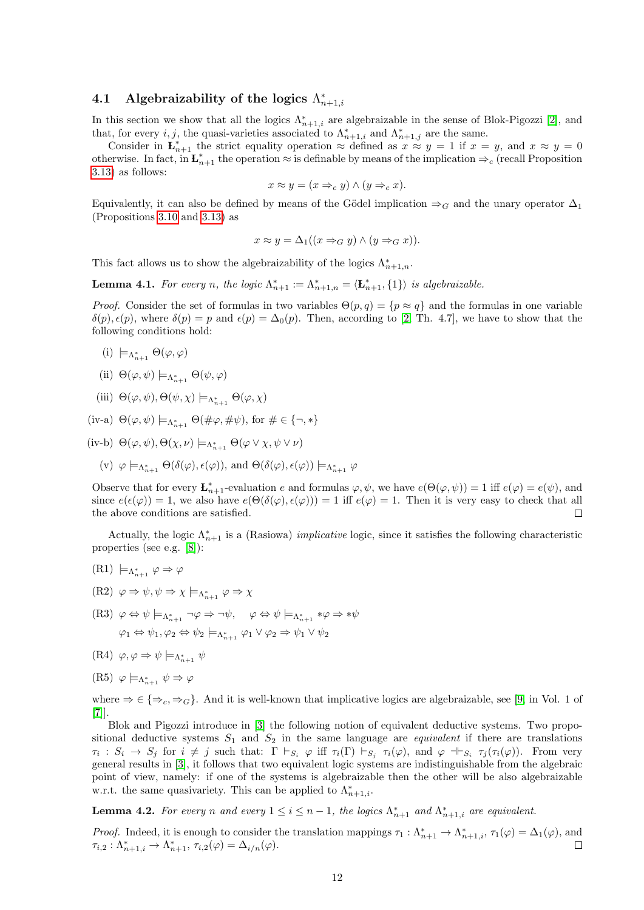### 4.1 Algebraizability of the logics $\Lambda^*_{n+1,i}$

In this section we show that all the logics $\Lambda^*_{n+1,i}$ are algebraizable in the sense of Blok-Pigozzi [2], and that, for every $i, j$, the quasi-varieties associated to $\Lambda^*_{n+1,i}$ and $\Lambda^*_{n+1,j}$ are the same.

Consider in $Ł^*_{n+1}$ the strict equality operation $\approx$ defined as $x \approx y = 1$ if $x = y$, and $x \approx y = 0$ otherwise. In fact, in $Ł^*_{n+1}$ the operation $\approx$ is definable by means of the implication $\Rightarrow_c$ (recall Proposition 3.13) as follows:

$$x \approx y = (x \Rightarrow_c y) \wedge (y \Rightarrow_c x).$$

Equivalently, it can also be defined by means of the Gödel implication $\Rightarrow_G$ and the unary operator $\Delta_1$ (Propositions 3.10 and 3.13) as

$$x \approx y = \Delta_1((x \Rightarrow_G y) \wedge (y \Rightarrow_G x)).$$

This fact allows us to show the algebraizability of the logics $\Lambda^*_{n+1,n}$.

**Lemma 4.1.** *For every $n$, the logic $\Lambda^*_{n+1} := \Lambda^*_{n+1,n} = \langle Ł^*_{n+1}, \{1\}\rangle$ is algebraizable.*

*Proof.* Consider the set of formulas in two variables $\Theta(p,q) = \{p \approx q\}$ and the formulas in one variable $\delta(p), \epsilon(p)$, where $\delta(p) = p$ and $\epsilon(p) = \Delta_0(p)$. Then, according to [2, Th. 4.7], we have to show that the following conditions hold:

(i) $\models_{\Lambda^*_{n+1}} \Theta(\varphi,\varphi)$

(ii) $\Theta(\varphi,\psi) \models_{\Lambda^*_{n+1}} \Theta(\psi,\varphi)$

(iii) $\Theta(\varphi,\psi), \Theta(\psi,\chi) \models_{\Lambda^*_{n+1}} \Theta(\varphi,\chi)$

(iv-a) $\Theta(\varphi,\psi) \models_{\Lambda^*_{n+1}} \Theta(\#\varphi,\#\psi)$, for $\# \in \{\neg, *\}$

(iv-b) $\Theta(\varphi,\psi), \Theta(\chi,\nu) \models_{\Lambda^*_{n+1}} \Theta(\varphi \vee \chi, \psi \vee \nu)$

(v) $\varphi \models_{\Lambda^*_{n+1}} \Theta(\delta(\varphi),\epsilon(\varphi))$, and $\Theta(\delta(\varphi),\epsilon(\varphi)) \models_{\Lambda^*_{n+1}} \varphi$

Observe that for every $Ł^*_{n+1}$-evaluation $e$ and formulas $\varphi,\psi$, we have $e(\Theta(\varphi,\psi)) = 1$ iff $e(\varphi) = e(\psi)$, and since $e(\epsilon(\varphi)) = 1$, we also have $e(\Theta(\delta(\varphi),\epsilon(\varphi))) = 1$ iff $e(\varphi) = 1$. Then it is very easy to check that all the above conditions are satisfied. $\square$

Actually, the logic $\Lambda^*_{n+1}$ is a (Rasiowa) *implicative* logic, since it satisfies the following characteristic properties (see e.g. [8]):

(R1) $\models_{\Lambda^*_{n+1}} \varphi \Rightarrow \varphi$

(R2) $\varphi \Rightarrow \psi, \psi \Rightarrow \chi \models_{\Lambda^*_{n+1}} \varphi \Rightarrow \chi$

(R3) $\varphi \Leftrightarrow \psi \models_{\Lambda^*_{n+1}} \neg\varphi \Rightarrow \neg\psi, \quad \varphi \Leftrightarrow \psi \models_{\Lambda^*_{n+1}} *\varphi \Rightarrow *\psi$

$\varphi_1 \Leftrightarrow \psi_1, \varphi_2 \Leftrightarrow \psi_2 \models_{\Lambda^*_{n+1}} \varphi_1 \vee \varphi_2 \Rightarrow \psi_1 \vee \psi_2$

(R4) $\varphi, \varphi \Rightarrow \psi \models_{\Lambda^*_{n+1}} \psi$

(R5) $\varphi \models_{\Lambda^*_{n+1}} \psi \Rightarrow \varphi$

where $\Rightarrow \in \{\Rightarrow_c, \Rightarrow_G\}$. And it is well-known that implicative logics are algebraizable, see [9] in Vol. 1 of [7].

Blok and Pigozzi introduce in [3] the following notion of equivalent deductive systems. Two propositional deductive systems $S_1$ and $S_2$ in the same language are *equivalent* if there are translations $\tau_i : S_i \to S_j$ for $i \neq j$ such that: $\Gamma \vdash_{S_i} \varphi$ iff $\tau_i(\Gamma) \vdash_{S_j} \tau_i(\varphi)$, and $\varphi \dashv\vdash_{S_i} \tau_j(\tau_i(\varphi))$. From very general results in [3], it follows that two equivalent logic systems are indistinguishable from the algebraic point of view, namely: if one of the systems is algebraizable then the other will be also algebraizable w.r.t. the same quasivariety. This can be applied to $\Lambda^*_{n+1,i}$.

**Lemma 4.2.** *For every $n$ and every $1 \le i \le n-1$, the logics $\Lambda^*_{n+1}$ and $\Lambda^*_{n+1,i}$ are equivalent.*

*Proof.* Indeed, it is enough to consider the translation mappings $\tau_1 : \Lambda^*_{n+1} \to \Lambda^*_{n+1,i}$, $\tau_1(\varphi) = \Delta_1(\varphi)$, and $\tau_{i,2} : \Lambda^*_{n+1,i} \to \Lambda^*_{n+1}$, $\tau_{i,2}(\varphi) = \Delta_{i/n}(\varphi)$. $\square$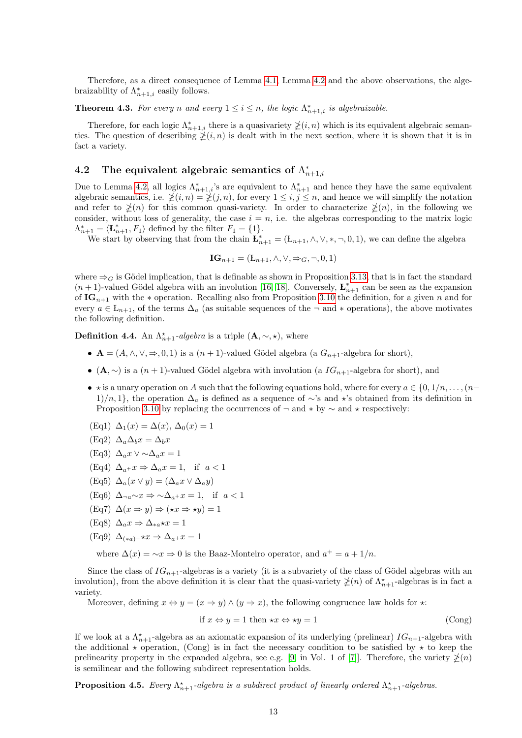Therefore, as a direct consequence of Lemma 4.1, Lemma 4.2 and the above observations, the algebraizability of $\Lambda^*_{n+1,i}$ easily follows.

**Theorem 4.3.** *For every $n$ and every $1 \leq i \leq n$, the logic $\Lambda^*_{n+1,i}$ is algebraizable.*

Therefore, for each logic $\Lambda^*_{n+1,i}$ there is a quasivariety $\not\geq(i, n)$ which is its equivalent algebraic semantics. The question of describing $\not\geq(i, n)$ is dealt with in the next section, where it is shown that it is in fact a variety.

## 4.2 The equivalent algebraic semantics of $\Lambda^*_{n+1,i}$

Due to Lemma 4.2, all logics $\Lambda^*_{n+1,i}$'s are equivalent to $\Lambda^*_{n+1}$ and hence they have the same equivalent algebraic semantics, i.e. $\not\geq(i, n) = \not\geq(j, n)$, for every $1 \leq i, j \leq n$, and hence we will simplify the notation and refer to $\not\geq(n)$ for this common quasi-variety. In order to characterize $\not\geq(n)$, in the following we consider, without loss of generality, the case $i = n$, i.e. the algebras corresponding to the matrix logic $\Lambda^*_{n+1} = \langle \mathbf{Ł}^*_{n+1}, F_1\rangle$ defined by the filter $F_1 = \{1\}$.

We start by observing that from the chain $\mathbf{Ł}^*_{n+1} = (\text{Ł}_{n+1}, \wedge, \vee, *, \neg, 0, 1)$, we can define the algebra

$$\mathbf{IG}_{n+1} = (\text{Ł}_{n+1}, \wedge, \vee, \Rightarrow_G, \neg, 0, 1)$$

where $\Rightarrow_G$ is Gödel implication, that is definable as shown in Proposition 3.13, that is in fact the standard $(n+1)$-valued Gödel algebra with an involution [16, 18]. Conversely, $\mathbf{Ł}^*_{n+1}$ can be seen as the expansion of $\mathbf{IG}_{n+1}$ with the $*$ operation. Recalling also from Proposition 3.10 the definition, for a given $n$ and for every $a \in \text{Ł}_{n+1}$, of the terms $\Delta_a$ (as suitable sequences of the $\neg$ and $*$ operations), the above motivates the following definition.

**Definition 4.4.** An $\Lambda^\star_{n+1}$*-algebra* is a triple $(\mathbf{A}, \sim, \star)$, where

- $\mathbf{A} = (A, \wedge, \vee, \Rightarrow, 0, 1)$ is a $(n+1)$-valued Gödel algebra (a $G_{n+1}$-algebra for short),
- $(\mathbf{A}, \sim)$ is a $(n+1)$-valued Gödel algebra with involution (a $IG_{n+1}$-algebra for short), and
- $\star$ is a unary operation on $A$ such that the following equations hold, where for every $a \in \{0, 1/n, \ldots, (n-1)/n, 1\}$, the operation $\Delta_a$ is defined as a sequence of $\sim$'s and $\star$'s obtained from its definition in Proposition 3.10 by replacing the occurrences of $\neg$ and $*$ by $\sim$ and $\star$ respectively:

(Eq1) $\Delta_1(x) = \Delta(x)$, $\Delta_0(x) = 1$

(Eq2) $\Delta_a \Delta_b x = \Delta_b x$

(Eq3) $\Delta_a x \vee {\sim}\Delta_a x = 1$

(Eq4) $\Delta_{a^+} x \Rightarrow \Delta_a x = 1$, if $a < 1$

(Eq5) $\Delta_a(x \vee y) = (\Delta_a x \vee \Delta_a y)$

(Eq6) $\Delta_{\neg a}{\sim}x \Rightarrow {\sim}\Delta_{a^+} x = 1$, if $a < 1$

(Eq7) $\Delta(x \Rightarrow y) \Rightarrow (\star x \Rightarrow \star y) = 1$

(Eq8) $\Delta_a x \Rightarrow \Delta_{*a} \star x = 1$

(Eq9) $\Delta_{(*a)^+} \star x \Rightarrow \Delta_{a^+} x = 1$

where $\Delta(x) = {\sim}x \Rightarrow 0$ is the Baaz-Monteiro operator, and $a^+ = a + 1/n$.

Since the class of $IG_{n+1}$-algebras is a variety (it is a subvariety of the class of Gödel algebras with an involution), from the above definition it is clear that the quasi-variety $\not\geq(n)$ of $\Lambda^\star_{n+1}$-algebras is in fact a variety.

Moreover, defining $x \Leftrightarrow y = (x \Rightarrow y) \wedge (y \Rightarrow x)$, the following congruence law holds for $\star$:

$$\text{if } x \Leftrightarrow y = 1 \text{ then } \star x \Leftrightarrow \star y = 1 \tag{Cong}$$

If we look at a $\Lambda^\star_{n+1}$-algebra as an axiomatic expansion of its underlying (prelinear) $IG_{n+1}$-algebra with the additional $\star$ operation, (Cong) is in fact the necessary condition to be satisfied by $\star$ to keep the prelinearity property in the expanded algebra, see e.g. [9] in Vol. 1 of [7]. Therefore, the variety $\not\geq(n)$ is semilinear and the following subdirect representation holds.

**Proposition 4.5.** *Every $\Lambda^\star_{n+1}$-algebra is a subdirect product of linearly ordered $\Lambda^\star_{n+1}$-algebras.*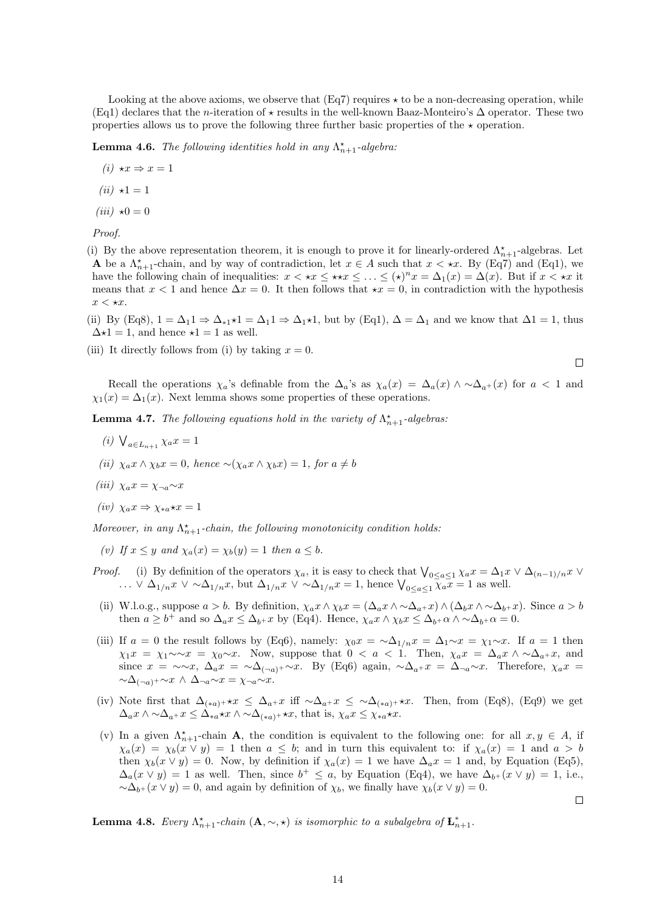Looking at the above axioms, we observe that (Eq7) requires $\star$ to be a non-decreasing operation, while (Eq1) declares that the $n$-iteration of $\star$ results in the well-known Baaz-Monteiro's $\Delta$ operator. These two properties allows us to prove the following three further basic properties of the $\star$ operation.

**Lemma 4.6.** *The following identities hold in any $\Lambda^\star_{n+1}$-algebra:*

*(i)* $\star x \Rightarrow x = 1$

*(ii)* $\star 1 = 1$

*(iii)* $\star 0 = 0$

*Proof.*

(i) By the above representation theorem, it is enough to prove it for linearly-ordered $\Lambda^\star_{n+1}$-algebras. Let $\mathbf{A}$ be a $\Lambda^\star_{n+1}$-chain, and by way of contradiction, let $x \in A$ such that $x < \star x$. By (Eq7) and (Eq1), we have the following chain of inequalities: $x < \star x \leq \star\star x \leq \ldots \leq (\star)^n x = \Delta_1(x) = \Delta(x)$. But if $x < \star x$ it means that $x < 1$ and hence $\Delta x = 0$. It then follows that $\star x = 0$, in contradiction with the hypothesis $x < \star x$.

(ii) By (Eq8), $1 = \Delta_1 1 \Rightarrow \Delta_{*1} \star 1 = \Delta_1 1 \Rightarrow \Delta_1 \star 1$, but by (Eq1), $\Delta = \Delta_1$ and we know that $\Delta 1 = 1$, thus $\Delta \star 1 = 1$, and hence $\star 1 = 1$ as well.

(iii) It directly follows from (i) by taking $x = 0$. ∎

Recall the operations $\chi_a$'s definable from the $\Delta_a$'s as $\chi_a(x) = \Delta_a(x) \wedge \sim\Delta_{a^+}(x)$ for $a < 1$ and $\chi_1(x) = \Delta_1(x)$. Next lemma shows some properties of these operations.

**Lemma 4.7.** *The following equations hold in the variety of $\Lambda^\star_{n+1}$-algebras:*

*(i)* $\bigvee_{a \in L_{n+1}} \chi_a x = 1$

*(ii)* $\chi_a x \wedge \chi_b x = 0$*, hence* $\sim(\chi_a x \wedge \chi_b x) = 1$*, for* $a \neq b$

*(iii)* $\chi_a x = \chi_{\neg a} \sim x$

*(iv)* $\chi_a x \Rightarrow \chi_{*a} \star x = 1$

*Moreover, in any $\Lambda^\star_{n+1}$-chain, the following monotonicity condition holds:*

*(v) If $x \leq y$ and $\chi_a(x) = \chi_b(y) = 1$ then $a \leq b$.*

*Proof.* (i) By definition of the operators $\chi_a$, it is easy to check that $\bigvee_{0 \leq a \leq 1} \chi_a x = \Delta_1 x \vee \Delta_{(n-1)/n} x \vee \ldots \vee \Delta_{1/n} x \vee \sim\Delta_{1/n} x$, but $\Delta_{1/n} x \vee \sim\Delta_{1/n} x = 1$, hence $\bigvee_{0 \leq a \leq 1} \chi_a x = 1$ as well.

(ii) W.l.o.g., suppose $a > b$. By definition, $\chi_a x \wedge \chi_b x = (\Delta_a x \wedge \sim\Delta_{a^+} x) \wedge (\Delta_b x \wedge \sim\Delta_{b^+} x)$. Since $a > b$ then $a \geq b^+$ and so $\Delta_a x \leq \Delta_{b^+} x$ by (Eq4). Hence, $\chi_a x \wedge \chi_b x \leq \Delta_{b^+} \alpha \wedge \sim\Delta_{b^+} \alpha = 0$.

(iii) If $a = 0$ the result follows by (Eq6), namely: $\chi_0 x = \sim\Delta_{1/n} x = \Delta_1 \sim x = \chi_1 \sim x$. If $a = 1$ then $\chi_1 x = \chi_1 \sim\sim x = \chi_0 \sim x$. Now, suppose that $0 < a < 1$. Then, $\chi_a x = \Delta_a x \wedge \sim\Delta_{a^+} x$, and since $x = \sim\sim x$, $\Delta_a x = \sim\Delta_{(\neg a)^+} \sim x$. By (Eq6) again, $\sim\Delta_{a^+} x = \Delta_{\neg a} \sim x$. Therefore, $\chi_a x = \sim\Delta_{(\neg a)^+} \sim x \wedge \Delta_{\neg a} \sim x = \chi_{\neg a} \sim x$.

(iv) Note first that $\Delta_{(*a)^+} \star x \leq \Delta_{a^+} x$ iff $\sim\Delta_{a^+} x \leq \sim\Delta_{(*a)^+} \star x$. Then, from (Eq8), (Eq9) we get $\Delta_a x \wedge \sim\Delta_{a^+} x \leq \Delta_{*a} \star x \wedge \sim\Delta_{(*a)^+} \star x$, that is, $\chi_a x \leq \chi_{*a} \star x$.

(v) In a given $\Lambda^\star_{n+1}$-chain $\mathbf{A}$, the condition is equivalent to the following one: for all $x, y \in A$, if $\chi_a(x) = \chi_b(x \vee y) = 1$ then $a \leq b$; and in turn this equivalent to: if $\chi_a(x) = 1$ and $a > b$ then $\chi_b(x \vee y) = 0$. Now, by definition if $\chi_a(x) = 1$ we have $\Delta_a x = 1$ and, by Equation (Eq5), $\Delta_a(x \vee y) = 1$ as well. Then, since $b^+ \leq a$, by Equation (Eq4), we have $\Delta_{b^+}(x \vee y) = 1$, i.e., $\sim\Delta_{b^+}(x \vee y) = 0$, and again by definition of $\chi_b$, we finally have $\chi_b(x \vee y) = 0$. ∎

**Lemma 4.8.** *Every $\Lambda^\star_{n+1}$-chain $(\mathbf{A}, \sim, \star)$ is isomorphic to a subalgebra of $\mathbf{Ł}^*_{n+1}$.*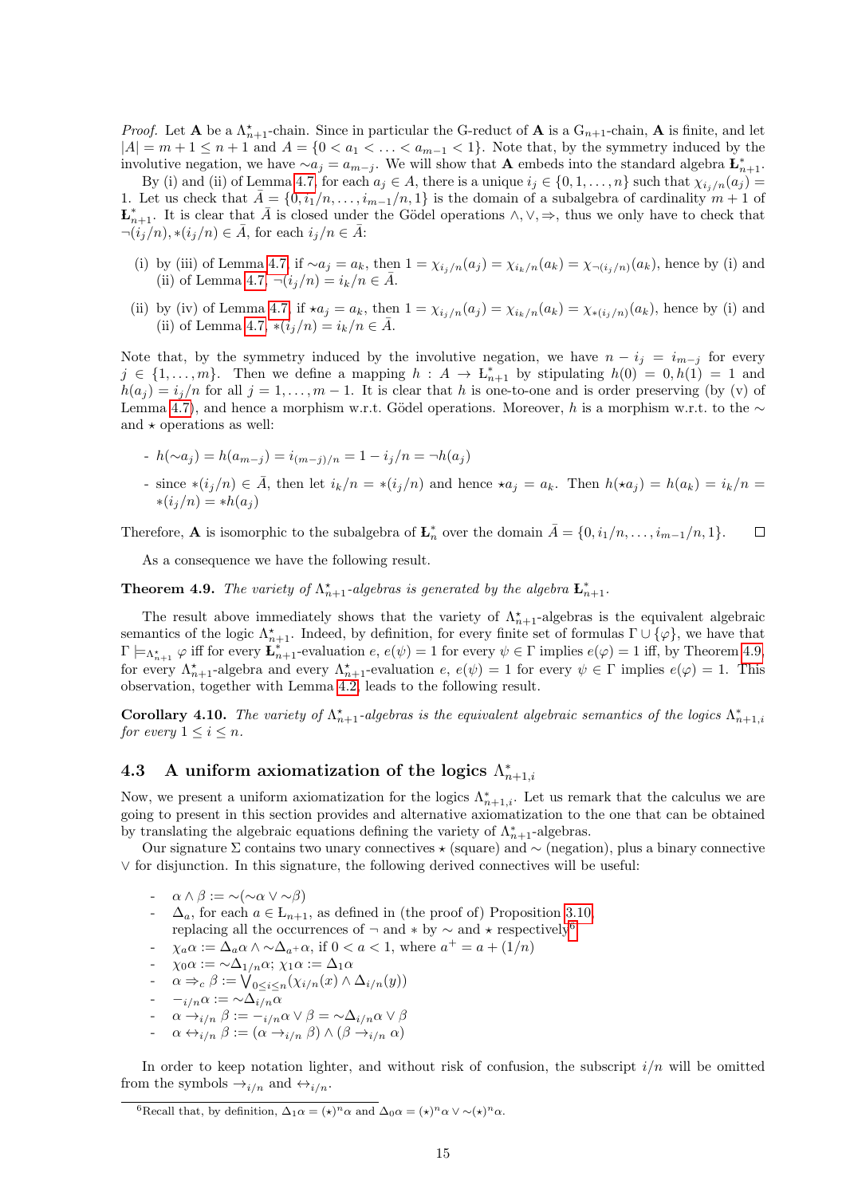*Proof.* Let $\mathbf{A}$ be a $\Lambda^\star_{n+1}$-chain. Since in particular the G-reduct of $\mathbf{A}$ is a $\mathrm{G}_{n+1}$-chain, $\mathbf{A}$ is finite, and let $|A| = m+1 \leq n+1$ and $A = \{0 < a_1 < \ldots < a_{m-1} < 1\}$. Note that, by the symmetry induced by the involutive negation, we have $\sim a_j = a_{m-j}$. We will show that $\mathbf{A}$ embeds into the standard algebra $\mathbf{Ł}^*_{n+1}$.

By (i) and (ii) of Lemma 4.7, for each $a_j \in A$, there is a unique $i_j \in \{0, 1, \ldots, n\}$ such that $\chi_{i_j/n}(a_j) = 1$. Let us check that $\bar{A} = \{0, i_1/n, \ldots, i_{m-1}/n, 1\}$ is the domain of a subalgebra of cardinality $m+1$ of $\mathbf{Ł}^*_{n+1}$. It is clear that $\bar{A}$ is closed under the Gödel operations $\wedge, \vee, \Rightarrow$, thus we only have to check that $\neg(i_j/n), *(i_j/n) \in \bar{A}$, for each $i_j/n \in \bar{A}$:

(i) by (iii) of Lemma 4.7, if $\sim a_j = a_k$, then $1 = \chi_{i_j/n}(a_j) = \chi_{i_k/n}(a_k) = \chi_{\neg(i_j/n)}(a_k)$, hence by (i) and (ii) of Lemma 4.7, $\neg(i_j/n) = i_k/n \in \bar{A}$.

(ii) by (iv) of Lemma 4.7, if $\star a_j = a_k$, then $1 = \chi_{i_j/n}(a_j) = \chi_{i_k/n}(a_k) = \chi_{*(i_j/n)}(a_k)$, hence by (i) and (ii) of Lemma 4.7, $*(i_j/n) = i_k/n \in \bar{A}$.

Note that, by the symmetry induced by the involutive negation, we have $n - i_j = i_{m-j}$ for every $j \in \{1, \ldots, m\}$. Then we define a mapping $h : A \to \mathrm{Ł}^*_{n+1}$ by stipulating $h(0) = 0, h(1) = 1$ and $h(a_j) = i_j/n$ for all $j = 1, \ldots, m-1$. It is clear that $h$ is one-to-one and is order preserving (by (v) of Lemma 4.7), and hence a morphism w.r.t. Gödel operations. Moreover, $h$ is a morphism w.r.t. to the $\sim$ and $\star$ operations as well:

- $h(\sim a_j) = h(a_{m-j}) = i_{(m-j)/n} = 1 - i_j/n = \neg h(a_j)$
- since $*(i_j/n) \in \bar{A}$, then let $i_k/n = *(i_j/n)$ and hence $\star a_j = a_k$. Then $h(\star a_j) = h(a_k) = i_k/n = *(i_j/n) = *h(a_j)$

Therefore, $\mathbf{A}$ is isomorphic to the subalgebra of $\mathbf{Ł}^*_n$ over the domain $\bar{A} = \{0, i_1/n, \ldots, i_{m-1}/n, 1\}$. $\square$

As a consequence we have the following result.

**Theorem 4.9.** *The variety of $\Lambda^\star_{n+1}$-algebras is generated by the algebra $\mathbf{Ł}^*_{n+1}$.*

The result above immediately shows that the variety of $\Lambda^\star_{n+1}$-algebras is the equivalent algebraic semantics of the logic $\Lambda^\star_{n+1}$. Indeed, by definition, for every finite set of formulas $\Gamma \cup \{\varphi\}$, we have that $\Gamma \models_{\Lambda^\star_{n+1}} \varphi$ iff for every $\mathbf{Ł}^*_{n+1}$-evaluation $e$, $e(\psi) = 1$ for every $\psi \in \Gamma$ implies $e(\varphi) = 1$ iff, by Theorem 4.9, for every $\Lambda^\star_{n+1}$-algebra and every $\Lambda^\star_{n+1}$-evaluation $e$, $e(\psi) = 1$ for every $\psi \in \Gamma$ implies $e(\varphi) = 1$. This observation, together with Lemma 4.2, leads to the following result.

**Corollary 4.10.** *The variety of $\Lambda^\star_{n+1}$-algebras is the equivalent algebraic semantics of the logics $\Lambda^*_{n+1,i}$ for every $1 \leq i \leq n$.*

### 4.3 A uniform axiomatization of the logics $\Lambda^*_{n+1,i}$

Now, we present a uniform axiomatization for the logics $\Lambda^*_{n+1,i}$. Let us remark that the calculus we are going to present in this section provides and alternative axiomatization to the one that can be obtained by translating the algebraic equations defining the variety of $\Lambda^\star_{n+1}$-algebras.

Our signature $\Sigma$ contains two unary connectives $\star$ (square) and $\sim$ (negation), plus a binary connective $\vee$ for disjunction. In this signature, the following derived connectives will be useful:

- $\alpha \wedge \beta := \sim(\sim\alpha \vee \sim\beta)$
- $\Delta_a$, for each $a \in \mathrm{L}_{n+1}$, as defined in (the proof of) Proposition 3.10, replacing all the occurrences of $\neg$ and $*$ by $\sim$ and $\star$ respectively[6]
- $\chi_a\alpha := \Delta_a\alpha \wedge \sim\Delta_{a^+}\alpha$, if $0 < a < 1$, where $a^+ = a + (1/n)$
- $\chi_0\alpha := \sim\Delta_{1/n}\alpha$; $\chi_1\alpha := \Delta_1\alpha$
- $\alpha \Rightarrow_c \beta := \bigvee_{0 \leq i \leq n}(\chi_{i/n}(x) \wedge \Delta_{i/n}(y))$
- $-_{i/n}\alpha := \sim\Delta_{i/n}\alpha$
- $\alpha \to_{i/n} \beta := -_{i/n}\alpha \vee \beta = \sim\Delta_{i/n}\alpha \vee \beta$
- $\alpha \leftrightarrow_{i/n} \beta := (\alpha \to_{i/n} \beta) \wedge (\beta \to_{i/n} \alpha)$

In order to keep notation lighter, and without risk of confusion, the subscript $i/n$ will be omitted from the symbols $\to_{i/n}$ and $\leftrightarrow_{i/n}$.

[6] Recall that, by definition, $\Delta_1\alpha = (\star)^n\alpha$ and $\Delta_0\alpha = (\star)^n\alpha \vee \sim(\star)^n\alpha$.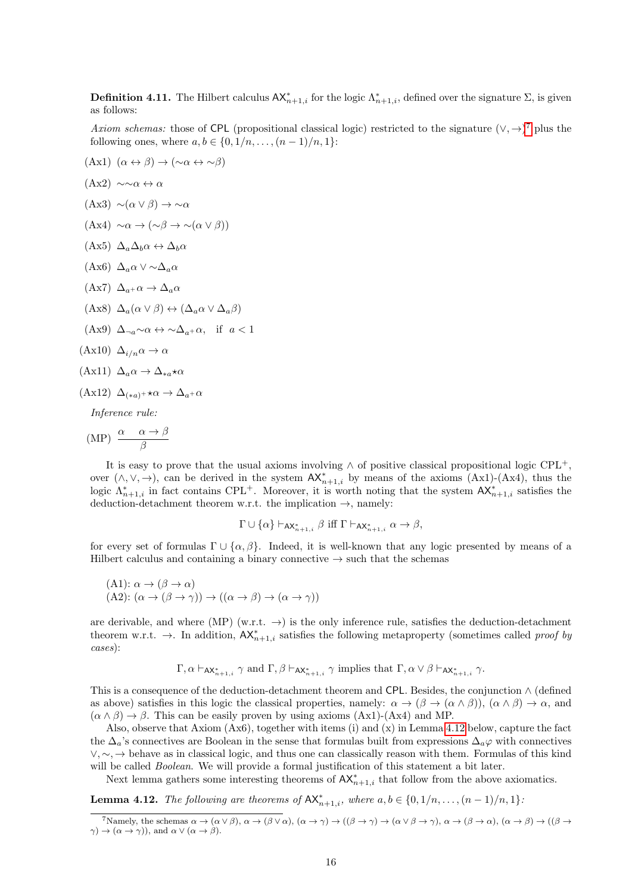**Definition 4.11.** The Hilbert calculus $\mathsf{AX}^*_{n+1,i}$ for the logic $\Lambda^*_{n+1,i}$, defined over the signature $\Sigma$, is given as follows:

*Axiom schemas:* those of $\mathsf{CPL}$ (propositional classical logic) restricted to the signature $(\vee, \to)$[7] plus the following ones, where $a, b \in \{0, 1/n, \ldots, (n-1)/n, 1\}$:

(Ax1) $(\alpha \leftrightarrow \beta) \to (\sim\alpha \leftrightarrow \sim\beta)$

(Ax2) $\sim\sim\alpha \leftrightarrow \alpha$

(Ax3) $\sim(\alpha \vee \beta) \to \sim\alpha$

(Ax4) $\sim\alpha \to (\sim\beta \to \sim(\alpha \vee \beta))$

(Ax5) $\Delta_a \Delta_b \alpha \leftrightarrow \Delta_b \alpha$

(Ax6) $\Delta_a \alpha \vee \sim\Delta_a \alpha$

(Ax7) $\Delta_{a^+} \alpha \to \Delta_a \alpha$

(Ax8) $\Delta_a(\alpha \vee \beta) \leftrightarrow (\Delta_a \alpha \vee \Delta_a \beta)$

(Ax9) $\Delta_{\neg a} \sim\alpha \leftrightarrow \sim\Delta_{a^+} \alpha$, if $a < 1$

(Ax10) $\Delta_{i/n} \alpha \to \alpha$

(Ax11) $\Delta_a \alpha \to \Delta_{*a} \star\alpha$

(Ax12) $\Delta_{(*a)^+} \star\alpha \to \Delta_{a^+} \alpha$

*Inference rule:*

(MP) $\dfrac{\alpha \quad \alpha \to \beta}{\beta}$

It is easy to prove that the usual axioms involving $\wedge$ of positive classical propositional logic CPL$^+$, over $(\wedge, \vee, \to)$, can be derived in the system $\mathsf{AX}^*_{n+1,i}$ by means of the axioms (Ax1)-(Ax4), thus the logic $\Lambda^*_{n+1,i}$ in fact contains CPL$^+$. Moreover, it is worth noting that the system $\mathsf{AX}^*_{n+1,i}$ satisfies the deduction-detachment theorem w.r.t. the implication $\to$, namely:

$$\Gamma \cup \{\alpha\} \vdash_{\mathsf{AX}^*_{n+1,i}} \beta \text{ iff } \Gamma \vdash_{\mathsf{AX}^*_{n+1,i}} \alpha \to \beta,$$

for every set of formulas $\Gamma \cup \{\alpha, \beta\}$. Indeed, it is well-known that any logic presented by means of a Hilbert calculus and containing a binary connective $\to$ such that the schemas

(A1): $\alpha \to (\beta \to \alpha)$
(A2): $(\alpha \to (\beta \to \gamma)) \to ((\alpha \to \beta) \to (\alpha \to \gamma))$

are derivable, and where (MP) (w.r.t. $\to$) is the only inference rule, satisfies the deduction-detachment theorem w.r.t. $\to$. In addition, $\mathsf{AX}^*_{n+1,i}$ satisfies the following metaproperty (sometimes called *proof by cases*):

$$\Gamma, \alpha \vdash_{\mathsf{AX}^*_{n+1,i}} \gamma \text{ and } \Gamma, \beta \vdash_{\mathsf{AX}^*_{n+1,i}} \gamma \text{ implies that } \Gamma, \alpha \vee \beta \vdash_{\mathsf{AX}^*_{n+1,i}} \gamma.$$

This is a consequence of the deduction-detachment theorem and $\mathsf{CPL}$. Besides, the conjunction $\wedge$ (defined as above) satisfies in this logic the classical properties, namely: $\alpha \to (\beta \to (\alpha \wedge \beta))$, $(\alpha \wedge \beta) \to \alpha$, and $(\alpha \wedge \beta) \to \beta$. This can be easily proven by using axioms (Ax1)-(Ax4) and MP.

Also, observe that Axiom (Ax6), together with items (i) and (x) in Lemma 4.12 below, capture the fact the $\Delta_a$'s connectives are Boolean in the sense that formulas built from expressions $\Delta_a \varphi$ with connectives $\vee, \sim, \to$ behave as in classical logic, and thus one can classically reason with them. Formulas of this kind will be called *Boolean*. We will provide a formal justification of this statement a bit later.

Next lemma gathers some interesting theorems of $\mathsf{AX}^*_{n+1,i}$ that follow from the above axiomatics.

**Lemma 4.12.** *The following are theorems of* $\mathsf{AX}^*_{n+1,i}$*, where* $a, b \in \{0, 1/n, \ldots, (n-1)/n, 1\}$*:*

[7] Namely, the schemas $\alpha \to (\alpha \vee \beta)$, $\alpha \to (\beta \vee \alpha)$, $(\alpha \to \gamma) \to ((\beta \to \gamma) \to (\alpha \vee \beta \to \gamma)$, $\alpha \to (\beta \to \alpha)$, $(\alpha \to \beta) \to ((\beta \to \gamma) \to (\alpha \to \gamma))$, and $\alpha \vee (\alpha \to \beta)$.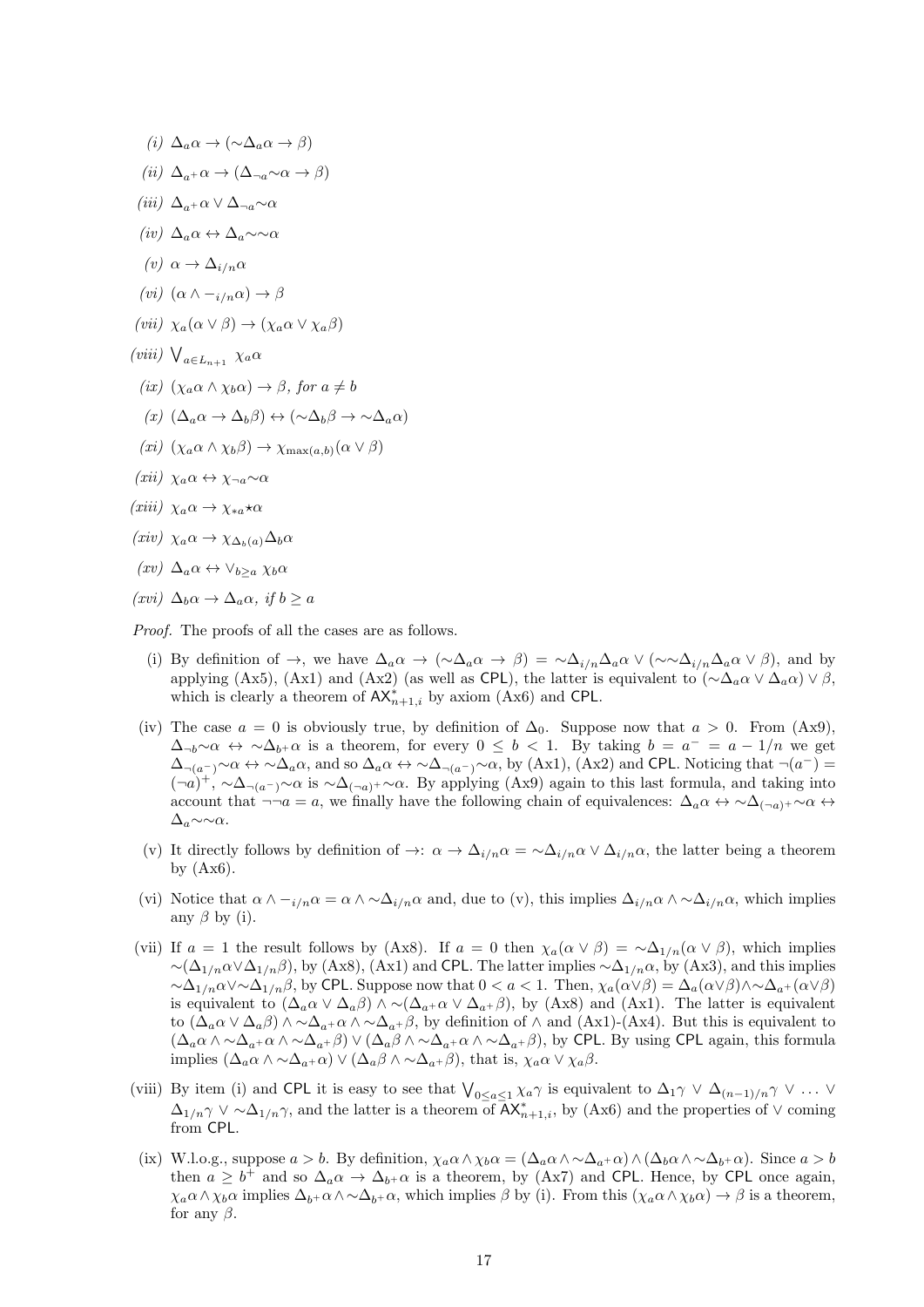*(i)* $\Delta_a\alpha \to (\sim\Delta_a\alpha \to \beta)$

*(ii)* $\Delta_{a^+}\alpha \to (\Delta_{\neg a}{\sim}\alpha \to \beta)$

*(iii)* $\Delta_{a^+}\alpha \vee \Delta_{\neg a}{\sim}\alpha$

*(iv)* $\Delta_a\alpha \leftrightarrow \Delta_a{\sim}{\sim}\alpha$

*(v)* $\alpha \to \Delta_{i/n}\alpha$

*(vi)* $(\alpha \wedge -_{i/n}\alpha) \to \beta$

*(vii)* $\chi_a(\alpha \vee \beta) \to (\chi_a\alpha \vee \chi_a\beta)$

*(viii)* $\bigvee_{a\in L_{n+1}} \chi_a\alpha$

*(ix)* $(\chi_a\alpha \wedge \chi_b\alpha) \to \beta$, *for* $a \neq b$

*(x)* $(\Delta_a\alpha \to \Delta_b\beta) \leftrightarrow (\sim\Delta_b\beta \to \sim\Delta_a\alpha)$

*(xi)* $(\chi_a\alpha \wedge \chi_b\beta) \to \chi_{\max(a,b)}(\alpha \vee \beta)$

*(xii)* $\chi_a\alpha \leftrightarrow \chi_{\neg a}{\sim}\alpha$

*(xiii)* $\chi_a\alpha \to \chi_{*a}\star\alpha$

*(xiv)* $\chi_a\alpha \to \chi_{\Delta_b(a)}\Delta_b\alpha$

*(xv)* $\Delta_a\alpha \leftrightarrow \vee_{b\geq a}\ \chi_b\alpha$

*(xvi)* $\Delta_b\alpha \to \Delta_a\alpha$, *if* $b \geq a$

*Proof.* The proofs of all the cases are as follows.

(i) By definition of $\to$, we have $\Delta_a\alpha \to (\sim\Delta_a\alpha \to \beta) = \sim\Delta_{i/n}\Delta_a\alpha \vee (\sim\sim\Delta_{i/n}\Delta_a\alpha \vee \beta)$, and by applying (Ax5), (Ax1) and (Ax2) (as well as CPL), the latter is equivalent to $(\sim\Delta_a\alpha \vee \Delta_a\alpha) \vee \beta$, which is clearly a theorem of $\mathsf{AX}^*_{n+1,i}$ by axiom (Ax6) and CPL.

(iv) The case $a = 0$ is obviously true, by definition of $\Delta_0$. Suppose now that $a > 0$. From (Ax9), $\Delta_{\neg b}{\sim}\alpha \leftrightarrow \sim\Delta_{b^+}\alpha$ is a theorem, for every $0 \leq b < 1$. By taking $b = a^- = a - 1/n$ we get $\Delta_{\neg(a^-)}{\sim}\alpha \leftrightarrow \sim\Delta_a\alpha$, and so $\Delta_a\alpha \leftrightarrow \sim\Delta_{\neg(a^-)}{\sim}\alpha$, by (Ax1), (Ax2) and CPL. Noticing that $\neg(a^-) = (\neg a)^+$, $\sim\Delta_{\neg(a^-)}{\sim}\alpha$ is $\sim\Delta_{(\neg a)^+}{\sim}\alpha$. By applying (Ax9) again to this last formula, and taking into account that $\neg\neg a = a$, we finally have the following chain of equivalences: $\Delta_a\alpha \leftrightarrow \sim\Delta_{(\neg a)^+}{\sim}\alpha \leftrightarrow \Delta_a{\sim}{\sim}\alpha$.

(v) It directly follows by definition of $\to$: $\alpha \to \Delta_{i/n}\alpha = \sim\Delta_{i/n}\alpha \vee \Delta_{i/n}\alpha$, the latter being a theorem by (Ax6).

(vi) Notice that $\alpha \wedge -_{i/n}\alpha = \alpha \wedge \sim\Delta_{i/n}\alpha$ and, due to (v), this implies $\Delta_{i/n}\alpha \wedge \sim\Delta_{i/n}\alpha$, which implies any $\beta$ by (i).

(vii) If $a = 1$ the result follows by (Ax8). If $a = 0$ then $\chi_a(\alpha \vee \beta) = \sim\Delta_{1/n}(\alpha \vee \beta)$, which implies $\sim(\Delta_{1/n}\alpha \vee \Delta_{1/n}\beta)$, by (Ax8), (Ax1) and CPL. The latter implies $\sim\Delta_{1/n}\alpha$, by (Ax3), and this implies $\sim\Delta_{1/n}\alpha \vee \sim\Delta_{1/n}\beta$, by CPL. Suppose now that $0 < a < 1$. Then, $\chi_a(\alpha\vee\beta) = \Delta_a(\alpha\vee\beta) \wedge \sim\Delta_{a^+}(\alpha\vee\beta)$ is equivalent to $(\Delta_a\alpha \vee \Delta_a\beta) \wedge \sim(\Delta_{a^+}\alpha \vee \Delta_{a^+}\beta)$, by (Ax8) and (Ax1). The latter is equivalent to $(\Delta_a\alpha \vee \Delta_a\beta) \wedge \sim\Delta_{a^+}\alpha \wedge \sim\Delta_{a^+}\beta$, by definition of $\wedge$ and (Ax1)-(Ax4). But this is equivalent to $(\Delta_a\alpha \wedge \sim\Delta_{a^+}\alpha \wedge \sim\Delta_{a^+}\beta) \vee (\Delta_a\beta \wedge \sim\Delta_{a^+}\alpha \wedge \sim\Delta_{a^+}\beta)$, by CPL. By using CPL again, this formula implies $(\Delta_a\alpha \wedge \sim\Delta_{a^+}\alpha) \vee (\Delta_a\beta \wedge \sim\Delta_{a^+}\beta)$, that is, $\chi_a\alpha \vee \chi_a\beta$.

(viii) By item (i) and CPL it is easy to see that $\bigvee_{0\leq a\leq 1} \chi_a\gamma$ is equivalent to $\Delta_1\gamma \vee \Delta_{(n-1)/n}\gamma \vee \ldots \vee \Delta_{1/n}\gamma \vee \sim\Delta_{1/n}\gamma$, and the latter is a theorem of $\mathsf{AX}^*_{n+1,i}$, by (Ax6) and the properties of $\vee$ coming from CPL.

(ix) W.l.o.g., suppose $a > b$. By definition, $\chi_a\alpha \wedge \chi_b\alpha = (\Delta_a\alpha \wedge \sim\Delta_{a^+}\alpha) \wedge (\Delta_b\alpha \wedge \sim\Delta_{b^+}\alpha)$. Since $a > b$ then $a \geq b^+$ and so $\Delta_a\alpha \to \Delta_{b^+}\alpha$ is a theorem, by (Ax7) and CPL. Hence, by CPL once again, $\chi_a\alpha \wedge \chi_b\alpha$ implies $\Delta_{b^+}\alpha \wedge \sim\Delta_{b^+}\alpha$, which implies $\beta$ by (i). From this $(\chi_a\alpha \wedge \chi_b\alpha) \to \beta$ is a theorem, for any $\beta$.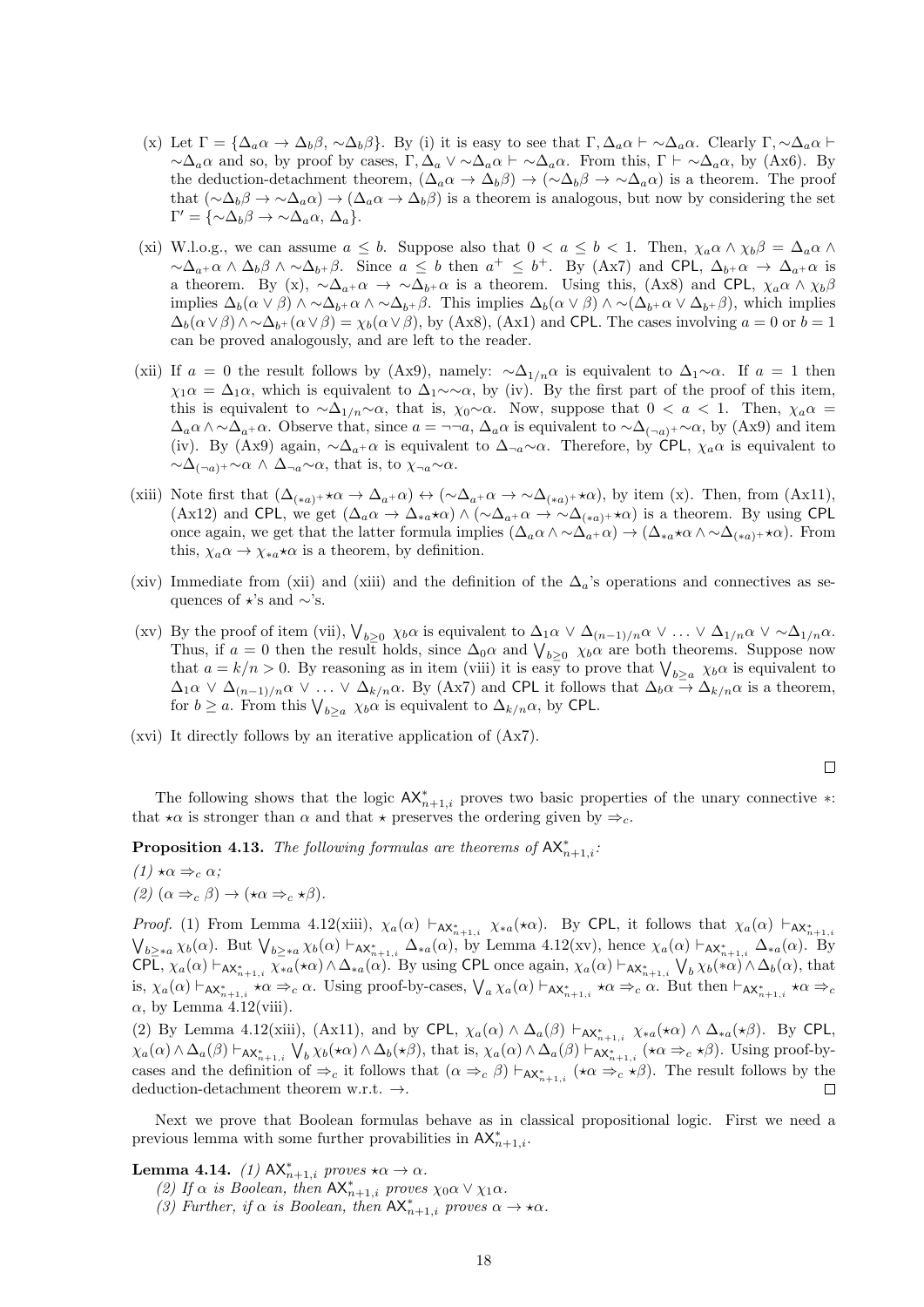(x) Let $\Gamma = \{\Delta_a\alpha \to \Delta_b\beta, \sim\Delta_b\beta\}$. By (i) it is easy to see that $\Gamma, \Delta_a\alpha \vdash \sim\Delta_a\alpha$. Clearly $\Gamma, \sim\Delta_a\alpha \vdash \sim\Delta_a\alpha$ and so, by proof by cases, $\Gamma, \Delta_a \vee \sim\Delta_a\alpha \vdash \sim\Delta_a\alpha$. From this, $\Gamma \vdash \sim\Delta_a\alpha$, by (Ax6). By the deduction-detachment theorem, $(\Delta_a\alpha \to \Delta_b\beta) \to (\sim\Delta_b\beta \to \sim\Delta_a\alpha)$ is a theorem. The proof that $(\sim\Delta_b\beta \to \sim\Delta_a\alpha) \to (\Delta_a\alpha \to \Delta_b\beta)$ is a theorem is analogous, but now by considering the set $\Gamma' = \{\sim\Delta_b\beta \to \sim\Delta_a\alpha, \Delta_a\}$.

(xi) W.l.o.g., we can assume $a \leq b$. Suppose also that $0 < a \leq b < 1$. Then, $\chi_a\alpha \wedge \chi_b\beta = \Delta_a\alpha \wedge \sim\Delta_{a^+}\alpha \wedge \Delta_b\beta \wedge \sim\Delta_{b^+}\beta$. Since $a \leq b$ then $a^+ \leq b^+$. By (Ax7) and CPL, $\Delta_{b^+}\alpha \to \Delta_{a^+}\alpha$ is a theorem. By (x), $\sim\Delta_{a^+}\alpha \to \sim\Delta_{b^+}\alpha$ is a theorem. Using this, (Ax8) and CPL, $\chi_a\alpha \wedge \chi_b\beta$ implies $\Delta_b(\alpha \vee \beta) \wedge \sim\Delta_{b^+}\alpha \wedge \sim\Delta_{b^+}\beta$. This implies $\Delta_b(\alpha \vee \beta) \wedge \sim(\Delta_{b^+}\alpha \vee \Delta_{b^+}\beta)$, which implies $\Delta_b(\alpha \vee \beta) \wedge \sim\Delta_{b^+}(\alpha \vee \beta) = \chi_b(\alpha \vee \beta)$, by (Ax8), (Ax1) and CPL. The cases involving $a = 0$ or $b = 1$ can be proved analogously, and are left to the reader.

(xii) If $a = 0$ the result follows by (Ax9), namely: $\sim\Delta_{1/n}\alpha$ is equivalent to $\Delta_1\sim\alpha$. If $a = 1$ then $\chi_1\alpha = \Delta_1\alpha$, which is equivalent to $\Delta_1\sim\sim\alpha$, by (iv). By the first part of the proof of this item, this is equivalent to $\sim\Delta_{1/n}\sim\alpha$, that is, $\chi_0\sim\alpha$. Now, suppose that $0 < a < 1$. Then, $\chi_a\alpha = \Delta_a\alpha \wedge \sim\Delta_{a^+}\alpha$. Observe that, since $a = \neg\neg a$, $\Delta_a\alpha$ is equivalent to $\sim\Delta_{(\neg a)^+}\sim\alpha$, by (Ax9) and item (iv). By (Ax9) again, $\sim\Delta_{a^+}\alpha$ is equivalent to $\Delta_{\neg a}\sim\alpha$. Therefore, by CPL, $\chi_a\alpha$ is equivalent to $\sim\Delta_{(\neg a)^+}\sim\alpha \wedge \Delta_{\neg a}\sim\alpha$, that is, to $\chi_{\neg a}\sim\alpha$.

(xiii) Note first that $(\Delta_{(*a)^+}\star\alpha \to \Delta_{a^+}\alpha) \leftrightarrow (\sim\Delta_{a^+}\alpha \to \sim\Delta_{(*a)^+}\star\alpha)$, by item (x). Then, from (Ax11), (Ax12) and CPL, we get $(\Delta_a\alpha \to \Delta_{*a}\star\alpha) \wedge (\sim\Delta_{a^+}\alpha \to \sim\Delta_{(*a)^+}\star\alpha)$ is a theorem. By using CPL once again, we get that the latter formula implies $(\Delta_a\alpha \wedge \sim\Delta_{a^+}\alpha) \to (\Delta_{*a}\star\alpha \wedge \sim\Delta_{(*a)^+}\star\alpha)$. From this, $\chi_a\alpha \to \chi_{*a}\star\alpha$ is a theorem, by definition.

(xiv) Immediate from (xii) and (xiii) and the definition of the $\Delta_a$'s operations and connectives as sequences of $\star$'s and $\sim$'s.

(xv) By the proof of item (vii), $\bigvee_{b\geq 0} \chi_b\alpha$ is equivalent to $\Delta_1\alpha \vee \Delta_{(n-1)/n}\alpha \vee \ldots \vee \Delta_{1/n}\alpha \vee \sim\Delta_{1/n}\alpha$. Thus, if $a = 0$ then the result holds, since $\Delta_0\alpha$ and $\bigvee_{b\geq 0} \chi_b\alpha$ are both theorems. Suppose now that $a = k/n > 0$. By reasoning as in item (viii) it is easy to prove that $\bigvee_{b\geq a} \chi_b\alpha$ is equivalent to $\Delta_1\alpha \vee \Delta_{(n-1)/n}\alpha \vee \ldots \vee \Delta_{k/n}\alpha$. By (Ax7) and CPL it follows that $\Delta_b\alpha \to \Delta_{k/n}\alpha$ is a theorem, for $b \geq a$. From this $\bigvee_{b\geq a} \chi_b\alpha$ is equivalent to $\Delta_{k/n}\alpha$, by CPL.

(xvi) It directly follows by an iterative application of (Ax7).

□

The following shows that the logic $\mathsf{AX}^*_{n+1,i}$ proves two basic properties of the unary connective $*$: that $\star\alpha$ is stronger than $\alpha$ and that $\star$ preserves the ordering given by $\Rightarrow_c$.

**Proposition 4.13.** *The following formulas are theorems of $\mathsf{AX}^*_{n+1,i}$:*

*(1) $\star\alpha \Rightarrow_c \alpha$;*

*(2) $(\alpha \Rightarrow_c \beta) \to (\star\alpha \Rightarrow_c \star\beta)$.*

*Proof.* (1) From Lemma 4.12(xiii), $\chi_a(\alpha) \vdash_{\mathsf{AX}^*_{n+1,i}} \chi_{*a}(\star\alpha)$. By CPL, it follows that $\chi_a(\alpha) \vdash_{\mathsf{AX}^*_{n+1,i}} \bigvee_{b\geq *a} \chi_b(\alpha)$. But $\bigvee_{b\geq *a} \chi_b(\alpha) \vdash_{\mathsf{AX}^*_{n+1,i}} \Delta_{*a}(\alpha)$, by Lemma 4.12(xv), hence $\chi_a(\alpha) \vdash_{\mathsf{AX}^*_{n+1,i}} \Delta_{*a}(\alpha)$. By CPL, $\chi_a(\alpha) \vdash_{\mathsf{AX}^*_{n+1,i}} \chi_{*a}(\star\alpha) \wedge \Delta_{*a}(\alpha)$. By using CPL once again, $\chi_a(\alpha) \vdash_{\mathsf{AX}^*_{n+1,i}} \bigvee_b \chi_b(*\alpha) \wedge \Delta_b(\alpha)$, that is, $\chi_a(\alpha) \vdash_{\mathsf{AX}^*_{n+1,i}} \star\alpha \Rightarrow_c \alpha$. Using proof-by-cases, $\bigvee_a \chi_a(\alpha) \vdash_{\mathsf{AX}^*_{n+1,i}} \star\alpha \Rightarrow_c \alpha$. But then $\vdash_{\mathsf{AX}^*_{n+1,i}} \star\alpha \Rightarrow_c \alpha$, by Lemma 4.12(viii).

(2) By Lemma 4.12(xiii), (Ax11), and by CPL, $\chi_a(\alpha) \wedge \Delta_a(\beta) \vdash_{\mathsf{AX}^*_{n+1,i}} \chi_{*a}(\star\alpha) \wedge \Delta_{*a}(\star\beta)$. By CPL, $\chi_a(\alpha) \wedge \Delta_a(\beta) \vdash_{\mathsf{AX}^*_{n+1,i}} \bigvee_b \chi_b(\star\alpha) \wedge \Delta_b(\star\beta)$, that is, $\chi_a(\alpha) \wedge \Delta_a(\beta) \vdash_{\mathsf{AX}^*_{n+1,i}} (\star\alpha \Rightarrow_c \star\beta)$. Using proof-by-cases and the definition of $\Rightarrow_c$ it follows that $(\alpha \Rightarrow_c \beta) \vdash_{\mathsf{AX}^*_{n+1,i}} (\star\alpha \Rightarrow_c \star\beta)$. The result follows by the deduction-detachment theorem w.r.t. $\to$. □

Next we prove that Boolean formulas behave as in classical propositional logic. First we need a previous lemma with some further provabilities in $\mathsf{AX}^*_{n+1,i}$.

**Lemma 4.14.** *(1) $\mathsf{AX}^*_{n+1,i}$ proves $\star\alpha \to \alpha$.*

*(2) If $\alpha$ is Boolean, then $\mathsf{AX}^*_{n+1,i}$ proves $\chi_0\alpha \vee \chi_1\alpha$.*

*(3) Further, if $\alpha$ is Boolean, then $\mathsf{AX}^*_{n+1,i}$ proves $\alpha \to \star\alpha$.*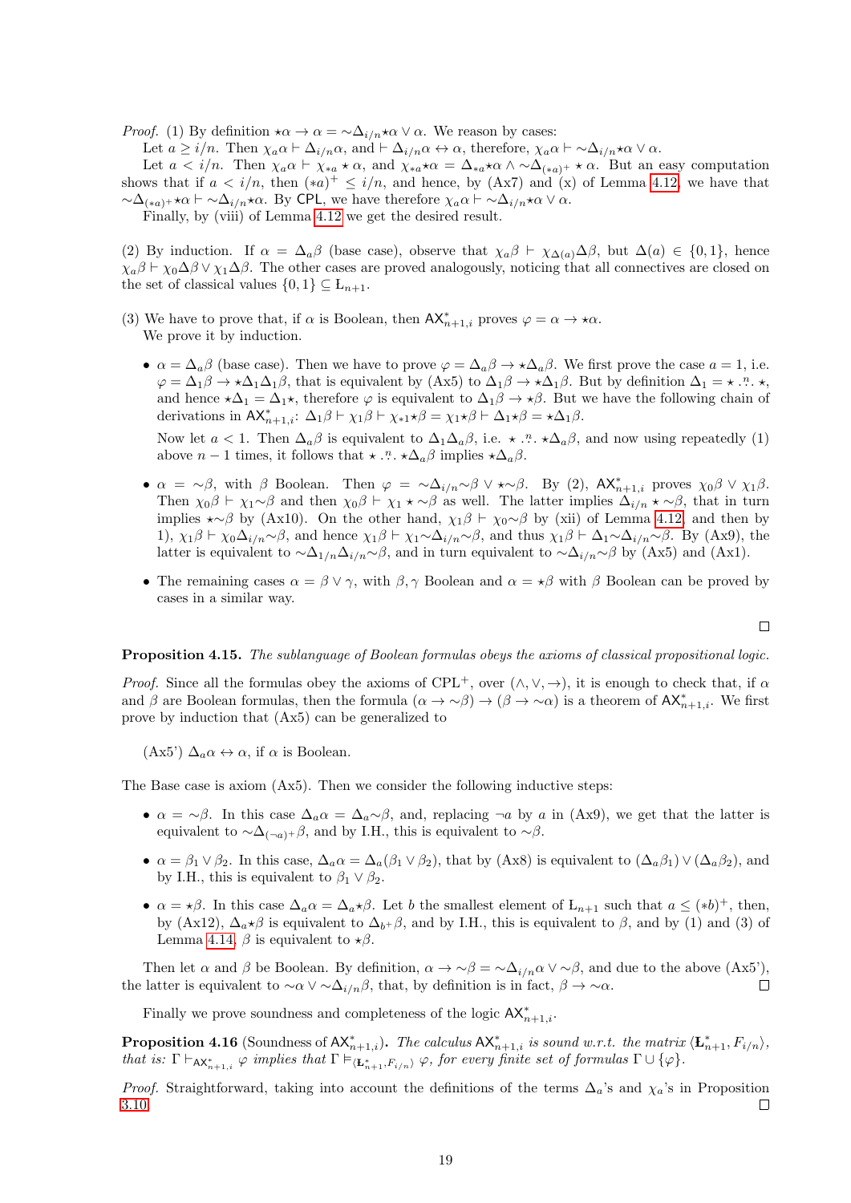*Proof.* (1) By definition $\star\alpha \to \alpha = {\sim}\Delta_{i/n}\star\alpha \vee \alpha$. We reason by cases:

Let $a \geq i/n$. Then $\chi_a\alpha \vdash \Delta_{i/n}\alpha$, and $\vdash \Delta_{i/n}\alpha \leftrightarrow \alpha$, therefore, $\chi_a\alpha \vdash {\sim}\Delta_{i/n}\star\alpha \vee \alpha$.

Let $a < i/n$. Then $\chi_a\alpha \vdash \chi_{*a} \star \alpha$, and $\chi_{*a}\star\alpha = \Delta_{*a}\star\alpha \wedge {\sim}\Delta_{(*a)^+} \star \alpha$. But an easy computation shows that if $a < i/n$, then $(*a)^+ \leq i/n$, and hence, by (Ax7) and (x) of Lemma 4.12, we have that ${\sim}\Delta_{(*a)^+}\star\alpha \vdash {\sim}\Delta_{i/n}\star\alpha$. By CPL, we have therefore $\chi_a\alpha \vdash {\sim}\Delta_{i/n}\star\alpha \vee \alpha$.

Finally, by (viii) of Lemma 4.12 we get the desired result.

(2) By induction. If $\alpha = \Delta_a\beta$ (base case), observe that $\chi_a\beta \vdash \chi_{\Delta(a)}\Delta\beta$, but $\Delta(a) \in \{0, 1\}$, hence $\chi_a\beta \vdash \chi_0\Delta\beta \vee \chi_1\Delta\beta$. The other cases are proved analogously, noticing that all connectives are closed on the set of classical values $\{0, 1\} \subseteq \text{Ł}_{n+1}$.

(3) We have to prove that, if $\alpha$ is Boolean, then $\mathsf{AX}^*_{n+1,i}$ proves $\varphi = \alpha \to \star\alpha$.
We prove it by induction.

- $\alpha = \Delta_a\beta$ (base case). Then we have to prove $\varphi = \Delta_a\beta \to \star\Delta_a\beta$. We first prove the case $a = 1$, i.e. $\varphi = \Delta_1\beta \to \star\Delta_1\Delta_1\beta$, that is equivalent by (Ax5) to $\Delta_1\beta \to \star\Delta_1\beta$. But by definition $\Delta_1 = \star \overset{n}{\ldots} \star$, and hence $\star\Delta_1 = \Delta_1\star$, therefore $\varphi$ is equivalent to $\Delta_1\beta \to \star\beta$. But we have the following chain of derivations in $\mathsf{AX}^*_{n+1,i}$: $\Delta_1\beta \vdash \chi_1\beta \vdash \chi_{*1}\star\beta = \chi_1\star\beta \vdash \Delta_1\star\beta = \star\Delta_1\beta$.

  Now let $a < 1$. Then $\Delta_a\beta$ is equivalent to $\Delta_1\Delta_a\beta$, i.e. $\star \overset{n}{\ldots} \star\Delta_a\beta$, and now using repeatedly (1) above $n-1$ times, it follows that $\star \overset{n}{\ldots} \star\Delta_a\beta$ implies $\star\Delta_a\beta$.

- $\alpha = {\sim}\beta$, with $\beta$ Boolean. Then $\varphi = {\sim}\Delta_{i/n}{\sim}\beta \vee \star{\sim}\beta$. By (2), $\mathsf{AX}^*_{n+1,i}$ proves $\chi_0\beta \vee \chi_1\beta$. Then $\chi_0\beta \vdash \chi_1{\sim}\beta$ and then $\chi_0\beta \vdash \chi_1 \star {\sim}\beta$ as well. The latter implies $\Delta_{i/n} \star {\sim}\beta$, that in turn implies $\star{\sim}\beta$ by (Ax10). On the other hand, $\chi_1\beta \vdash \chi_0{\sim}\beta$ by (xii) of Lemma 4.12, and then by 1), $\chi_1\beta \vdash \chi_0\Delta_{i/n}{\sim}\beta$, and hence $\chi_1\beta \vdash \chi_1{\sim}\Delta_{i/n}{\sim}\beta$, and thus $\chi_1\beta \vdash \Delta_1{\sim}\Delta_{i/n}{\sim}\beta$. By (Ax9), the latter is equivalent to ${\sim}\Delta_{1/n}\Delta_{i/n}{\sim}\beta$, and in turn equivalent to ${\sim}\Delta_{i/n}{\sim}\beta$ by (Ax5) and (Ax1).

- The remaining cases $\alpha = \beta \vee \gamma$, with $\beta, \gamma$ Boolean and $\alpha = \star\beta$ with $\beta$ Boolean can be proved by cases in a similar way.

$\square$

**Proposition 4.15.** *The sublanguage of Boolean formulas obeys the axioms of classical propositional logic.*

*Proof.* Since all the formulas obey the axioms of CPL$^+$, over $(\wedge, \vee, \to)$, it is enough to check that, if $\alpha$ and $\beta$ are Boolean formulas, then the formula $(\alpha \to {\sim}\beta) \to (\beta \to {\sim}\alpha)$ is a theorem of $\mathsf{AX}^*_{n+1,i}$. We first prove by induction that (Ax5) can be generalized to

(Ax5') $\Delta_a\alpha \leftrightarrow \alpha$, if $\alpha$ is Boolean.

The Base case is axiom (Ax5). Then we consider the following inductive steps:

- $\alpha = {\sim}\beta$. In this case $\Delta_a\alpha = \Delta_a{\sim}\beta$, and, replacing $\neg a$ by $a$ in (Ax9), we get that the latter is equivalent to ${\sim}\Delta_{(\neg a)^+}\beta$, and by I.H., this is equivalent to ${\sim}\beta$.
- $\alpha = \beta_1 \vee \beta_2$. In this case, $\Delta_a\alpha = \Delta_a(\beta_1 \vee \beta_2)$, that by (Ax8) is equivalent to $(\Delta_a\beta_1) \vee (\Delta_a\beta_2)$, and by I.H., this is equivalent to $\beta_1 \vee \beta_2$.
- $\alpha = \star\beta$. In this case $\Delta_a\alpha = \Delta_a\star\beta$. Let $b$ the smallest element of $\text{Ł}_{n+1}$ such that $a \leq (*b)^+$, then, by (Ax12), $\Delta_a\star\beta$ is equivalent to $\Delta_{b^+}\beta$, and by I.H., this is equivalent to $\beta$, and by (1) and (3) of Lemma 4.14, $\beta$ is equivalent to $\star\beta$.

Then let $\alpha$ and $\beta$ be Boolean. By definition, $\alpha \to {\sim}\beta = {\sim}\Delta_{i/n}\alpha \vee {\sim}\beta$, and due to the above (Ax5'), the latter is equivalent to ${\sim}\alpha \vee {\sim}\Delta_{i/n}\beta$, that, by definition is in fact, $\beta \to {\sim}\alpha$. $\square$

Finally we prove soundness and completeness of the logic $\mathsf{AX}^*_{n+1,i}$.

**Proposition 4.16** (Soundness of $\mathsf{AX}^*_{n+1,i}$)**.** *The calculus $\mathsf{AX}^*_{n+1,i}$ is sound w.r.t. the matrix $\langle \mathbf{Ł}^*_{n+1}, F_{i/n}\rangle$, that is: $\Gamma \vdash_{\mathsf{AX}^*_{n+1,i}} \varphi$ implies that $\Gamma \models_{\langle \mathbf{Ł}^*_{n+1}, F_{i/n}\rangle} \varphi$, for every finite set of formulas $\Gamma \cup \{\varphi\}$.*

*Proof.* Straightforward, taking into account the definitions of the terms $\Delta_a$'s and $\chi_a$'s in Proposition 3.10. $\square$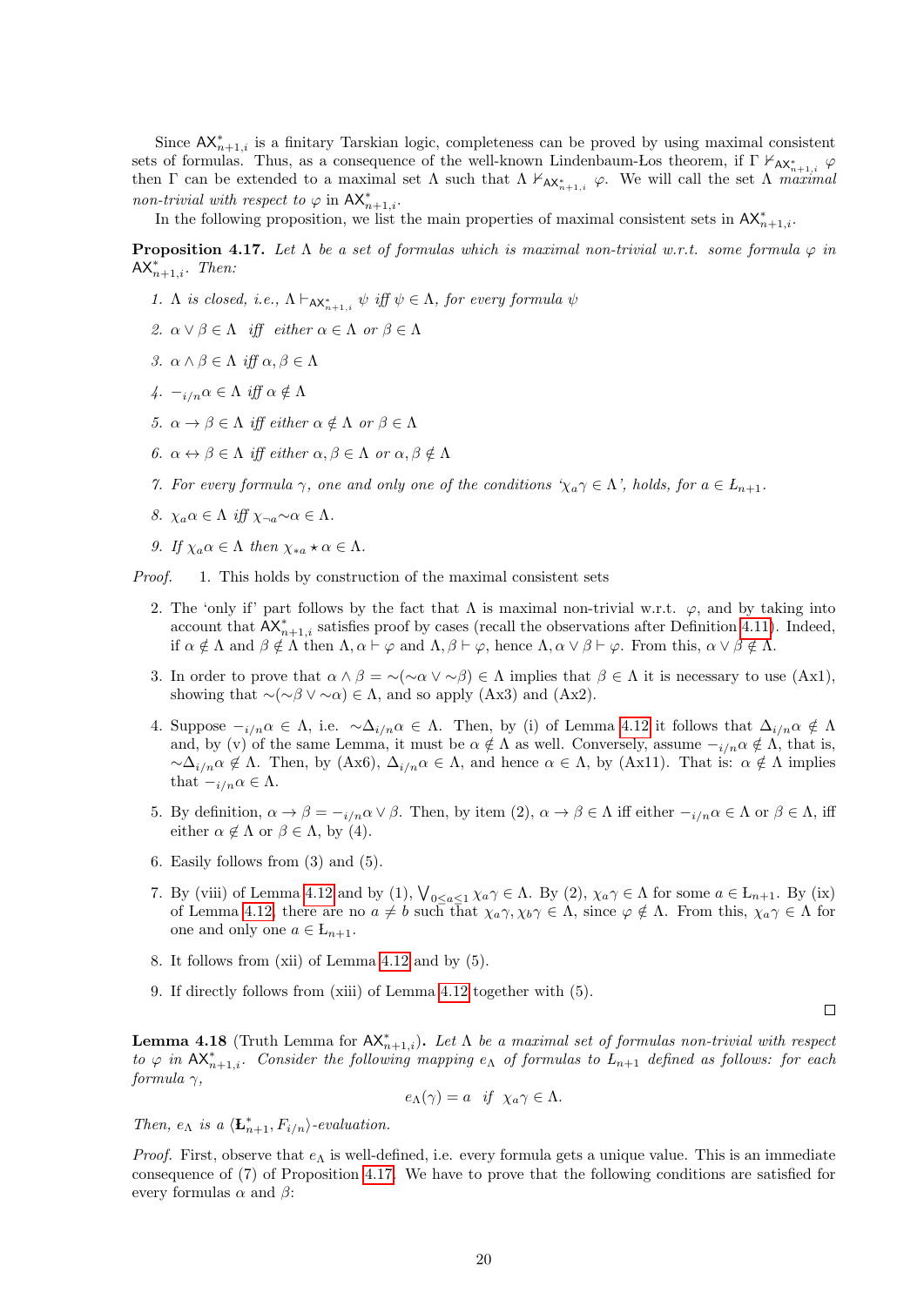Since $\mathsf{AX}^*_{n+1,i}$ is a finitary Tarskian logic, completeness can be proved by using maximal consistent sets of formulas. Thus, as a consequence of the well-known Lindenbaum-Los theorem, if $\Gamma \nvdash_{\mathsf{AX}^*_{n+1,i}} \varphi$ then $\Gamma$ can be extended to a maximal set $\Lambda$ such that $\Lambda \nvdash_{\mathsf{AX}^*_{n+1,i}} \varphi$. We will call the set $\Lambda$ *maximal non-trivial with respect to* $\varphi$ in $\mathsf{AX}^*_{n+1,i}$.

In the following proposition, we list the main properties of maximal consistent sets in $\mathsf{AX}^*_{n+1,i}$.

**Proposition 4.17.** *Let $\Lambda$ be a set of formulas which is maximal non-trivial w.r.t. some formula $\varphi$ in $\mathsf{AX}^*_{n+1,i}$. Then:*

1. *$\Lambda$ is closed, i.e., $\Lambda \vdash_{\mathsf{AX}^*_{n+1,i}} \psi$ iff $\psi \in \Lambda$, for every formula $\psi$*
2. *$\alpha \vee \beta \in \Lambda$ iff either $\alpha \in \Lambda$ or $\beta \in \Lambda$*
3. *$\alpha \wedge \beta \in \Lambda$ iff $\alpha, \beta \in \Lambda$*
4. *$-_{i/n}\alpha \in \Lambda$ iff $\alpha \notin \Lambda$*
5. *$\alpha \to \beta \in \Lambda$ iff either $\alpha \notin \Lambda$ or $\beta \in \Lambda$*
6. *$\alpha \leftrightarrow \beta \in \Lambda$ iff either $\alpha, \beta \in \Lambda$ or $\alpha, \beta \notin \Lambda$*
7. *For every formula $\gamma$, one and only one of the conditions '$\chi_a\gamma \in \Lambda$', holds, for $a \in L_{n+1}$.*
8. *$\chi_a\alpha \in \Lambda$ iff $\chi_{\neg a}{\sim}\alpha \in \Lambda$.*
9. *If $\chi_a\alpha \in \Lambda$ then $\chi_{*a} \star \alpha \in \Lambda$.*

*Proof.* 1. This holds by construction of the maximal consistent sets

2. The 'only if' part follows by the fact that $\Lambda$ is maximal non-trivial w.r.t. $\varphi$, and by taking into account that $\mathsf{AX}^*_{n+1,i}$ satisfies proof by cases (recall the observations after Definition 4.11). Indeed, if $\alpha \notin \Lambda$ and $\beta \notin \Lambda$ then $\Lambda, \alpha \vdash \varphi$ and $\Lambda, \beta \vdash \varphi$, hence $\Lambda, \alpha \vee \beta \vdash \varphi$. From this, $\alpha \vee \beta \notin \Lambda$.

3. In order to prove that $\alpha \wedge \beta = {\sim}({\sim}\alpha \vee {\sim}\beta) \in \Lambda$ implies that $\beta \in \Lambda$ it is necessary to use (Ax1), showing that ${\sim}({\sim}\beta \vee {\sim}\alpha) \in \Lambda$, and so apply (Ax3) and (Ax2).

4. Suppose $-_{i/n}\alpha \in \Lambda$, i.e. ${\sim}\Delta_{i/n}\alpha \in \Lambda$. Then, by (i) of Lemma 4.12 it follows that $\Delta_{i/n}\alpha \notin \Lambda$ and, by (v) of the same Lemma, it must be $\alpha \notin \Lambda$ as well. Conversely, assume $-_{i/n}\alpha \notin \Lambda$, that is, ${\sim}\Delta_{i/n}\alpha \notin \Lambda$. Then, by (Ax6), $\Delta_{i/n}\alpha \in \Lambda$, and hence $\alpha \in \Lambda$, by (Ax11). That is: $\alpha \notin \Lambda$ implies that $-_{i/n}\alpha \in \Lambda$.

5. By definition, $\alpha \to \beta = -_{i/n}\alpha \vee \beta$. Then, by item (2), $\alpha \to \beta \in \Lambda$ iff either $-_{i/n}\alpha \in \Lambda$ or $\beta \in \Lambda$, iff either $\alpha \notin \Lambda$ or $\beta \in \Lambda$, by (4).

6. Easily follows from (3) and (5).

7. By (viii) of Lemma 4.12 and by (1), $\bigvee_{0 \le a \le 1} \chi_a\gamma \in \Lambda$. By (2), $\chi_a\gamma \in \Lambda$ for some $a \in \text{Ł}_{n+1}$. By (ix) of Lemma 4.12, there are no $a \neq b$ such that $\chi_a\gamma, \chi_b\gamma \in \Lambda$, since $\varphi \notin \Lambda$. From this, $\chi_a\gamma \in \Lambda$ for one and only one $a \in \text{Ł}_{n+1}$.

8. It follows from (xii) of Lemma 4.12 and by (5).

9. If directly follows from (xiii) of Lemma 4.12 together with (5).

$\square$

**Lemma 4.18** (Truth Lemma for $\mathsf{AX}^*_{n+1,i}$)**.** *Let $\Lambda$ be a maximal set of formulas non-trivial with respect to $\varphi$ in $\mathsf{AX}^*_{n+1,i}$. Consider the following mapping $e_\Lambda$ of formulas to $L_{n+1}$ defined as follows: for each formula $\gamma$,*

$$e_\Lambda(\gamma) = a \quad \text{if} \quad \chi_a\gamma \in \Lambda.$$

*Then, $e_\Lambda$ is a $\langle \mathbf{Ł}^*_{n+1}, F_{i/n}\rangle$-evaluation.*

*Proof.* First, observe that $e_\Lambda$ is well-defined, i.e. every formula gets a unique value. This is an immediate consequence of (7) of Proposition 4.17. We have to prove that the following conditions are satisfied for every formulas $\alpha$ and $\beta$: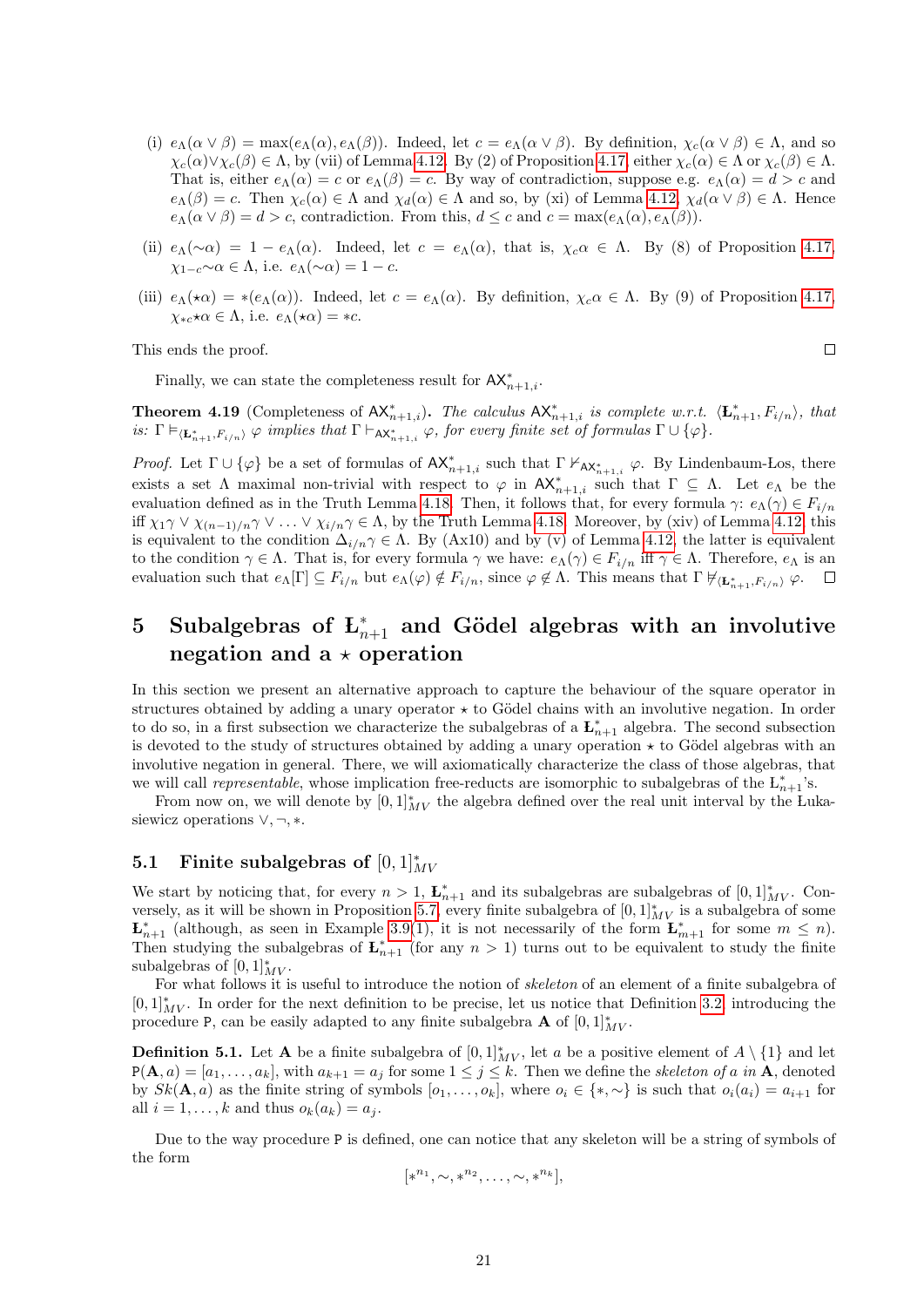(i) $e_\Lambda(\alpha \vee \beta) = \max(e_\Lambda(\alpha), e_\Lambda(\beta))$. Indeed, let $c = e_\Lambda(\alpha \vee \beta)$. By definition, $\chi_c(\alpha \vee \beta) \in \Lambda$, and so $\chi_c(\alpha) \vee \chi_c(\beta) \in \Lambda$, by (vii) of Lemma 4.12. By (2) of Proposition 4.17, either $\chi_c(\alpha) \in \Lambda$ or $\chi_c(\beta) \in \Lambda$. That is, either $e_\Lambda(\alpha) = c$ or $e_\Lambda(\beta) = c$. By way of contradiction, suppose e.g. $e_\Lambda(\alpha) = d > c$ and $e_\Lambda(\beta) = c$. Then $\chi_c(\alpha) \in \Lambda$ and $\chi_d(\alpha) \in \Lambda$ and so, by (xi) of Lemma 4.12, $\chi_d(\alpha \vee \beta) \in \Lambda$. Hence $e_\Lambda(\alpha \vee \beta) = d > c$, contradiction. From this, $d \leq c$ and $c = \max(e_\Lambda(\alpha), e_\Lambda(\beta))$.

(ii) $e_\Lambda({\sim}\alpha) = 1 - e_\Lambda(\alpha)$. Indeed, let $c = e_\Lambda(\alpha)$, that is, $\chi_c\alpha \in \Lambda$. By (8) of Proposition 4.17, $\chi_{1-c}{\sim}\alpha \in \Lambda$, i.e. $e_\Lambda({\sim}\alpha) = 1 - c$.

(iii) $e_\Lambda(\star\alpha) = *(e_\Lambda(\alpha))$. Indeed, let $c = e_\Lambda(\alpha)$. By definition, $\chi_c\alpha \in \Lambda$. By (9) of Proposition 4.17, $\chi_{*c}\star\alpha \in \Lambda$, i.e. $e_\Lambda(\star\alpha) = *c$.

This ends the proof. □

Finally, we can state the completeness result for $\mathsf{AX}^*_{n+1,i}$.

**Theorem 4.19** (Completeness of $\mathsf{AX}^*_{n+1,i}$). *The calculus $\mathsf{AX}^*_{n+1,i}$ is complete w.r.t. $\langle \mathbf{Ł}^*_{n+1}, F_{i/n}\rangle$, that is: $\Gamma \models_{\langle \mathbf{Ł}^*_{n+1}, F_{i/n}\rangle} \varphi$ implies that $\Gamma \vdash_{\mathsf{AX}^*_{n+1,i}} \varphi$, for every finite set of formulas $\Gamma \cup \{\varphi\}$.*

*Proof.* Let $\Gamma \cup \{\varphi\}$ be a set of formulas of $\mathsf{AX}^*_{n+1,i}$ such that $\Gamma \nvdash_{\mathsf{AX}^*_{n+1,i}} \varphi$. By Lindenbaum-Łos, there exists a set $\Lambda$ maximal non-trivial with respect to $\varphi$ in $\mathsf{AX}^*_{n+1,i}$ such that $\Gamma \subseteq \Lambda$. Let $e_\Lambda$ be the evaluation defined as in the Truth Lemma 4.18. Then, it follows that, for every formula $\gamma$: $e_\Lambda(\gamma) \in F_{i/n}$ iff $\chi_1\gamma \vee \chi_{(n-1)/n}\gamma \vee \ldots \vee \chi_{i/n}\gamma \in \Lambda$, by the Truth Lemma 4.18. Moreover, by (xiv) of Lemma 4.12, this is equivalent to the condition $\Delta_{i/n}\gamma \in \Lambda$. By (Ax10) and by (v) of Lemma 4.12, the latter is equivalent to the condition $\gamma \in \Lambda$. That is, for every formula $\gamma$ we have: $e_\Lambda(\gamma) \in F_{i/n}$ iff $\gamma \in \Lambda$. Therefore, $e_\Lambda$ is an evaluation such that $e_\Lambda[\Gamma] \subseteq F_{i/n}$ but $e_\Lambda(\varphi) \notin F_{i/n}$, since $\varphi \notin \Lambda$. This means that $\Gamma \not\models_{\langle \mathbf{Ł}^*_{n+1}, F_{i/n}\rangle} \varphi$. □

# 5 Subalgebras of $\mathbf{Ł}^*_{n+1}$ and Gödel algebras with an involutive negation and a $\star$ operation

In this section we present an alternative approach to capture the behaviour of the square operator in structures obtained by adding a unary operator $\star$ to Gödel chains with an involutive negation. In order to do so, in a first subsection we characterize the subalgebras of a $\mathbf{Ł}^*_{n+1}$ algebra. The second subsection is devoted to the study of structures obtained by adding a unary operation $\star$ to Gödel algebras with an involutive negation in general. There, we will axiomatically characterize the class of those algebras, that we will call *representable*, whose implication free-reducts are isomorphic to subalgebras of the $\text{Ł}^*_{n+1}$'s.

From now on, we will denote by $[0,1]^*_{MV}$ the algebra defined over the real unit interval by the Łukasiewicz operations $\vee, \neg, *$.

## 5.1 Finite subalgebras of $[0,1]^*_{MV}$

We start by noticing that, for every $n > 1$, $\mathbf{Ł}^*_{n+1}$ and its subalgebras are subalgebras of $[0,1]^*_{MV}$. Conversely, as it will be shown in Proposition 5.7, every finite subalgebra of $[0,1]^*_{MV}$ is a subalgebra of some $\mathbf{Ł}^*_{n+1}$ (although, as seen in Example 3.9(1), it is not necessarily of the form $\mathbf{Ł}^*_{m+1}$ for some $m \leq n$). Then studying the subalgebras of $\mathbf{Ł}^*_{n+1}$ (for any $n > 1$) turns out to be equivalent to study the finite subalgebras of $[0,1]^*_{MV}$.

For what follows it is useful to introduce the notion of *skeleton* of an element of a finite subalgebra of $[0,1]^*_{MV}$. In order for the next definition to be precise, let us notice that Definition 3.2 introducing the procedure $\mathsf{P}$, can be easily adapted to any finite subalgebra $\mathbf{A}$ of $[0,1]^*_{MV}$.

**Definition 5.1.** Let $\mathbf{A}$ be a finite subalgebra of $[0,1]^*_{MV}$, let $a$ be a positive element of $A \setminus \{1\}$ and let $\mathsf{P}(\mathbf{A}, a) = [a_1, \ldots, a_k]$, with $a_{k+1} = a_j$ for some $1 \leq j \leq k$. Then we define the *skeleton of $a$ in $\mathbf{A}$*, denoted by $Sk(\mathbf{A}, a)$ as the finite string of symbols $[o_1, \ldots, o_k]$, where $o_i \in \{*, \sim\}$ is such that $o_i(a_i) = a_{i+1}$ for all $i = 1, \ldots, k$ and thus $o_k(a_k) = a_j$.

Due to the way procedure $\mathsf{P}$ is defined, one can notice that any skeleton will be a string of symbols of the form

$$[*^{n_1}, \sim, *^{n_2}, \ldots, \sim, *^{n_k}],$$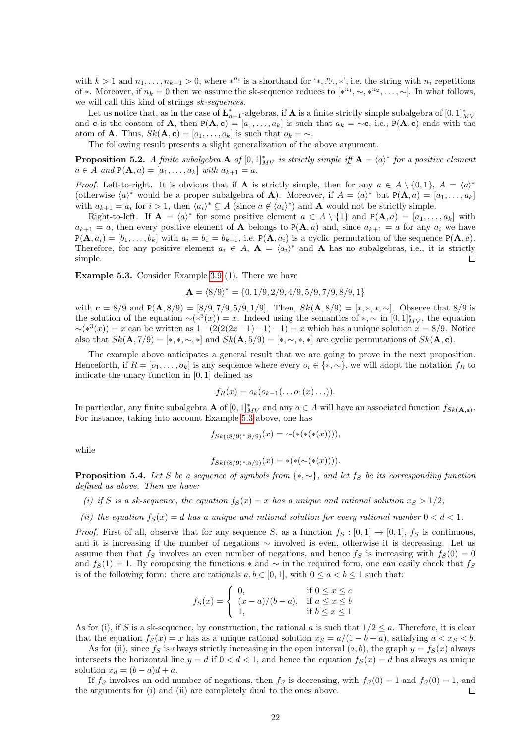with $k > 1$ and $n_1, \ldots, n_{k-1} > 0$, where $*^{n_i}$ is a shorthand for '$*, \overset{n_i}{\ldots}, *$', i.e. the string with $n_i$ repetitions of $*$. Moreover, if $n_k = 0$ then we assume the sk-sequence reduces to $[*^{n_1}, \sim, *^{n_2}, \ldots, \sim]$. In what follows, we will call this kind of strings *sk-sequences*.

Let us notice that, as in the case of $\mathbf{L}^*_{n+1}$-algebras, if $\mathbf{A}$ is a finite strictly simple subalgebra of $[0,1]^*_{MV}$ and $\mathbf{c}$ is the coatom of $\mathbf{A}$, then $\mathtt{P}(\mathbf{A}, \mathbf{c}) = [a_1, \ldots, a_k]$ is such that $a_k = \sim\mathbf{c}$, i.e., $\mathtt{P}(\mathbf{A}, \mathbf{c})$ ends with the atom of $\mathbf{A}$. Thus, $Sk(\mathbf{A}, \mathbf{c}) = [o_1, \ldots, o_k]$ is such that $o_k = \sim$.

The following result presents a slight generalization of the above argument.

**Proposition 5.2.** *A finite subalgebra $\mathbf{A}$ of $[0,1]^*_{MV}$ is strictly simple iff $\mathbf{A} = \langle a \rangle^*$ for a positive element $a \in A$ and $\mathtt{P}(\mathbf{A}, a) = [a_1, \ldots, a_k]$ with $a_{k+1} = a$.*

*Proof.* Left-to-right. It is obvious that if $\mathbf{A}$ is strictly simple, then for any $a \in A \setminus \{0, 1\}$, $A = \langle a \rangle^*$ (otherwise $\langle a \rangle^*$ would be a proper subalgebra of $\mathbf{A}$). Moreover, if $A = \langle a \rangle^*$ but $\mathtt{P}(\mathbf{A}, a) = [a_1, \ldots, a_k]$ with $a_{k+1} = a_i$ for $i > 1$, then $\langle a_i \rangle^* \subsetneq A$ (since $a \notin \langle a_i \rangle^*$) and $\mathbf{A}$ would not be strictly simple.

Right-to-left. If $\mathbf{A} = \langle a \rangle^*$ for some positive element $a \in A \setminus \{1\}$ and $\mathtt{P}(\mathbf{A}, a) = [a_1, \ldots, a_k]$ with $a_{k+1} = a$, then every positive element of $\mathbf{A}$ belongs to $\mathtt{P}(\mathbf{A}, a)$ and, since $a_{k+1} = a$ for any $a_i$ we have $\mathtt{P}(\mathbf{A}, a_i) = [b_1, \ldots, b_k]$ with $a_i = b_1 = b_{k+1}$, i.e. $\mathtt{P}(\mathbf{A}, a_i)$ is a cyclic permutation of the sequence $\mathtt{P}(\mathbf{A}, a)$. Therefore, for any positive element $a_i \in A$, $\mathbf{A} = \langle a_i \rangle^*$ and $\mathbf{A}$ has no subalgebras, i.e., it is strictly simple. □

**Example 5.3.** Consider Example 3.9 (1). There we have

$$\mathbf{A} = \langle 8/9 \rangle^* = \{0, 1/9, 2/9, 4/9, 5/9, 7/9, 8/9, 1\}$$

with $\mathbf{c} = 8/9$ and $\mathtt{P}(\mathbf{A}, 8/9) = [8/9, 7/9, 5/9, 1/9]$. Then, $Sk(\mathbf{A}, 8/9) = [*, *, *, \sim]$. Observe that $8/9$ is the solution of the equation $\sim(*^3(x)) = x$. Indeed using the semantics of $*, \sim$ in $[0,1]^*_{MV}$, the equation $\sim(*^3(x)) = x$ can be written as $1 - (2(2(2x-1)-1)-1) = x$ which has a unique solution $x = 8/9$. Notice also that $Sk(\mathbf{A}, 7/9) = [*, *, \sim, *]$ and $Sk(\mathbf{A}, 5/9) = [*, \sim, *, *]$ are cyclic permutations of $Sk(\mathbf{A}, \mathbf{c})$.

The example above anticipates a general result that we are going to prove in the next proposition. Henceforth, if $R = [o_1, \ldots, o_k]$ is any sequence where every $o_i \in \{*, \sim\}$, we will adopt the notation $f_R$ to indicate the unary function in $[0,1]$ defined as

$$f_R(x) = o_k(o_{k-1}(\ldots o_1(x) \ldots)).$$

In particular, any finite subalgebra $\mathbf{A}$ of $[0,1]^*_{MV}$ and any $a \in A$ will have an associated function $f_{Sk(\mathbf{A},a)}$. For instance, taking into account Example 5.3 above, one has

$$f_{Sk(\langle 8/9 \rangle^*, 8/9)}(x) = \sim(*(*(*(x)))),$$

while

$$f_{Sk(\langle 8/9 \rangle^*, 5/9)}(x) = *(*(\sim(*(x)))).$$

**Proposition 5.4.** *Let $S$ be a sequence of symbols from $\{*, \sim\}$, and let $f_S$ be its corresponding function defined as above. Then we have:*

*(i) if $S$ is a sk-sequence, the equation $f_S(x) = x$ has a unique and rational solution $x_S > 1/2$;*

*(ii) the equation $f_S(x) = d$ has a unique and rational solution for every rational number $0 < d < 1$.*

*Proof.* First of all, observe that for any sequence $S$, as a function $f_S : [0,1] \to [0,1]$, $f_S$ is continuous, and it is increasing if the number of negations $\sim$ involved is even, otherwise it is decreasing. Let us assume then that $f_S$ involves an even number of negations, and hence $f_S$ is increasing with $f_S(0) = 0$ and $f_S(1) = 1$. By composing the functions $*$ and $\sim$ in the required form, one can easily check that $f_S$ is of the following form: there are rationals $a, b \in [0,1]$, with $0 \le a < b \le 1$ such that:

$$f_S(x) = \begin{cases} 0, & \text{if } 0 \le x \le a \\ (x-a)/(b-a), & \text{if } a \le x \le b \\ 1, & \text{if } b \le x \le 1 \end{cases}$$

As for (i), if $S$ is a sk-sequence, by construction, the rational $a$ is such that $1/2 \le a$. Therefore, it is clear that the equation $f_S(x) = x$ has as a unique rational solution $x_S = a/(1 - b + a)$, satisfying $a < x_S < b$.

As for (ii), since $f_S$ is always strictly increasing in the open interval $(a, b)$, the graph $y = f_S(x)$ always intersects the horizontal line $y = d$ if $0 < d < 1$, and hence the equation $f_S(x) = d$ has always as unique solution $x_d = (b-a)d + a$.

If $f_S$ involves an odd number of negations, then $f_S$ is decreasing, with $f_S(0) = 1$ and $f_S(0) = 1$, and the arguments for (i) and (ii) are completely dual to the ones above. □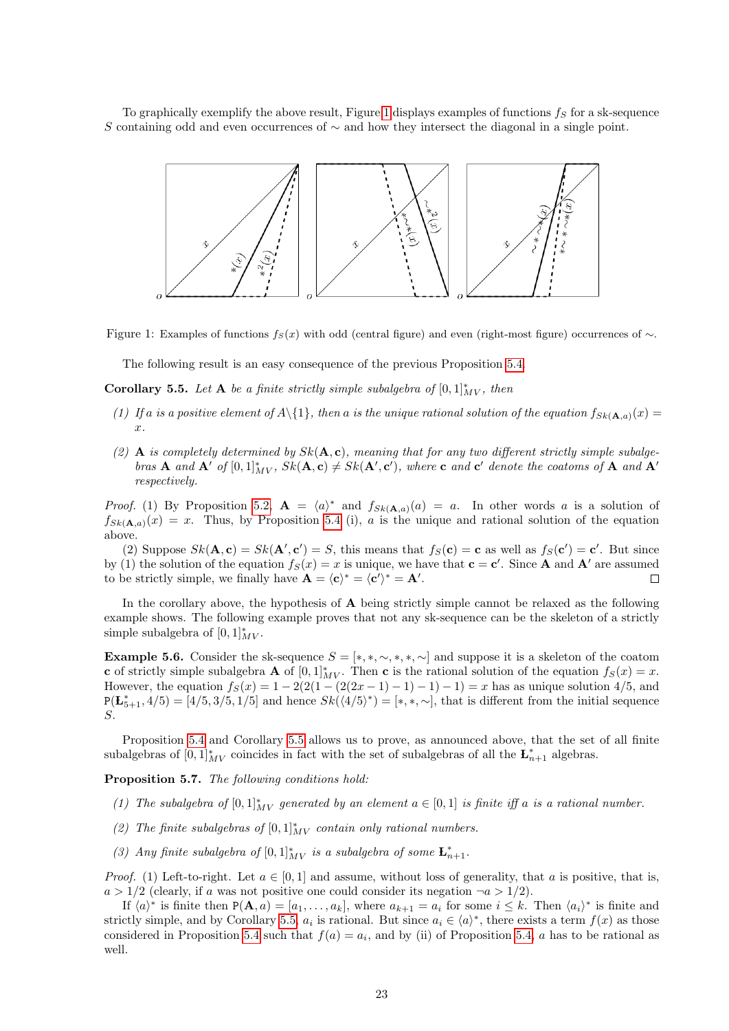To graphically exemplify the above result, Figure 1 displays examples of functions $f_S$ for a sk-sequence $S$ containing odd and even occurrences of $\sim$ and how they intersect the diagonal in a single point.

Figure 1: Examples of functions $f_S(x)$ with odd (central figure) and even (right-most figure) occurrences of $\sim$.

The following result is an easy consequence of the previous Proposition 5.4.

**Corollary 5.5.** *Let $\mathbf{A}$ be a finite strictly simple subalgebra of $[0,1]^*_{MV}$, then*

*(1) If $a$ is a positive element of $A\setminus\{1\}$, then $a$ is the unique rational solution of the equation $f_{Sk(\mathbf{A},a)}(x) = x$.*

*(2) $\mathbf{A}$ is completely determined by $Sk(\mathbf{A},\mathbf{c})$, meaning that for any two different strictly simple subalgebras $\mathbf{A}$ and $\mathbf{A}'$ of $[0,1]^*_{MV}$, $Sk(\mathbf{A},\mathbf{c}) \neq Sk(\mathbf{A}',\mathbf{c}')$, where $\mathbf{c}$ and $\mathbf{c}'$ denote the coatoms of $\mathbf{A}$ and $\mathbf{A}'$ respectively.*

*Proof.* (1) By Proposition 5.2, $\mathbf{A} = \langle a\rangle^*$ and $f_{Sk(\mathbf{A},a)}(a) = a$. In other words $a$ is a solution of $f_{Sk(\mathbf{A},a)}(x) = x$. Thus, by Proposition 5.4 (i), $a$ is the unique and rational solution of the equation above.

(2) Suppose $Sk(\mathbf{A},\mathbf{c}) = Sk(\mathbf{A}',\mathbf{c}') = S$, this means that $f_S(\mathbf{c}) = \mathbf{c}$ as well as $f_S(\mathbf{c}') = \mathbf{c}'$. But since by (1) the solution of the equation $f_S(x) = x$ is unique, we have that $\mathbf{c} = \mathbf{c}'$. Since $\mathbf{A}$ and $\mathbf{A}'$ are assumed to be strictly simple, we finally have $\mathbf{A} = \langle\mathbf{c}\rangle^* = \langle\mathbf{c}'\rangle^* = \mathbf{A}'$. □

In the corollary above, the hypothesis of $\mathbf{A}$ being strictly simple cannot be relaxed as the following example shows. The following example proves that not any sk-sequence can be the skeleton of a strictly simple subalgebra of $[0,1]^*_{MV}$.

**Example 5.6.** Consider the sk-sequence $S = [*,*,\sim,*,*,\sim]$ and suppose it is a skeleton of the coatom $\mathbf{c}$ of strictly simple subalgebra $\mathbf{A}$ of $[0,1]^*_{MV}$. Then $\mathbf{c}$ is the rational solution of the equation $f_S(x) = x$. However, the equation $f_S(x) = 1-2(2(1-(2(2x-1)-1)-1)-1) = x$ has as unique solution $4/5$, and $\mathtt{P}(\mathbf{Ł}^*_{5+1}, 4/5) = [4/5, 3/5, 1/5]$ and hence $Sk(\langle 4/5\rangle^*) = [*,*,\sim]$, that is different from the initial sequence $S$.

Proposition 5.4 and Corollary 5.5 allows us to prove, as announced above, that the set of all finite subalgebras of $[0,1]^*_{MV}$ coincides in fact with the set of subalgebras of all the $\mathbf{Ł}^*_{n+1}$ algebras.

**Proposition 5.7.** *The following conditions hold:*

*(1) The subalgebra of $[0,1]^*_{MV}$ generated by an element $a \in [0,1]$ is finite iff $a$ is a rational number.*

*(2) The finite subalgebras of $[0,1]^*_{MV}$ contain only rational numbers.*

*(3) Any finite subalgebra of $[0,1]^*_{MV}$ is a subalgebra of some $\mathbf{Ł}^*_{n+1}$.*

*Proof.* (1) Left-to-right. Let $a \in [0,1]$ and assume, without loss of generality, that $a$ is positive, that is, $a > 1/2$ (clearly, if $a$ was not positive one could consider its negation $\neg a > 1/2$).

If $\langle a\rangle^*$ is finite then $\mathtt{P}(\mathbf{A}, a) = [a_1, \ldots, a_k]$, where $a_{k+1} = a_i$ for some $i \leq k$. Then $\langle a_i\rangle^*$ is finite and strictly simple, and by Corollary 5.5, $a_i$ is rational. But since $a_i \in \langle a\rangle^*$, there exists a term $f(x)$ as those considered in Proposition 5.4 such that $f(a) = a_i$, and by (ii) of Proposition 5.4, $a$ has to be rational as well.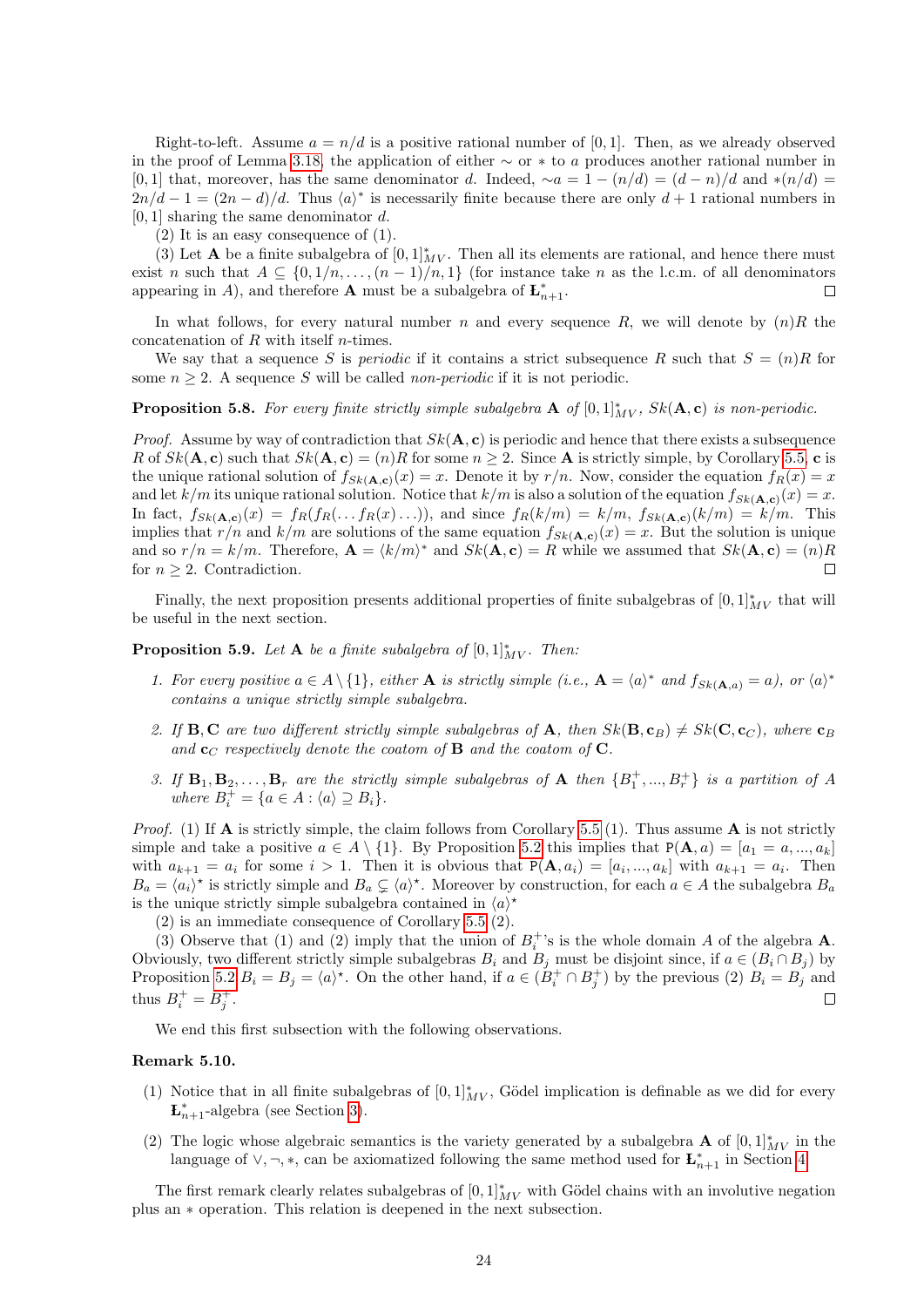Right-to-left. Assume $a = n/d$ is a positive rational number of $[0,1]$. Then, as we already observed in the proof of Lemma 3.18, the application of either $\sim$ or $*$ to $a$ produces another rational number in $[0,1]$ that, moreover, has the same denominator $d$. Indeed, $\sim a = 1-(n/d) = (d-n)/d$ and $*(n/d) = 2n/d - 1 = (2n-d)/d$. Thus $\langle a\rangle^*$ is necessarily finite because there are only $d+1$ rational numbers in $[0,1]$ sharing the same denominator $d$.

(2) It is an easy consequence of (1).

(3) Let $\mathbf{A}$ be a finite subalgebra of $[0,1]^*_{MV}$. Then all its elements are rational, and hence there must exist $n$ such that $A \subseteq \{0, 1/n, \ldots, (n-1)/n, 1\}$ (for instance take $n$ as the l.c.m. of all denominators appearing in $A$), and therefore $\mathbf{A}$ must be a subalgebra of $\mathbf{Ł}^*_{n+1}$. □

In what follows, for every natural number $n$ and every sequence $R$, we will denote by $(n)R$ the concatenation of $R$ with itself $n$-times.

We say that a sequence $S$ is *periodic* if it contains a strict subsequence $R$ such that $S = (n)R$ for some $n \geq 2$. A sequence $S$ will be called *non-periodic* if it is not periodic.

**Proposition 5.8.** *For every finite strictly simple subalgebra $\mathbf{A}$ of $[0,1]^*_{MV}$, $Sk(\mathbf{A},\mathbf{c})$ is non-periodic.*

*Proof.* Assume by way of contradiction that $Sk(\mathbf{A},\mathbf{c})$ is periodic and hence that there exists a subsequence $R$ of $Sk(\mathbf{A},\mathbf{c})$ such that $Sk(\mathbf{A},\mathbf{c}) = (n)R$ for some $n \geq 2$. Since $\mathbf{A}$ is strictly simple, by Corollary 5.5, $\mathbf{c}$ is the unique rational solution of $f_{Sk(\mathbf{A},\mathbf{c})}(x) = x$. Denote it by $r/n$. Now, consider the equation $f_R(x) = x$ and let $k/m$ its unique rational solution. Notice that $k/m$ is also a solution of the equation $f_{Sk(\mathbf{A},\mathbf{c})}(x) = x$. In fact, $f_{Sk(\mathbf{A},\mathbf{c})}(x) = f_R(f_R(\ldots f_R(x)\ldots))$, and since $f_R(k/m) = k/m$, $f_{Sk(\mathbf{A},\mathbf{c})}(k/m) = k/m$. This implies that $r/n$ and $k/m$ are solutions of the same equation $f_{Sk(\mathbf{A},\mathbf{c})}(x) = x$. But the solution is unique and so $r/n = k/m$. Therefore, $\mathbf{A} = \langle k/m\rangle^*$ and $Sk(\mathbf{A},\mathbf{c}) = R$ while we assumed that $Sk(\mathbf{A},\mathbf{c}) = (n)R$ for $n \geq 2$. Contradiction. □

Finally, the next proposition presents additional properties of finite subalgebras of $[0,1]^*_{MV}$ that will be useful in the next section.

**Proposition 5.9.** *Let $\mathbf{A}$ be a finite subalgebra of $[0,1]^*_{MV}$. Then:*

1. *For every positive $a \in A \setminus \{1\}$, either $\mathbf{A}$ is strictly simple (i.e., $\mathbf{A} = \langle a\rangle^*$ and $f_{Sk(\mathbf{A},a)} = a$), or $\langle a\rangle^*$ contains a unique strictly simple subalgebra.*
2. *If $\mathbf{B}, \mathbf{C}$ are two different strictly simple subalgebras of $\mathbf{A}$, then $Sk(\mathbf{B},\mathbf{c}_B) \neq Sk(\mathbf{C},\mathbf{c}_C)$, where $\mathbf{c}_B$ and $\mathbf{c}_C$ respectively denote the coatom of $\mathbf{B}$ and the coatom of $\mathbf{C}$.*
3. *If $\mathbf{B}_1, \mathbf{B}_2, \ldots, \mathbf{B}_r$ are the strictly simple subalgebras of $\mathbf{A}$ then $\{B_1^+, \ldots, B_r^+\}$ is a partition of $A$ where $B_i^+ = \{a \in A : \langle a\rangle \supseteq B_i\}$.*

*Proof.* (1) If $\mathbf{A}$ is strictly simple, the claim follows from Corollary 5.5 (1). Thus assume $\mathbf{A}$ is not strictly simple and take a positive $a \in A \setminus \{1\}$. By Proposition 5.2 this implies that $\mathtt{P}(\mathbf{A}, a) = [a_1 = a, \ldots, a_k]$ with $a_{k+1} = a_i$ for some $i > 1$. Then it is obvious that $\mathtt{P}(\mathbf{A}, a_i) = [a_i, \ldots, a_k]$ with $a_{k+1} = a_i$. Then $B_a = \langle a_i\rangle^\star$ is strictly simple and $B_a \subsetneq \langle a\rangle^\star$. Moreover by construction, for each $a \in A$ the subalgebra $B_a$ is the unique strictly simple subalgebra contained in $\langle a\rangle^\star$

(2) is an immediate consequence of Corollary 5.5 (2).

(3) Observe that (1) and (2) imply that the union of $B_i^+$'s is the whole domain $A$ of the algebra $\mathbf{A}$. Obviously, two different strictly simple subalgebras $B_i$ and $B_j$ must be disjoint since, if $a \in (B_i \cap B_j)$ by Proposition 5.2 $B_i = B_j = \langle a\rangle^\star$. On the other hand, if $a \in (B_i^+ \cap B_j^+)$ by the previous (2) $B_i = B_j$ and thus $B_i^+ = B_j^+$. □

We end this first subsection with the following observations.

**Remark 5.10.**

(1) Notice that in all finite subalgebras of $[0,1]^*_{MV}$, Gödel implication is definable as we did for every $\mathbf{Ł}^*_{n+1}$-algebra (see Section 3).

(2) The logic whose algebraic semantics is the variety generated by a subalgebra $\mathbf{A}$ of $[0,1]^*_{MV}$ in the language of $\vee, \neg, *$, can be axiomatized following the same method used for $\mathbf{Ł}^*_{n+1}$ in Section 4.

The first remark clearly relates subalgebras of $[0,1]^*_{MV}$ with Gödel chains with an involutive negation plus an $*$ operation. This relation is deepened in the next subsection.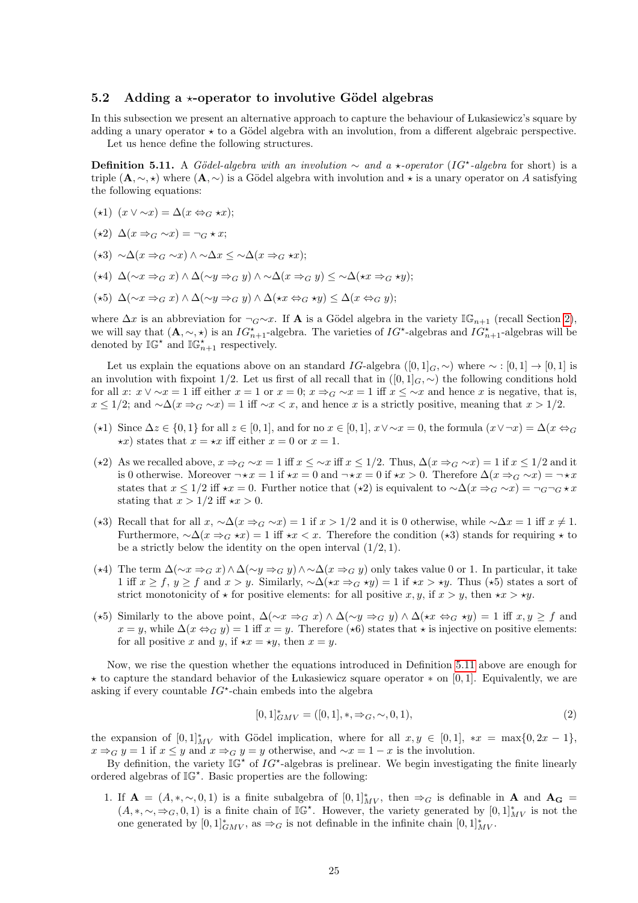### 5.2 Adding a $\star$-operator to involutive Gödel algebras

In this subsection we present an alternative approach to capture the behaviour of Łukasiewicz's square by adding a unary operator $\star$ to a Gödel algebra with an involution, from a different algebraic perspective.

Let us hence define the following structures.

**Definition 5.11.** A *Gödel-algebra with an involution* $\sim$ *and a* $\star$*-operator* ($IG^\star$*-algebra* for short) is a triple $(\mathbf{A}, \sim, \star)$ where $(\mathbf{A}, \sim)$ is a Gödel algebra with involution and $\star$ is a unary operator on $A$ satisfying the following equations:

($\star$1) $(x \vee \sim x) = \Delta(x \Leftrightarrow_G \star x)$;

($\star$2) $\Delta(x \Rightarrow_G \sim x) = \neg_G \star x$;

($\star$3) $\sim\Delta(x \Rightarrow_G \sim x) \wedge \sim\Delta x \leq \sim\Delta(x \Rightarrow_G \star x)$;

($\star$4) $\Delta(\sim x \Rightarrow_G x) \wedge \Delta(\sim y \Rightarrow_G y) \wedge \sim\Delta(x \Rightarrow_G y) \leq \sim\Delta(\star x \Rightarrow_G \star y)$;

($\star$5) $\Delta(\sim x \Rightarrow_G x) \wedge \Delta(\sim y \Rightarrow_G y) \wedge \Delta(\star x \Leftrightarrow_G \star y) \leq \Delta(x \Leftrightarrow_G y)$;

where $\Delta x$ is an abbreviation for $\neg_G \sim x$. If $\mathbf{A}$ is a Gödel algebra in the variety $\mathbb{IG}_{n+1}$ (recall Section 2), we will say that $(\mathbf{A}, \sim, \star)$ is an $IG^\star_{n+1}$-algebra. The varieties of $IG^\star$-algebras and $IG^\star_{n+1}$-algebras will be denoted by $\mathbb{IG}^\star$ and $\mathbb{IG}^\star_{n+1}$ respectively.

Let us explain the equations above on an standard $IG$-algebra $([0,1]_G, \sim)$ where $\sim : [0,1] \to [0,1]$ is an involution with fixpoint $1/2$. Let us first of all recall that in $([0,1]_G, \sim)$ the following conditions hold for all $x$: $x \vee \sim x = 1$ iff either $x = 1$ or $x = 0$; $x \Rightarrow_G \sim x = 1$ iff $x \leq \sim x$ and hence $x$ is negative, that is, $x \leq 1/2$; and $\sim\Delta(x \Rightarrow_G \sim x) = 1$ iff $\sim x < x$, and hence $x$ is a strictly positive, meaning that $x > 1/2$.

($\star$1) Since $\Delta z \in \{0, 1\}$ for all $z \in [0,1]$, and for no $x \in [0,1]$, $x \vee \sim x = 0$, the formula $(x \vee \neg x) = \Delta(x \Leftrightarrow_G \star x)$ states that $x = \star x$ iff either $x = 0$ or $x = 1$.

($\star$2) As we recalled above, $x \Rightarrow_G \sim x = 1$ iff $x \leq \sim x$ iff $x \leq 1/2$. Thus, $\Delta(x \Rightarrow_G \sim x) = 1$ if $x \leq 1/2$ and it is 0 otherwise. Moreover $\neg \star x = 1$ if $\star x = 0$ and $\neg \star x = 0$ if $\star x > 0$. Therefore $\Delta(x \Rightarrow_G \sim x) = \neg \star x$ states that $x \leq 1/2$ iff $\star x = 0$. Further notice that ($\star$2) is equivalent to $\sim\Delta(x \Rightarrow_G \sim x) = \neg_G \neg_G \star x$ stating that $x > 1/2$ iff $\star x > 0$.

($\star$3) Recall that for all $x$, $\sim\Delta(x \Rightarrow_G \sim x) = 1$ if $x > 1/2$ and it is 0 otherwise, while $\sim\Delta x = 1$ iff $x \neq 1$. Furthermore, $\sim\Delta(x \Rightarrow_G \star x) = 1$ iff $\star x < x$. Therefore the condition ($\star$3) stands for requiring $\star$ to be a strictly below the identity on the open interval $(1/2, 1)$.

($\star$4) The term $\Delta(\sim x \Rightarrow_G x) \wedge \Delta(\sim y \Rightarrow_G y) \wedge \sim\Delta(x \Rightarrow_G y)$ only takes value 0 or 1. In particular, it take 1 iff $x \geq f$, $y \geq f$ and $x > y$. Similarly, $\sim\Delta(\star x \Rightarrow_G \star y) = 1$ if $\star x > \star y$. Thus ($\star$5) states a sort of strict monotonicity of $\star$ for positive elements: for all positive $x, y$, if $x > y$, then $\star x > \star y$.

($\star$5) Similarly to the above point, $\Delta(\sim x \Rightarrow_G x) \wedge \Delta(\sim y \Rightarrow_G y) \wedge \Delta(\star x \Leftrightarrow_G \star y) = 1$ iff $x, y \geq f$ and $x = y$, while $\Delta(x \Leftrightarrow_G y) = 1$ iff $x = y$. Therefore ($\star$6) states that $\star$ is injective on positive elements: for all positive $x$ and $y$, if $\star x = \star y$, then $x = y$.

Now, we rise the question whether the equations introduced in Definition 5.11 above are enough for $\star$ to capture the standard behavior of the Łukasiewicz square operator $*$ on $[0,1]$. Equivalently, we are asking if every countable $IG^\star$-chain embeds into the algebra

$$[0,1]^*_{GMV} = ([0,1], *, \Rightarrow_G, \sim, 0, 1), \tag{2}$$

the expansion of $[0,1]^*_{MV}$ with Gödel implication, where for all $x, y \in [0,1]$, $*x = \max\{0, 2x - 1\}$, $x \Rightarrow_G y = 1$ if $x \leq y$ and $x \Rightarrow_G y = y$ otherwise, and $\sim x = 1 - x$ is the involution.

By definition, the variety $\mathbb{IG}^\star$ of $IG^\star$-algebras is prelinear. We begin investigating the finite linearly ordered algebras of $\mathbb{IG}^\star$. Basic properties are the following:

1. If $\mathbf{A} = (A, *, \sim, 0, 1)$ is a finite subalgebra of $[0,1]^*_{MV}$, then $\Rightarrow_G$ is definable in $\mathbf{A}$ and $\mathbf{A_G} = (A, *, \sim, \Rightarrow_G, 0, 1)$ is a finite chain of $\mathbb{IG}^\star$. However, the variety generated by $[0,1]^*_{MV}$ is not the one generated by $[0,1]^*_{GMV}$, as $\Rightarrow_G$ is not definable in the infinite chain $[0,1]^*_{MV}$.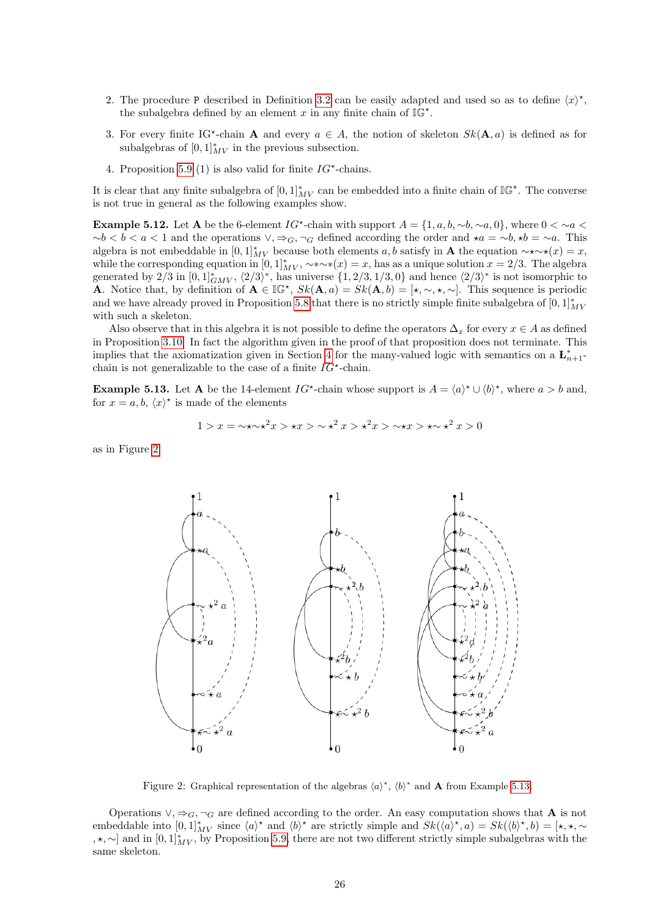2. The procedure P described in Definition 3.2 can be easily adapted and used so as to define $\langle x\rangle^\star$, the subalgebra defined by an element $x$ in any finite chain of $\mathbb{IG}^\star$.

3. For every finite IG$^\star$-chain $\mathbf{A}$ and every $a \in A$, the notion of skeleton $Sk(\mathbf{A}, a)$ is defined as for subalgebras of $[0,1]^*_{MV}$ in the previous subsection.

4. Proposition 5.9 (1) is also valid for finite $IG^\star$-chains.

It is clear that any finite subalgebra of $[0,1]^*_{MV}$ can be embedded into a finite chain of $\mathbb{IG}^\star$. The converse is not true in general as the following examples show.

**Example 5.12.** Let $\mathbf{A}$ be the 6-element $IG^\star$-chain with support $A = \{1, a, b, {\sim}b, {\sim}a, 0\}$, where $0 < {\sim}a < {\sim}b < b < a < 1$ and the operations $\vee, \Rightarrow_G, \neg_G$ defined according the order and $\star a = {\sim}b, \star b = {\sim}a$. This algebra is not embeddable in $[0,1]^*_{MV}$ because both elements $a, b$ satisfy in $\mathbf{A}$ the equation ${\sim}\star{\sim}\star(x) = x$, while the corresponding equation in $[0,1]^*_{MV}$, ${\sim}*{\sim}*(x) = x$, has as a unique solution $x = 2/3$. The algebra generated by $2/3$ in $[0,1]^*_{GMV}$, $\langle 2/3\rangle^*$, has universe $\{1, 2/3, 1/3, 0\}$ and hence $\langle 2/3\rangle^*$ is not isomorphic to $\mathbf{A}$. Notice that, by definition of $\mathbf{A} \in \mathbb{IG}^\star$, $Sk(\mathbf{A}, a) = Sk(\mathbf{A}, b) = [\star, \sim, \star, \sim]$. This sequence is periodic and we have already proved in Proposition 5.8 that there is no strictly simple finite subalgebra of $[0,1]^*_{MV}$ with such a skeleton.

Also observe that in this algebra it is not possible to define the operators $\Delta_x$ for every $x \in A$ as defined in Proposition 3.10. In fact the algorithm given in the proof of that proposition does not terminate. This implies that the axiomatization given in Section 4 for the many-valued logic with semantics on a $\text{Ł}^*_{n+1}$-chain is not generalizable to the case of a finite $IG^\star$-chain.

**Example 5.13.** Let $\mathbf{A}$ be the 14-element $IG^\star$-chain whose support is $A = \langle a\rangle^\star \cup \langle b\rangle^\star$, where $a > b$ and, for $x = a, b$, $\langle x\rangle^\star$ is made of the elements

$$1 > x = {\sim}\star{\sim}\star^2 x > \star x > {\sim}\star^2 x > \star^2 x > {\sim}\star x > \star{\sim}\star^2 x > 0$$

as in Figure 2.

Figure 2: Graphical representation of the algebras $\langle a\rangle^*$, $\langle b\rangle^*$ and $\mathbf{A}$ from Example 5.13.

Operations $\vee, \Rightarrow_G, \neg_G$ are defined according to the order. An easy computation shows that $\mathbf{A}$ is not embeddable into $[0,1]^*_{MV}$ since $\langle a\rangle^\star$ and $\langle b\rangle^\star$ are strictly simple and $Sk(\langle a\rangle^\star, a) = Sk(\langle b\rangle^\star, b) = [\star, \star, \sim, \star, \sim]$ and in $[0,1]^*_{MV}$, by Proposition 5.9, there are not two different strictly simple subalgebras with the same skeleton.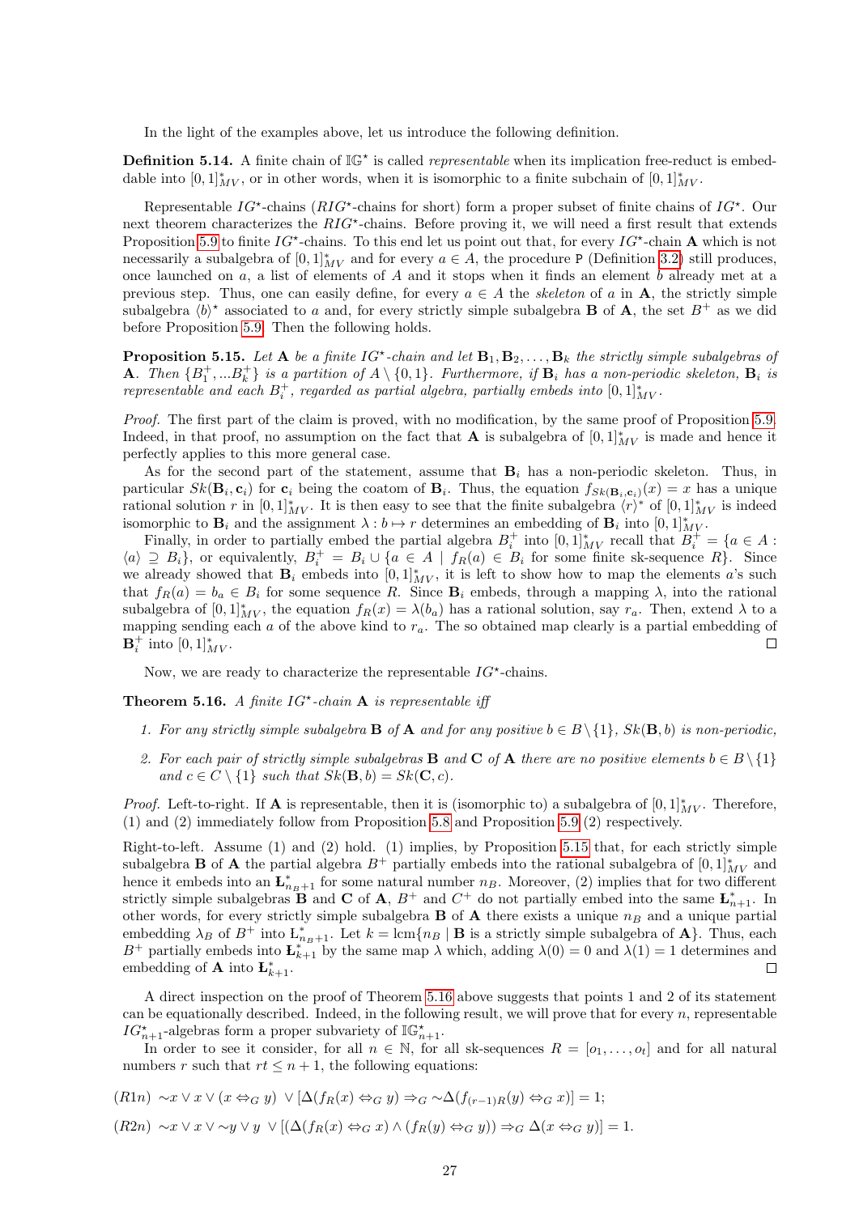In the light of the examples above, let us introduce the following definition.

**Definition 5.14.** A finite chain of $\mathbb{IG}^\star$ is called *representable* when its implication free-reduct is embeddable into $[0,1]^*_{MV}$, or in other words, when it is isomorphic to a finite subchain of $[0,1]^*_{MV}$.

Representable $IG^\star$-chains ($RIG^\star$-chains for short) form a proper subset of finite chains of $IG^\star$. Our next theorem characterizes the $RIG^\star$-chains. Before proving it, we will need a first result that extends Proposition 5.9 to finite $IG^\star$-chains. To this end let us point out that, for every $IG^\star$-chain $\mathbf{A}$ which is not necessarily a subalgebra of $[0,1]^*_{MV}$ and for every $a \in A$, the procedure P (Definition 3.2) still produces, once launched on $a$, a list of elements of $A$ and it stops when it finds an element $b$ already met at a previous step. Thus, one can easily define, for every $a \in A$ the *skeleton* of $a$ in $\mathbf{A}$, the strictly simple subalgebra $\langle b \rangle^\star$ associated to $a$ and, for every strictly simple subalgebra $\mathbf{B}$ of $\mathbf{A}$, the set $B^+$ as we did before Proposition 5.9. Then the following holds.

**Proposition 5.15.** *Let $\mathbf{A}$ be a finite $IG^\star$-chain and let $\mathbf{B}_1, \mathbf{B}_2, \ldots, \mathbf{B}_k$ the strictly simple subalgebras of $\mathbf{A}$. Then $\{B_1^+, \ldots B_k^+\}$ is a partition of $A \setminus \{0,1\}$. Furthermore, if $\mathbf{B}_i$ has a non-periodic skeleton, $\mathbf{B}_i$ is representable and each $B_i^+$, regarded as partial algebra, partially embeds into $[0,1]^*_{MV}$.*

*Proof.* The first part of the claim is proved, with no modification, by the same proof of Proposition 5.9. Indeed, in that proof, no assumption on the fact that $\mathbf{A}$ is subalgebra of $[0,1]^*_{MV}$ is made and hence it perfectly applies to this more general case.

As for the second part of the statement, assume that $\mathbf{B}_i$ has a non-periodic skeleton. Thus, in particular $Sk(\mathbf{B}_i, \mathbf{c}_i)$ for $\mathbf{c}_i$ being the coatom of $\mathbf{B}_i$. Thus, the equation $f_{Sk(\mathbf{B}_i,\mathbf{c}_i)}(x) = x$ has a unique rational solution $r$ in $[0,1]^*_{MV}$. It is then easy to see that the finite subalgebra $\langle r \rangle^*$ of $[0,1]^*_{MV}$ is indeed isomorphic to $\mathbf{B}_i$ and the assignment $\lambda : b \mapsto r$ determines an embedding of $\mathbf{B}_i$ into $[0,1]^*_{MV}$.

Finally, in order to partially embed the partial algebra $B_i^+$ into $[0,1]^*_{MV}$ recall that $B_i^+ = \{a \in A : \langle a \rangle \supseteq B_i\}$, or equivalently, $B_i^+ = B_i \cup \{a \in A \mid f_R(a) \in B_i$ for some finite sk-sequence $R\}$. Since we already showed that $\mathbf{B}_i$ embeds into $[0,1]^*_{MV}$, it is left to show how to map the elements $a$'s such that $f_R(a) = b_a \in B_i$ for some sequence $R$. Since $\mathbf{B}_i$ embeds, through a mapping $\lambda$, into the rational subalgebra of $[0,1]^*_{MV}$, the equation $f_R(x) = \lambda(b_a)$ has a rational solution, say $r_a$. Then, extend $\lambda$ to a mapping sending each $a$ of the above kind to $r_a$. The so obtained map clearly is a partial embedding of $\mathbf{B}_i^+$ into $[0,1]^*_{MV}$. $\square$

Now, we are ready to characterize the representable $IG^\star$-chains.

**Theorem 5.16.** *A finite $IG^\star$-chain $\mathbf{A}$ is representable iff*

1. *For any strictly simple subalgebra $\mathbf{B}$ of $\mathbf{A}$ and for any positive $b \in B \setminus \{1\}$, $Sk(\mathbf{B}, b)$ is non-periodic,*
2. *For each pair of strictly simple subalgebras $\mathbf{B}$ and $\mathbf{C}$ of $\mathbf{A}$ there are no positive elements $b \in B \setminus \{1\}$ and $c \in C \setminus \{1\}$ such that $Sk(\mathbf{B}, b) = Sk(\mathbf{C}, c)$.*

*Proof.* Left-to-right. If $\mathbf{A}$ is representable, then it is (isomorphic to) a subalgebra of $[0,1]^*_{MV}$. Therefore, (1) and (2) immediately follow from Proposition 5.8 and Proposition 5.9 (2) respectively.

Right-to-left. Assume (1) and (2) hold. (1) implies, by Proposition 5.15 that, for each strictly simple subalgebra $\mathbf{B}$ of $\mathbf{A}$ the partial algebra $B^+$ partially embeds into the rational subalgebra of $[0,1]^*_{MV}$ and hence it embeds into an $\mathbf{Ł}^*_{n_B+1}$ for some natural number $n_B$. Moreover, (2) implies that for two different strictly simple subalgebras $\mathbf{B}$ and $\mathbf{C}$ of $\mathbf{A}$, $B^+$ and $C^+$ do not partially embed into the same $\mathbf{Ł}^*_{n+1}$. In other words, for every strictly simple subalgebra $\mathbf{B}$ of $\mathbf{A}$ there exists a unique $n_B$ and a unique partial embedding $\lambda_B$ of $B^+$ into $Ł^*_{n_B+1}$. Let $k = \text{lcm}\{n_B \mid \mathbf{B}$ is a strictly simple subalgebra of $\mathbf{A}\}$. Thus, each $B^+$ partially embeds into $\mathbf{Ł}^*_{k+1}$ by the same map $\lambda$ which, adding $\lambda(0) = 0$ and $\lambda(1) = 1$ determines and embedding of $\mathbf{A}$ into $\mathbf{Ł}^*_{k+1}$. $\square$

A direct inspection on the proof of Theorem 5.16 above suggests that points 1 and 2 of its statement can be equationally described. Indeed, in the following result, we will prove that for every $n$, representable $IG^\star_{n+1}$-algebras form a proper subvariety of $\mathbb{IG}^\star_{n+1}$.

In order to see it consider, for all $n \in \mathbb{N}$, for all sk-sequences $R = [o_1, \ldots, o_t]$ and for all natural numbers $r$ such that $rt \leq n+1$, the following equations:

$$(R1n)\ \sim x \vee x \vee (x \Leftrightarrow_G y)\ \vee [\Delta(f_R(x) \Leftrightarrow_G y) \Rightarrow_G \sim\Delta(f_{(r-1)R}(y) \Leftrightarrow_G x)] = 1;$$

$$(R2n)\ \sim x \vee x \vee \sim y \vee y\ \vee [(\Delta(f_R(x) \Leftrightarrow_G x) \wedge (f_R(y) \Leftrightarrow_G y)) \Rightarrow_G \Delta(x \Leftrightarrow_G y)] = 1.$$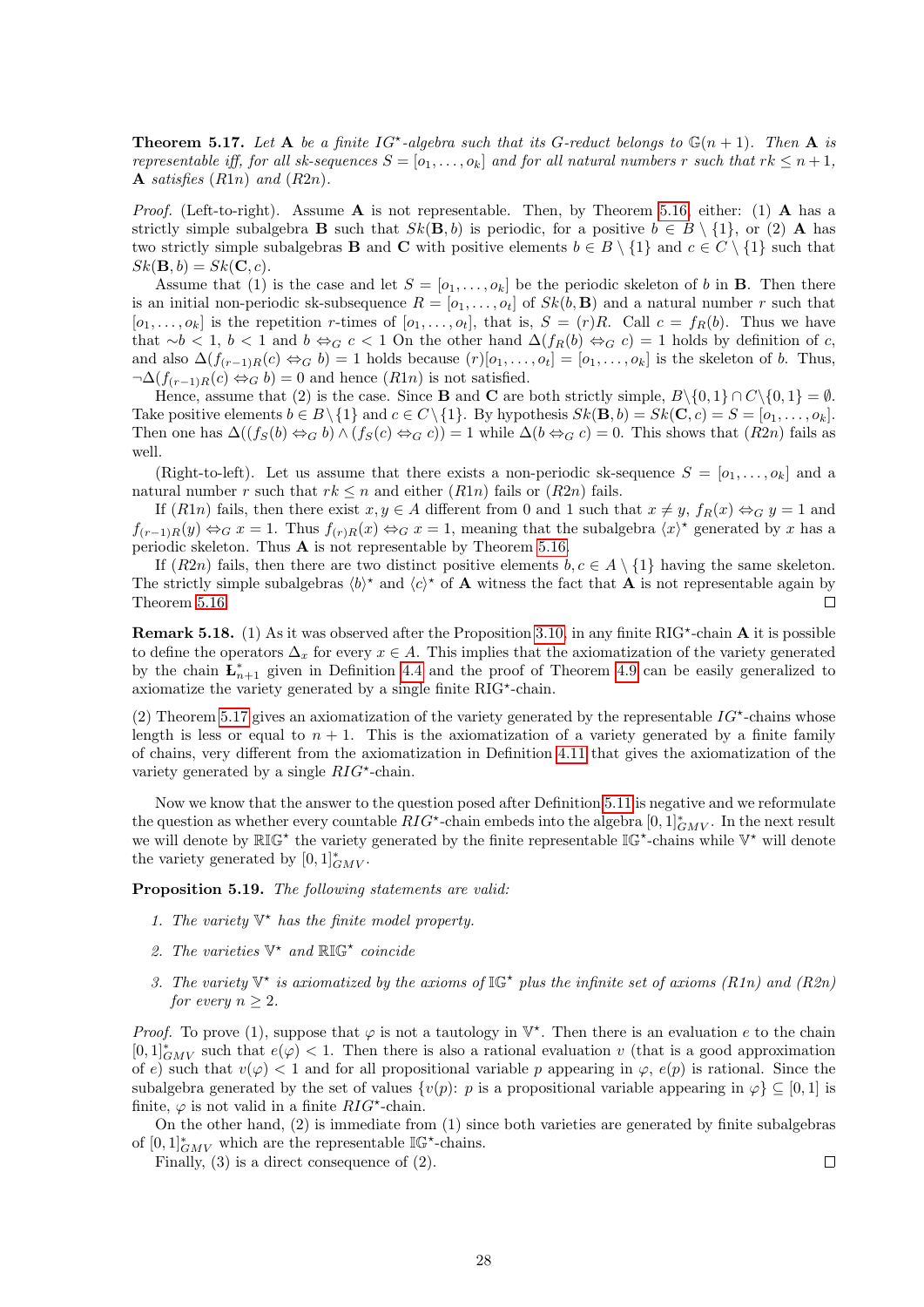**Theorem 5.17.** *Let* $\mathbf{A}$ *be a finite* $IG^{\star}$*-algebra such that its* $G$*-reduct belongs to* $\mathbb{G}(n+1)$*. Then* $\mathbf{A}$ *is representable iff, for all sk-sequences* $S = [o_1, \ldots, o_k]$ *and for all natural numbers* $r$ *such that* $rk \leq n+1$*,* $\mathbf{A}$ *satisfies (R1n) and (R2n).*

*Proof.* (Left-to-right). Assume $\mathbf{A}$ is not representable. Then, by Theorem 5.16, either: (1) $\mathbf{A}$ has a strictly simple subalgebra $\mathbf{B}$ such that $Sk(\mathbf{B}, b)$ is periodic, for a positive $b \in B \setminus \{1\}$, or (2) $\mathbf{A}$ has two strictly simple subalgebras $\mathbf{B}$ and $\mathbf{C}$ with positive elements $b \in B \setminus \{1\}$ and $c \in C \setminus \{1\}$ such that $Sk(\mathbf{B}, b) = Sk(\mathbf{C}, c)$.

Assume that (1) is the case and let $S = [o_1, \ldots, o_k]$ be the periodic skeleton of $b$ in $\mathbf{B}$. Then there is an initial non-periodic sk-subsequence $R = [o_1, \ldots, o_t]$ of $Sk(b, \mathbf{B})$ and a natural number $r$ such that $[o_1, \ldots, o_k]$ is the repetition $r$-times of $[o_1, \ldots, o_t]$, that is, $S = (r)R$. Call $c = f_R(b)$. Thus we have that $\sim b < 1$, $b < 1$ and $b \Leftrightarrow_G c < 1$ On the other hand $\Delta(f_R(b) \Leftrightarrow_G c) = 1$ holds by definition of $c$, and also $\Delta(f_{(r-1)R}(c) \Leftrightarrow_G b) = 1$ holds because $(r)[o_1, \ldots, o_t] = [o_1, \ldots, o_k]$ is the skeleton of $b$. Thus, $\neg\Delta(f_{(r-1)R}(c) \Leftrightarrow_G b) = 0$ and hence (R1n) is not satisfied.

Hence, assume that (2) is the case. Since $\mathbf{B}$ and $\mathbf{C}$ are both strictly simple, $B\setminus\{0,1\} \cap C\setminus\{0,1\} = \emptyset$. Take positive elements $b \in B \setminus \{1\}$ and $c \in C \setminus \{1\}$. By hypothesis $Sk(\mathbf{B}, b) = Sk(\mathbf{C}, c) = S = [o_1, \ldots, o_k]$. Then one has $\Delta((f_S(b) \Leftrightarrow_G b) \wedge (f_S(c) \Leftrightarrow_G c)) = 1$ while $\Delta(b \Leftrightarrow_G c) = 0$. This shows that (R2n) fails as well.

(Right-to-left). Let us assume that there exists a non-periodic sk-sequence $S = [o_1, \ldots, o_k]$ and a natural number $r$ such that $rk \leq n$ and either (R1n) fails or (R2n) fails.

If (R1n) fails, then there exist $x, y \in A$ different from 0 and 1 such that $x \neq y$, $f_R(x) \Leftrightarrow_G y = 1$ and $f_{(r-1)R}(y) \Leftrightarrow_G x = 1$. Thus $f_{(r)R}(x) \Leftrightarrow_G x = 1$, meaning that the subalgebra $\langle x \rangle^{\star}$ generated by $x$ has a periodic skeleton. Thus $\mathbf{A}$ is not representable by Theorem 5.16.

If (R2n) fails, then there are two distinct positive elements $b, c \in A \setminus \{1\}$ having the same skeleton. The strictly simple subalgebras $\langle b \rangle^{\star}$ and $\langle c \rangle^{\star}$ of $\mathbf{A}$ witness the fact that $\mathbf{A}$ is not representable again by Theorem 5.16. $\square$

**Remark 5.18.** (1) As it was observed after the Proposition 3.10, in any finite RIG$^{\star}$-chain $\mathbf{A}$ it is possible to define the operators $\Delta_x$ for every $x \in A$. This implies that the axiomatization of the variety generated by the chain $\mathbf{Ł}^{*}_{n+1}$ given in Definition 4.4 and the proof of Theorem 4.9 can be easily generalized to axiomatize the variety generated by a single finite RIG$^{\star}$-chain.

(2) Theorem 5.17 gives an axiomatization of the variety generated by the representable $IG^{\star}$-chains whose length is less or equal to $n+1$. This is the axiomatization of a variety generated by a finite family of chains, very different from the axiomatization in Definition 4.11 that gives the axiomatization of the variety generated by a single $RIG^{\star}$-chain.

Now we know that the answer to the question posed after Definition 5.11 is negative and we reformulate the question as whether every countable $RIG^{\star}$-chain embeds into the algebra $[0,1]^{*}_{GMV}$. In the next result we will denote by $\mathbb{RIG}^{\star}$ the variety generated by the finite representable $\mathbb{IG}^{\star}$-chains while $\mathbb{V}^{\star}$ will denote the variety generated by $[0,1]^{*}_{GMV}$.

**Proposition 5.19.** *The following statements are valid:*

1. *The variety* $\mathbb{V}^{\star}$ *has the finite model property.*
2. *The varieties* $\mathbb{V}^{\star}$ *and* $\mathbb{RIG}^{\star}$ *coincide*
3. *The variety* $\mathbb{V}^{\star}$ *is axiomatized by the axioms of* $\mathbb{IG}^{\star}$ *plus the infinite set of axioms (R1n) and (R2n) for every* $n \geq 2$*.*

*Proof.* To prove (1), suppose that $\varphi$ is not a tautology in $\mathbb{V}^{\star}$. Then there is an evaluation $e$ to the chain $[0,1]^{*}_{GMV}$ such that $e(\varphi) < 1$. Then there is also a rational evaluation $v$ (that is a good approximation of $e$) such that $v(\varphi) < 1$ and for all propositional variable $p$ appearing in $\varphi$, $e(p)$ is rational. Since the subalgebra generated by the set of values $\{v(p)\colon p$ is a propositional variable appearing in $\varphi\} \subseteq [0,1]$ is finite, $\varphi$ is not valid in a finite $RIG^{\star}$-chain.

On the other hand, (2) is immediate from (1) since both varieties are generated by finite subalgebras of $[0,1]^{*}_{GMV}$ which are the representable $\mathbb{IG}^{\star}$-chains.

Finally, (3) is a direct consequence of (2). $\square$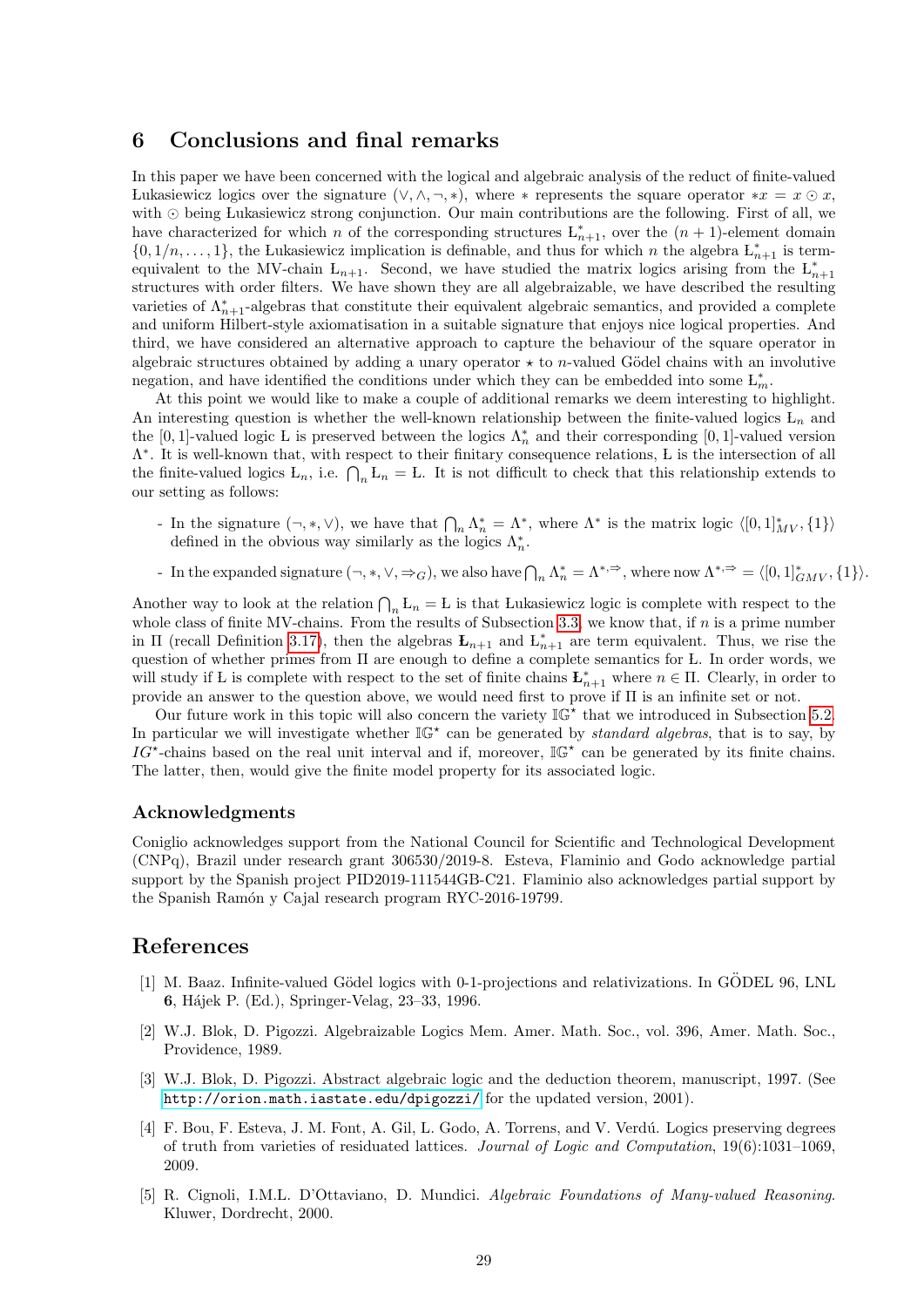## 6 Conclusions and final remarks

In this paper we have been concerned with the logical and algebraic analysis of the reduct of finite-valued Łukasiewicz logics over the signature $(\vee, \wedge, \neg, *)$, where $*$ represents the square operator $*x = x \odot x$, with $\odot$ being Łukasiewicz strong conjunction. Our main contributions are the following. First of all, we have characterized for which $n$ of the corresponding structures $Ł^*_{n+1}$, over the $(n+1)$-element domain $\{0, 1/n, \ldots, 1\}$, the Łukasiewicz implication is definable, and thus for which $n$ the algebra $Ł^*_{n+1}$ is term-equivalent to the MV-chain $Ł_{n+1}$. Second, we have studied the matrix logics arising from the $Ł^*_{n+1}$ structures with order filters. We have shown they are all algebraizable, we have described the resulting varieties of $\Lambda^*_{n+1}$-algebras that constitute their equivalent algebraic semantics, and provided a complete and uniform Hilbert-style axiomatisation in a suitable signature that enjoys nice logical properties. And third, we have considered an alternative approach to capture the behaviour of the square operator in algebraic structures obtained by adding a unary operator $\star$ to $n$-valued Gödel chains with an involutive negation, and have identified the conditions under which they can be embedded into some $Ł^*_m$.

At this point we would like to make a couple of additional remarks we deem interesting to highlight. An interesting question is whether the well-known relationship between the finite-valued logics $Ł_n$ and the $[0,1]$-valued logic Ł is preserved between the logics $\Lambda^*_n$ and their corresponding $[0,1]$-valued version $\Lambda^*$. It is well-known that, with respect to their finitary consequence relations, Ł is the intersection of all the finite-valued logics $Ł_n$, i.e. $\bigcap_n Ł_n = Ł$. It is not difficult to check that this relationship extends to our setting as follows:

- In the signature $(\neg, *, \vee)$, we have that $\bigcap_n \Lambda^*_n = \Lambda^*$, where $\Lambda^*$ is the matrix logic $\langle [0,1]^*_{MV}, \{1\}\rangle$ defined in the obvious way similarly as the logics $\Lambda^*_n$.
- In the expanded signature $(\neg, *, \vee, \Rightarrow_G)$, we also have $\bigcap_n \Lambda^*_n = \Lambda^{*,\Rightarrow}$, where now $\Lambda^{*,\Rightarrow} = \langle [0,1]^*_{GMV}, \{1\}\rangle$.

Another way to look at the relation $\bigcap_n Ł_n = Ł$ is that Łukasiewicz logic is complete with respect to the whole class of finite MV-chains. From the results of Subsection 3.3, we know that, if $n$ is a prime number in $\Pi$ (recall Definition 3.17), then the algebras $\mathbf{Ł}_{n+1}$ and $Ł^*_{n+1}$ are term equivalent. Thus, we rise the question of whether primes from $\Pi$ are enough to define a complete semantics for Ł. In order words, we will study if Ł is complete with respect to the set of finite chains $\mathbf{Ł}^*_{n+1}$ where $n \in \Pi$. Clearly, in order to provide an answer to the question above, we would need first to prove if $\Pi$ is an infinite set or not.

Our future work in this topic will also concern the variety $\mathbb{IG}^\star$ that we introduced in Subsection 5.2. In particular we will investigate whether $\mathbb{IG}^\star$ can be generated by *standard algebras*, that is to say, by $IG^\star$-chains based on the real unit interval and if, moreover, $\mathbb{IG}^\star$ can be generated by its finite chains. The latter, then, would give the finite model property for its associated logic.

### Acknowledgments

Coniglio acknowledges support from the National Council for Scientific and Technological Development (CNPq), Brazil under research grant 306530/2019-8. Esteva, Flaminio and Godo acknowledge partial support by the Spanish project PID2019-111544GB-C21. Flaminio also acknowledges partial support by the Spanish Ramón y Cajal research program RYC-2016-19799.

## References

[1] M. Baaz. Infinite-valued Gödel logics with 0-1-projections and relativizations. In GÖDEL 96, LNL **6**, Hájek P. (Ed.), Springer-Velag, 23–33, 1996.

[2] W.J. Blok, D. Pigozzi. Algebraizable Logics Mem. Amer. Math. Soc., vol. 396, Amer. Math. Soc., Providence, 1989.

[3] W.J. Blok, D. Pigozzi. Abstract algebraic logic and the deduction theorem, manuscript, 1997. (See http://orion.math.iastate.edu/dpigozzi/ for the updated version, 2001).

[4] F. Bou, F. Esteva, J. M. Font, A. Gil, L. Godo, A. Torrens, and V. Verdú. Logics preserving degrees of truth from varieties of residuated lattices. *Journal of Logic and Computation*, 19(6):1031–1069, 2009.

[5] R. Cignoli, I.M.L. D'Ottaviano, D. Mundici. *Algebraic Foundations of Many-valued Reasoning*. Kluwer, Dordrecht, 2000.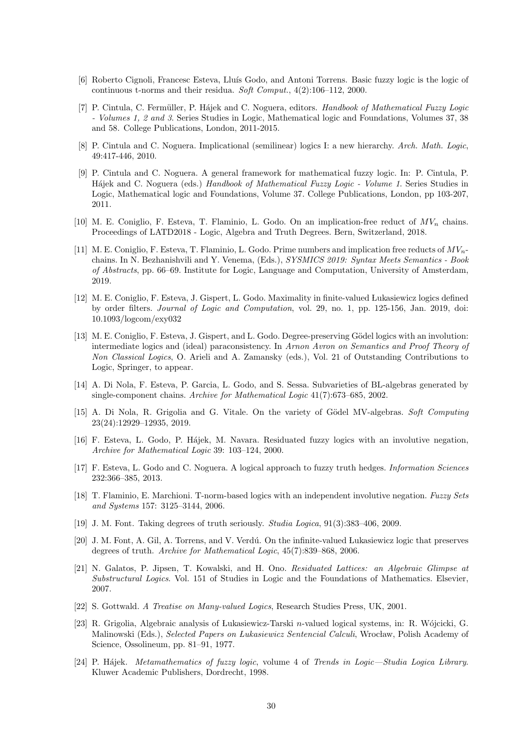[6] Roberto Cignoli, Francesc Esteva, Lluís Godo, and Antoni Torrens. Basic fuzzy logic is the logic of continuous t-norms and their residua. *Soft Comput.*, 4(2):106–112, 2000.

[7] P. Cintula, C. Fermüller, P. Hájek and C. Noguera, editors. *Handbook of Mathematical Fuzzy Logic - Volumes 1, 2 and 3*. Series Studies in Logic, Mathematical logic and Foundations, Volumes 37, 38 and 58. College Publications, London, 2011-2015.

[8] P. Cintula and C. Noguera. Implicational (semilinear) logics I: a new hierarchy. *Arch. Math. Logic*, 49:417-446, 2010.

[9] P. Cintula and C. Noguera. A general framework for mathematical fuzzy logic. In: P. Cintula, P. Hájek and C. Noguera (eds.) *Handbook of Mathematical Fuzzy Logic - Volume 1*. Series Studies in Logic, Mathematical logic and Foundations, Volume 37. College Publications, London, pp 103-207, 2011.

[10] M. E. Coniglio, F. Esteva, T. Flaminio, L. Godo. On an implication-free reduct of $MV_n$ chains. Proceedings of LATD2018 - Logic, Algebra and Truth Degrees. Bern, Switzerland, 2018.

[11] M. E. Coniglio, F. Esteva, T. Flaminio, L. Godo. Prime numbers and implication free reducts of $MV_n$-chains. In N. Bezhanishvili and Y. Venema, (Eds.), *SYSMICS 2019: Syntax Meets Semantics - Book of Abstracts*, pp. 66–69. Institute for Logic, Language and Computation, University of Amsterdam, 2019.

[12] M. E. Coniglio, F. Esteva, J. Gispert, L. Godo. Maximality in finite-valued Łukasiewicz logics defined by order filters. *Journal of Logic and Computation*, vol. 29, no. 1, pp. 125-156, Jan. 2019, doi: 10.1093/logcom/exy032

[13] M. E. Coniglio, F. Esteva, J. Gispert, and L. Godo. Degree-preserving Gödel logics with an involution: intermediate logics and (ideal) paraconsistency. In *Arnon Avron on Semantics and Proof Theory of Non Classical Logics*, O. Arieli and A. Zamansky (eds.), Vol. 21 of Outstanding Contributions to Logic, Springer, to appear.

[14] A. Di Nola, F. Esteva, P. Garcia, L. Godo, and S. Sessa. Subvarieties of BL-algebras generated by single-component chains. *Archive for Mathematical Logic* 41(7):673–685, 2002.

[15] A. Di Nola, R. Grigolia and G. Vitale. On the variety of Gödel MV-algebras. *Soft Computing* 23(24):12929–12935, 2019.

[16] F. Esteva, L. Godo, P. Hájek, M. Navara. Residuated fuzzy logics with an involutive negation, *Archive for Mathematical Logic* 39: 103–124, 2000.

[17] F. Esteva, L. Godo and C. Noguera. A logical approach to fuzzy truth hedges. *Information Sciences* 232:366–385, 2013.

[18] T. Flaminio, E. Marchioni. T-norm-based logics with an independent involutive negation. *Fuzzy Sets and Systems* 157: 3125–3144, 2006.

[19] J. M. Font. Taking degrees of truth seriously. *Studia Logica*, 91(3):383–406, 2009.

[20] J. M. Font, A. Gil, A. Torrens, and V. Verdú. On the infinite-valued Łukasiewicz logic that preserves degrees of truth. *Archive for Mathematical Logic*, 45(7):839–868, 2006.

[21] N. Galatos, P. Jipsen, T. Kowalski, and H. Ono. *Residuated Lattices: an Algebraic Glimpse at Substructural Logics*. Vol. 151 of Studies in Logic and the Foundations of Mathematics. Elsevier, 2007.

[22] S. Gottwald. *A Treatise on Many-valued Logics*, Research Studies Press, UK, 2001.

[23] R. Grigolia, Algebraic analysis of Łukasiewicz-Tarski $n$-valued logical systems, in: R. Wójcicki, G. Malinowski (Eds.), *Selected Papers on Łukasiewicz Sentencial Calculi*, Wrocław, Polish Academy of Science, Ossolineum, pp. 81–91, 1977.

[24] P. Hájek. *Metamathematics of fuzzy logic*, volume 4 of *Trends in Logic—Studia Logica Library*. Kluwer Academic Publishers, Dordrecht, 1998.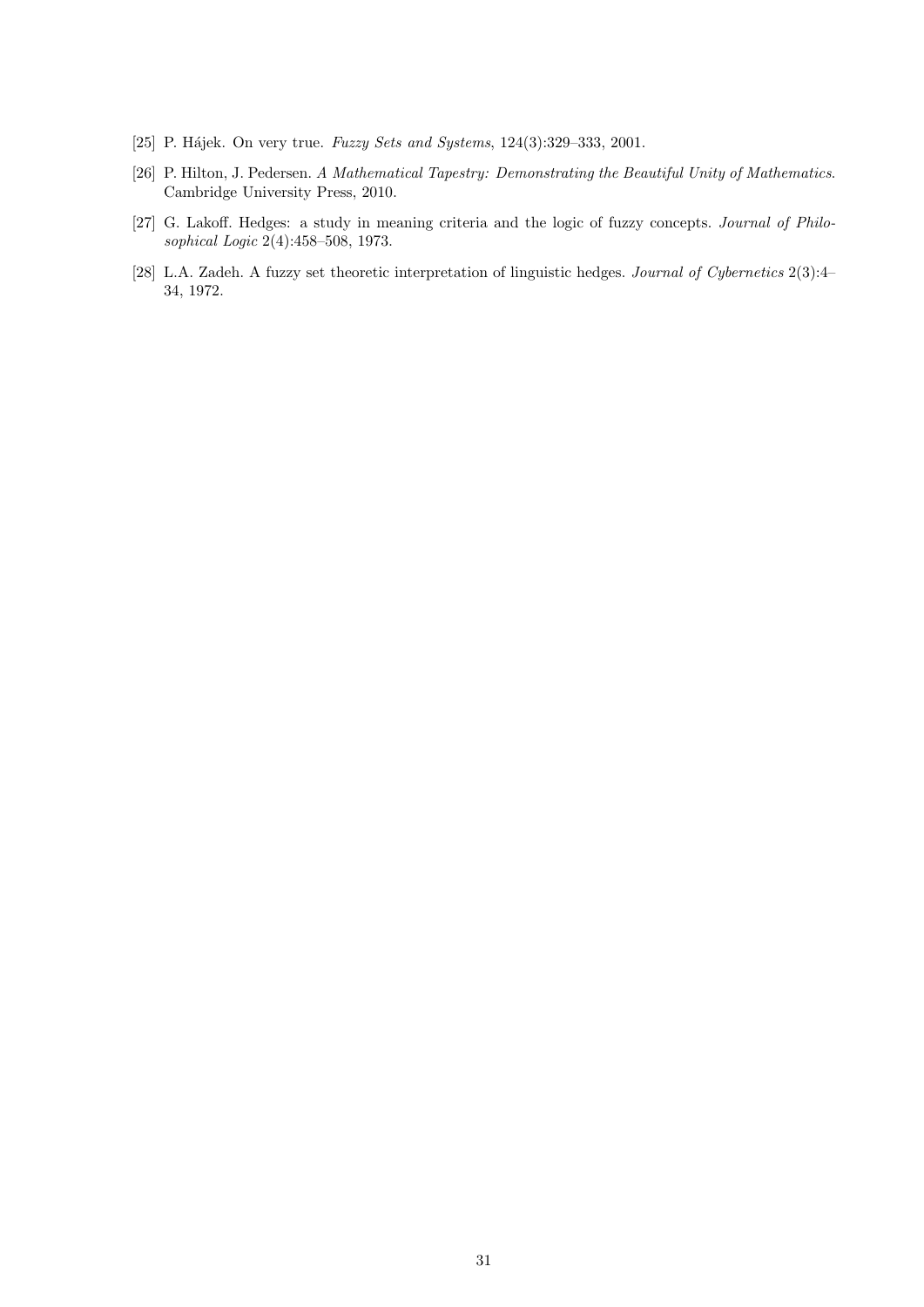[25] P. Hájek. On very true. *Fuzzy Sets and Systems*, 124(3):329–333, 2001.

[26] P. Hilton, J. Pedersen. *A Mathematical Tapestry: Demonstrating the Beautiful Unity of Mathematics*. Cambridge University Press, 2010.

[27] G. Lakoff. Hedges: a study in meaning criteria and the logic of fuzzy concepts. *Journal of Philosophical Logic* 2(4):458–508, 1973.

[28] L.A. Zadeh. A fuzzy set theoretic interpretation of linguistic hedges. *Journal of Cybernetics* 2(3):4–34, 1972.